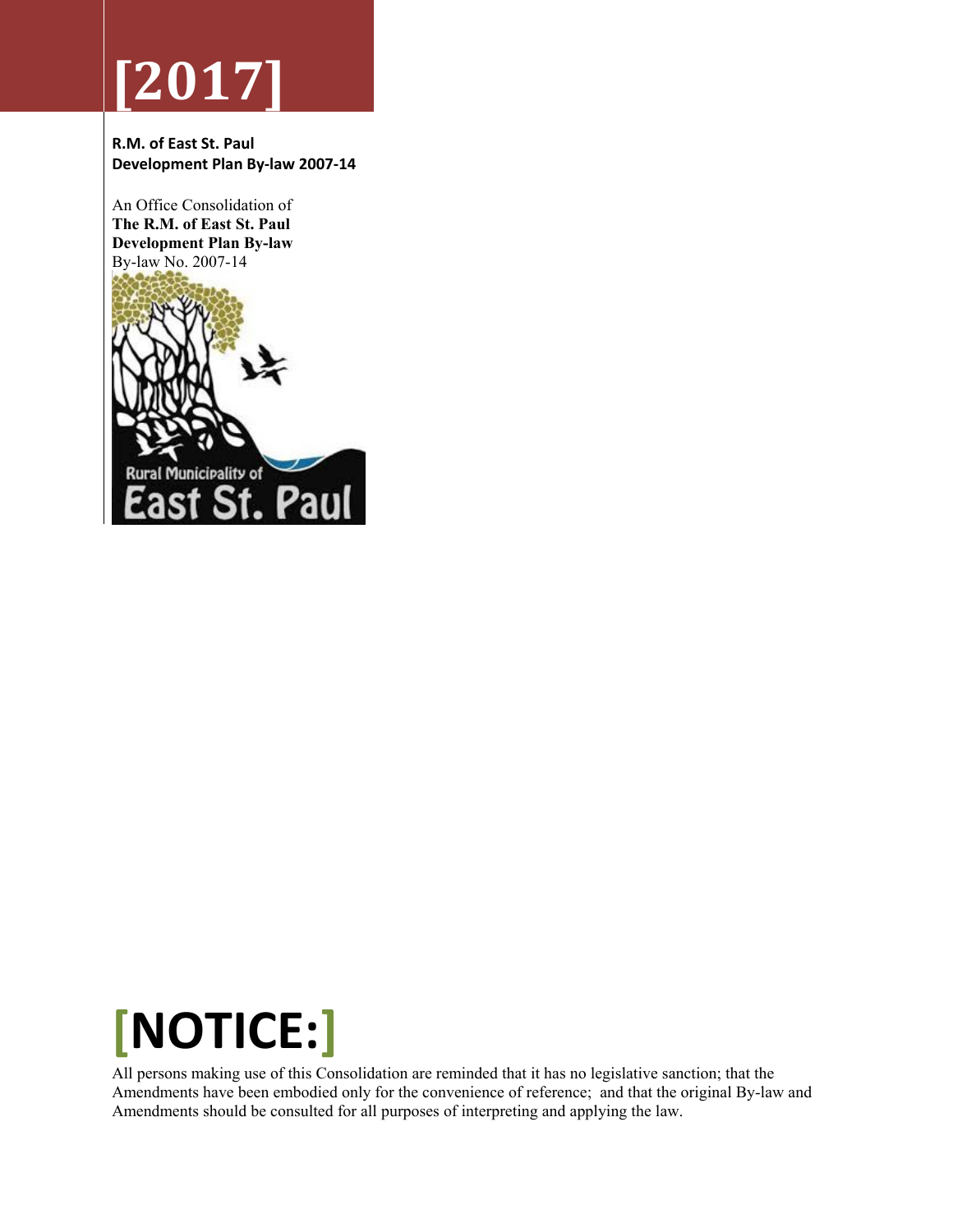# [2017]

**R.M. of East St. Paul**
**Development Plan By-law 2007-14**

An Office Consolidation of
**The R.M. of East St. Paul**
**Development Plan By-law**
By-law No. 2007-14

Rural Municipality of
East St. Paul

# [NOTICE:]

All persons making use of this Consolidation are reminded that it has no legislative sanction; that the Amendments have been embodied only for the convenience of reference; and that the original By-law and Amendments should be consulted for all purposes of interpreting and applying the law.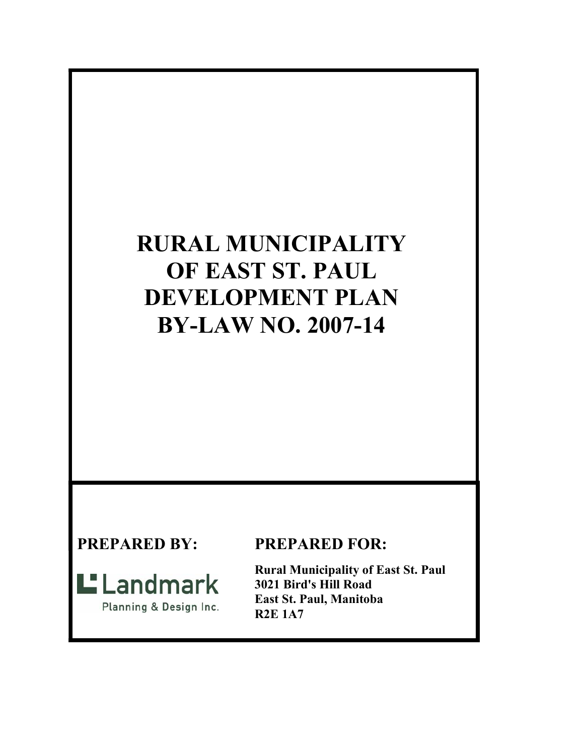# RURAL MUNICIPALITY OF EAST ST. PAUL DEVELOPMENT PLAN BY-LAW NO. 2007-14

**PREPARED BY:**

Landmark
Planning & Design Inc.

**PREPARED FOR:**

**Rural Municipality of East St. Paul**
**3021 Bird's Hill Road**
**East St. Paul, Manitoba**
**R2E 1A7**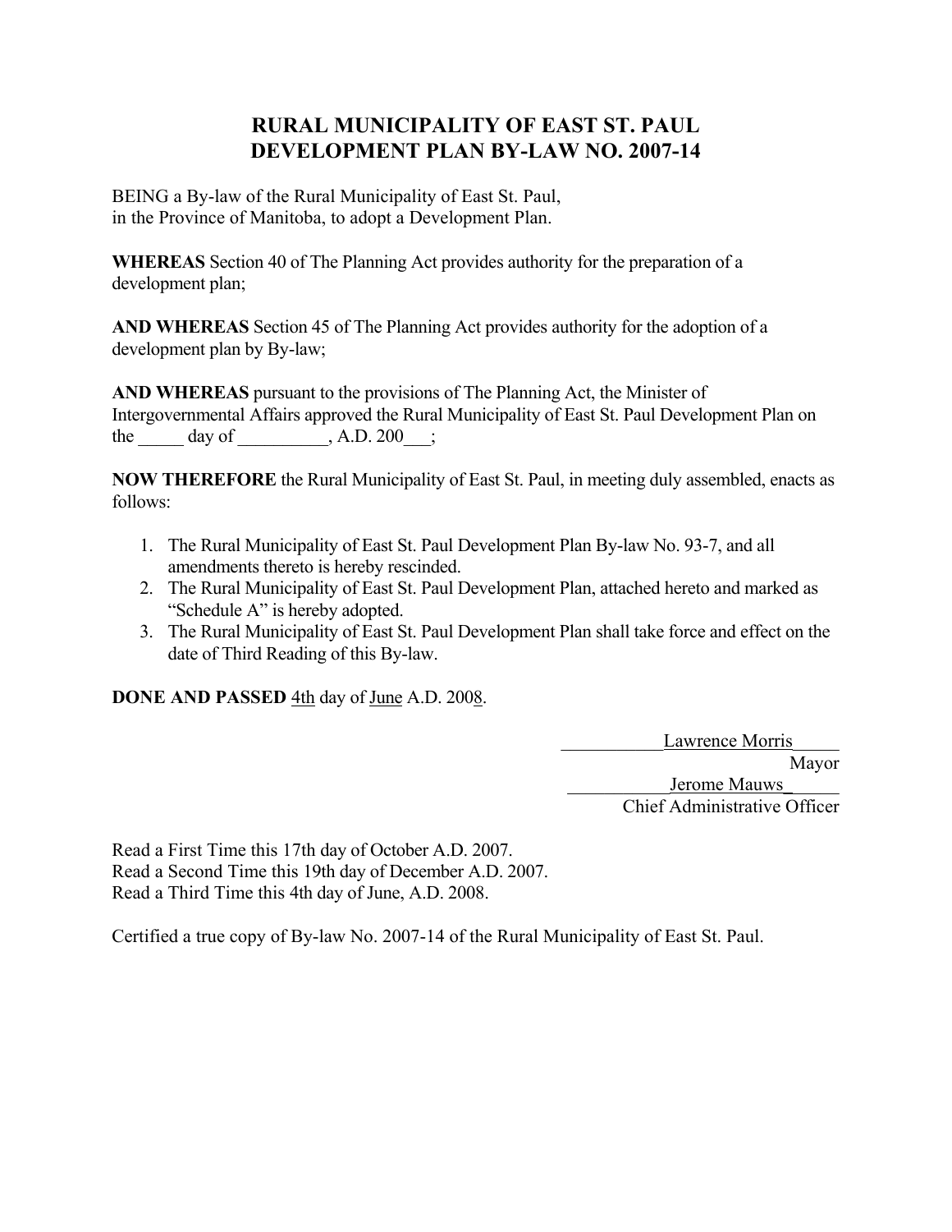# RURAL MUNICIPALITY OF EAST ST. PAUL
# DEVELOPMENT PLAN BY-LAW NO. 2007-14

BEING a By-law of the Rural Municipality of East St. Paul,
in the Province of Manitoba, to adopt a Development Plan.

**WHEREAS** Section 40 of The Planning Act provides authority for the preparation of a development plan;

**AND WHEREAS** Section 45 of The Planning Act provides authority for the adoption of a development plan by By-law;

**AND WHEREAS** pursuant to the provisions of The Planning Act, the Minister of Intergovernmental Affairs approved the Rural Municipality of East St. Paul Development Plan on the _____ day of __________, A.D. 200___;

**NOW THEREFORE** the Rural Municipality of East St. Paul, in meeting duly assembled, enacts as follows:

1. The Rural Municipality of East St. Paul Development Plan By-law No. 93-7, and all amendments thereto is hereby rescinded.
2. The Rural Municipality of East St. Paul Development Plan, attached hereto and marked as "Schedule A" is hereby adopted.
3. The Rural Municipality of East St. Paul Development Plan shall take force and effect on the date of Third Reading of this By-law.

**DONE AND PASSED** 4th day of June A.D. 2008.

Lawrence Morris
Mayor

Jerome Mauws
Chief Administrative Officer

Read a First Time this 17th day of October A.D. 2007.
Read a Second Time this 19th day of December A.D. 2007.
Read a Third Time this 4th day of June, A.D. 2008.

Certified a true copy of By-law No. 2007-14 of the Rural Municipality of East St. Paul.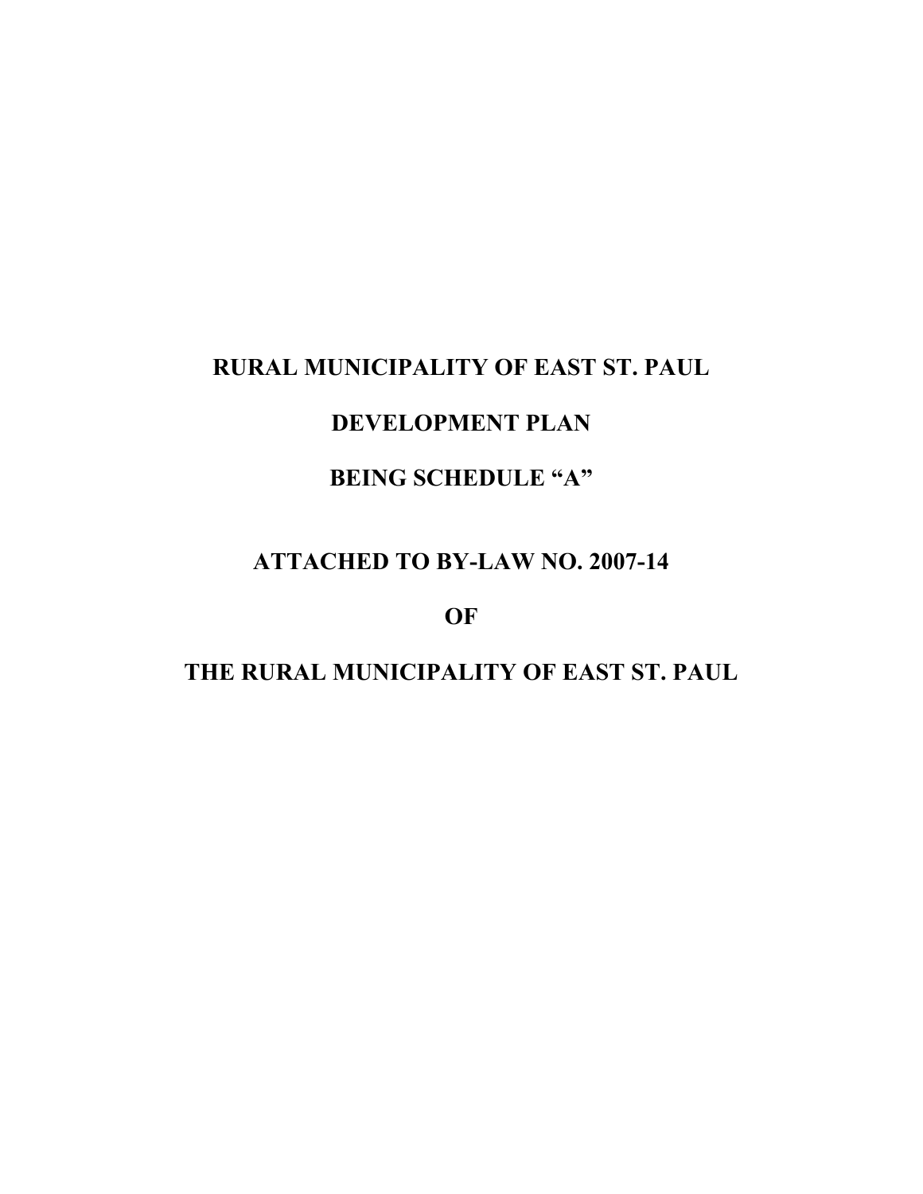# RURAL MUNICIPALITY OF EAST ST. PAUL

# DEVELOPMENT PLAN

# BEING SCHEDULE "A"

# ATTACHED TO BY-LAW NO. 2007-14

# OF

# THE RURAL MUNICIPALITY OF EAST ST. PAUL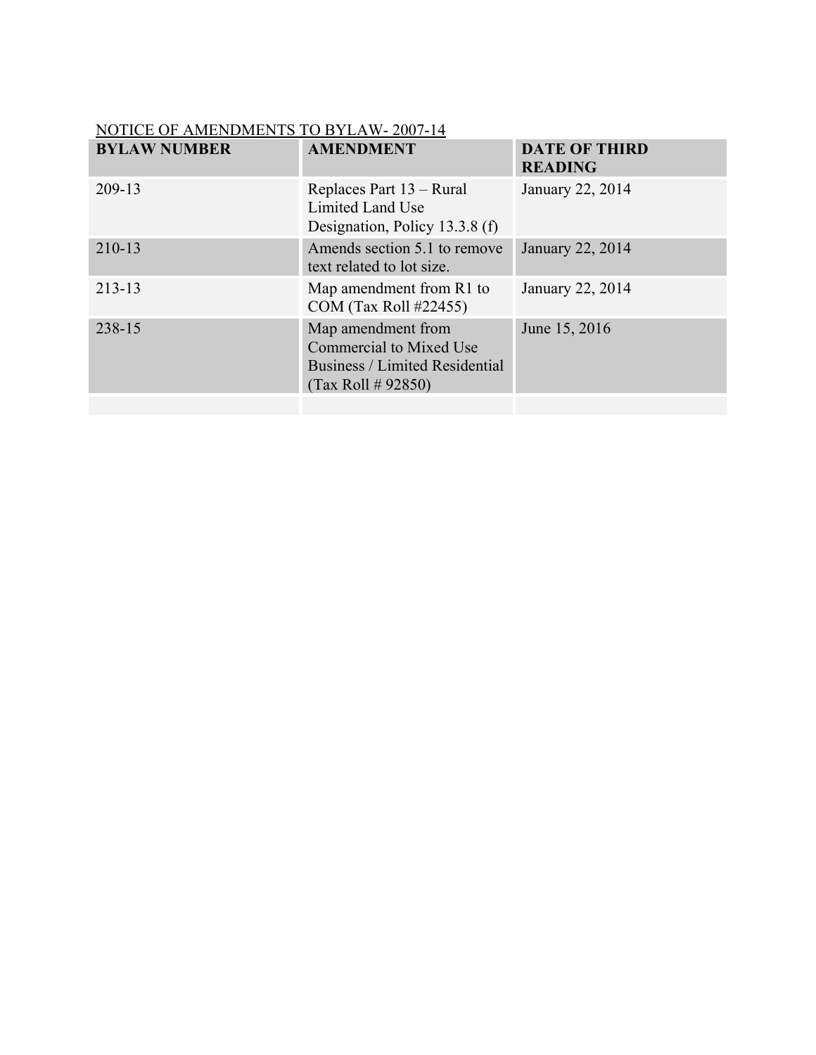NOTICE OF AMENDMENTS TO BYLAW- 2007-14

| BYLAW NUMBER | AMENDMENT | DATE OF THIRD READING |
|---|---|---|
| 209-13 | Replaces Part 13 – Rural Limited Land Use Designation, Policy 13.3.8 (f) | January 22, 2014 |
| 210-13 | Amends section 5.1 to remove text related to lot size. | January 22, 2014 |
| 213-13 | Map amendment from R1 to COM (Tax Roll #22455) | January 22, 2014 |
| 238-15 | Map amendment from Commercial to Mixed Use Business / Limited Residential (Tax Roll # 92850) | June 15, 2016 |
| | | |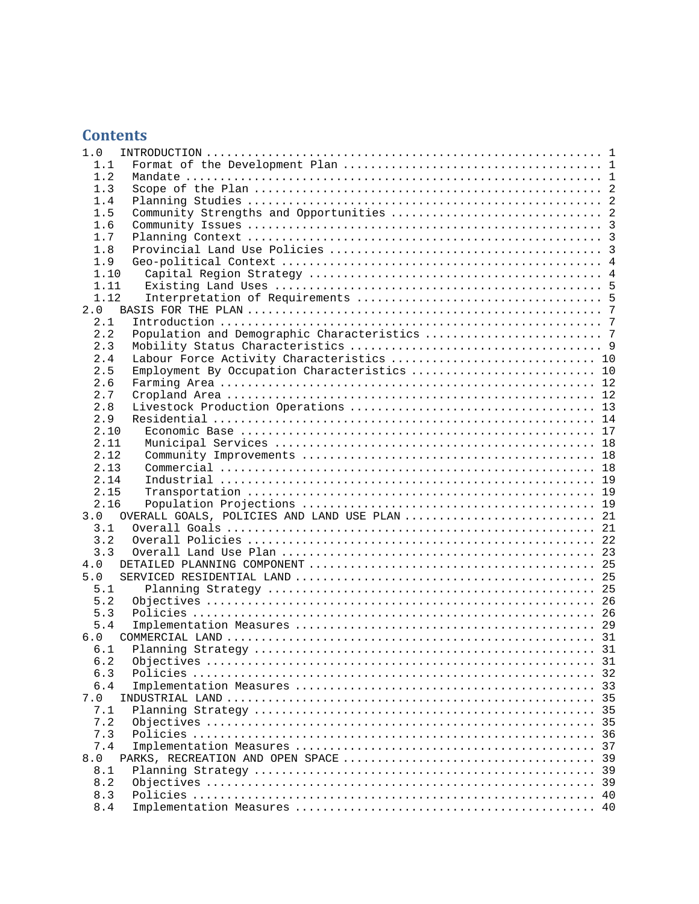# Contents

1.0 INTRODUCTION ........ 1
- 1.1 Format of the Development Plan ........ 1
- 1.2 Mandate ........ 1
- 1.3 Scope of the Plan ........ 2
- 1.4 Planning Studies ........ 2
- 1.5 Community Strengths and Opportunities ........ 2
- 1.6 Community Issues ........ 3
- 1.7 Planning Context ........ 3
- 1.8 Provincial Land Use Policies ........ 3
- 1.9 Geo-political Context ........ 4
- 1.10 Capital Region Strategy ........ 4
- 1.11 Existing Land Uses ........ 5
- 1.12 Interpretation of Requirements ........ 5

2.0 BASIS FOR THE PLAN ........ 7
- 2.1 Introduction ........ 7
- 2.2 Population and Demographic Characteristics ........ 7
- 2.3 Mobility Status Characteristics ........ 9
- 2.4 Labour Force Activity Characteristics ........ 10
- 2.5 Employment By Occupation Characteristics ........ 10
- 2.6 Farming Area ........ 12
- 2.7 Cropland Area ........ 12
- 2.8 Livestock Production Operations ........ 13
- 2.9 Residential ........ 14
- 2.10 Economic Base ........ 17
- 2.11 Municipal Services ........ 18
- 2.12 Community Improvements ........ 18
- 2.13 Commercial ........ 18
- 2.14 Industrial ........ 19
- 2.15 Transportation ........ 19
- 2.16 Population Projections ........ 19

3.0 OVERALL GOALS, POLICIES AND LAND USE PLAN ........ 21
- 3.1 Overall Goals ........ 21
- 3.2 Overall Policies ........ 22
- 3.3 Overall Land Use Plan ........ 23

4.0 DETAILED PLANNING COMPONENT ........ 25

5.0 SERVICED RESIDENTIAL LAND ........ 25
- 5.1 Planning Strategy ........ 25
- 5.2 Objectives ........ 26
- 5.3 Policies ........ 26
- 5.4 Implementation Measures ........ 29

6.0 COMMERCIAL LAND ........ 31
- 6.1 Planning Strategy ........ 31
- 6.2 Objectives ........ 31
- 6.3 Policies ........ 32
- 6.4 Implementation Measures ........ 33

7.0 INDUSTRIAL LAND ........ 35
- 7.1 Planning Strategy ........ 35
- 7.2 Objectives ........ 35
- 7.3 Policies ........ 36
- 7.4 Implementation Measures ........ 37

8.0 PARKS, RECREATION AND OPEN SPACE ........ 39
- 8.1 Planning Strategy ........ 39
- 8.2 Objectives ........ 39
- 8.3 Policies ........ 40
- 8.4 Implementation Measures ........ 40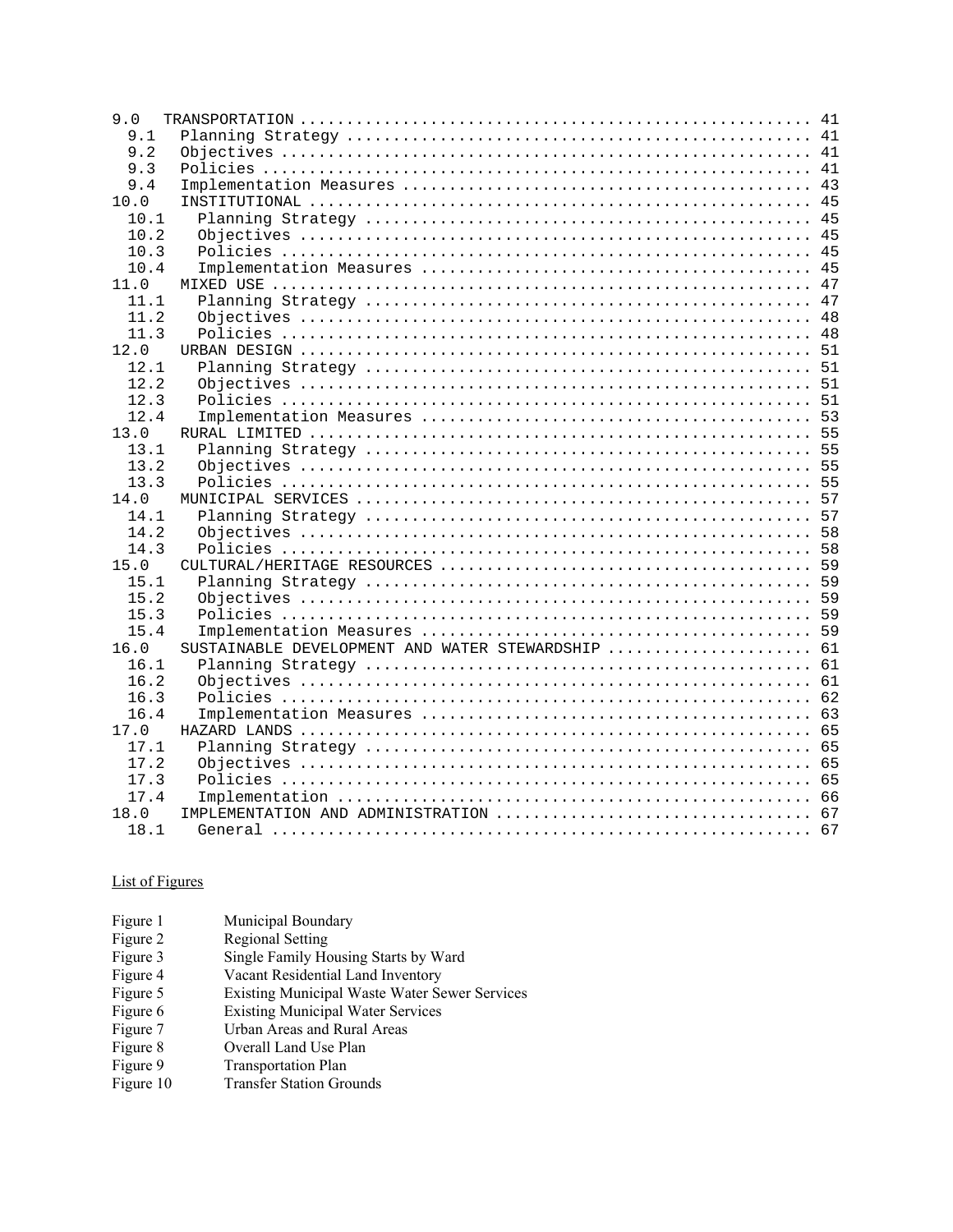| | | |
|---|---|---|
| 9.0 | TRANSPORTATION | 41 |
| 9.1 | Planning Strategy | 41 |
| 9.2 | Objectives | 41 |
| 9.3 | Policies | 41 |
| 9.4 | Implementation Measures | 43 |
| 10.0 | INSTITUTIONAL | 45 |
| 10.1 | Planning Strategy | 45 |
| 10.2 | Objectives | 45 |
| 10.3 | Policies | 45 |
| 10.4 | Implementation Measures | 45 |
| 11.0 | MIXED USE | 47 |
| 11.1 | Planning Strategy | 47 |
| 11.2 | Objectives | 48 |
| 11.3 | Policies | 48 |
| 12.0 | URBAN DESIGN | 51 |
| 12.1 | Planning Strategy | 51 |
| 12.2 | Objectives | 51 |
| 12.3 | Policies | 51 |
| 12.4 | Implementation Measures | 53 |
| 13.0 | RURAL LIMITED | 55 |
| 13.1 | Planning Strategy | 55 |
| 13.2 | Objectives | 55 |
| 13.3 | Policies | 55 |
| 14.0 | MUNICIPAL SERVICES | 57 |
| 14.1 | Planning Strategy | 57 |
| 14.2 | Objectives | 58 |
| 14.3 | Policies | 58 |
| 15.0 | CULTURAL/HERITAGE RESOURCES | 59 |
| 15.1 | Planning Strategy | 59 |
| 15.2 | Objectives | 59 |
| 15.3 | Policies | 59 |
| 15.4 | Implementation Measures | 59 |
| 16.0 | SUSTAINABLE DEVELOPMENT AND WATER STEWARDSHIP | 61 |
| 16.1 | Planning Strategy | 61 |
| 16.2 | Objectives | 61 |
| 16.3 | Policies | 62 |
| 16.4 | Implementation Measures | 63 |
| 17.0 | HAZARD LANDS | 65 |
| 17.1 | Planning Strategy | 65 |
| 17.2 | Objectives | 65 |
| 17.3 | Policies | 65 |
| 17.4 | Implementation | 66 |
| 18.0 | IMPLEMENTATION AND ADMINISTRATION | 67 |
| 18.1 | General | 67 |

List of Figures

| | |
|---|---|
| Figure 1 | Municipal Boundary |
| Figure 2 | Regional Setting |
| Figure 3 | Single Family Housing Starts by Ward |
| Figure 4 | Vacant Residential Land Inventory |
| Figure 5 | Existing Municipal Waste Water Sewer Services |
| Figure 6 | Existing Municipal Water Services |
| Figure 7 | Urban Areas and Rural Areas |
| Figure 8 | Overall Land Use Plan |
| Figure 9 | Transportation Plan |
| Figure 10 | Transfer Station Grounds |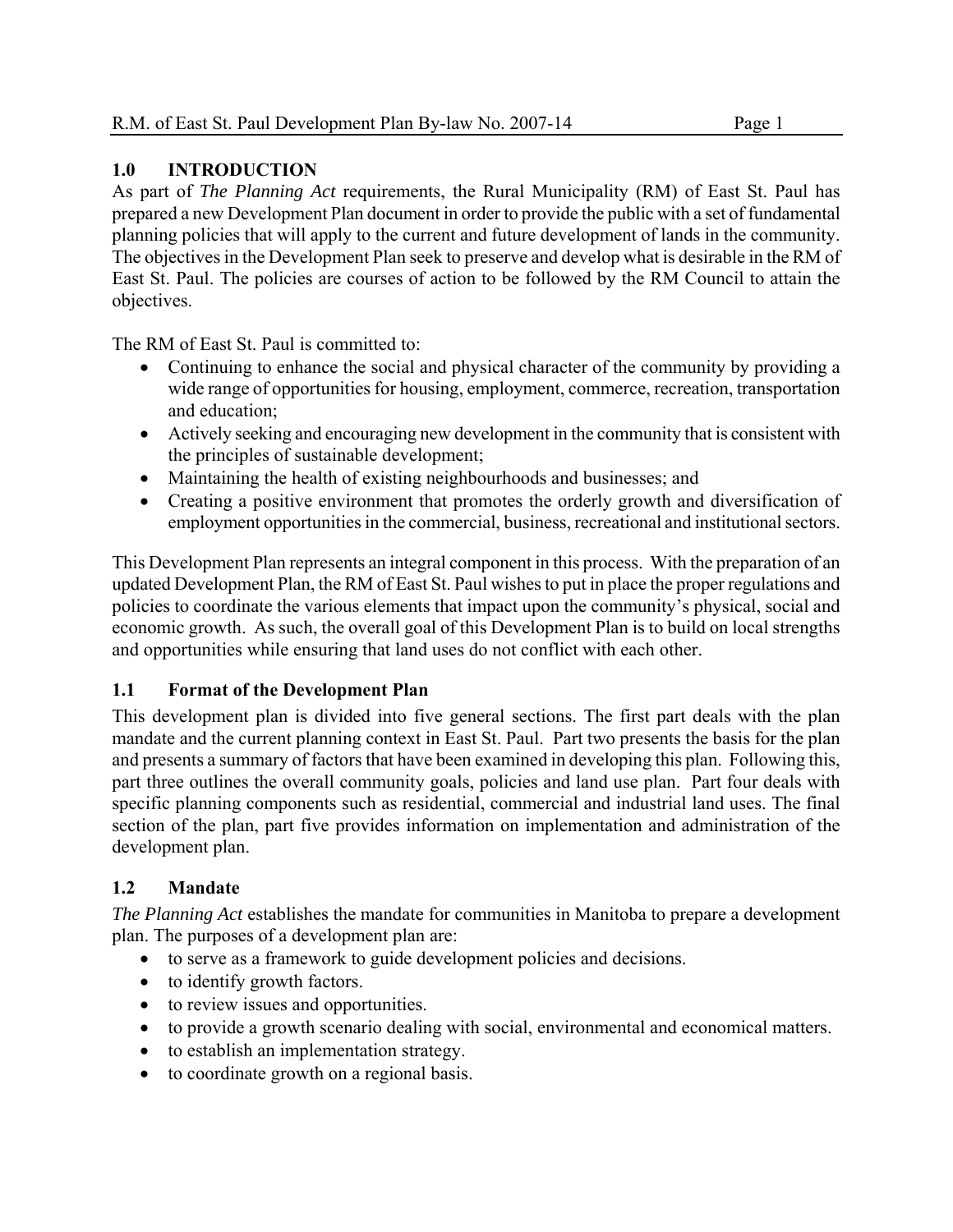## 1.0 INTRODUCTION

As part of *The Planning Act* requirements, the Rural Municipality (RM) of East St. Paul has prepared a new Development Plan document in order to provide the public with a set of fundamental planning policies that will apply to the current and future development of lands in the community. The objectives in the Development Plan seek to preserve and develop what is desirable in the RM of East St. Paul. The policies are courses of action to be followed by the RM Council to attain the objectives.

The RM of East St. Paul is committed to:

- Continuing to enhance the social and physical character of the community by providing a wide range of opportunities for housing, employment, commerce, recreation, transportation and education;
- Actively seeking and encouraging new development in the community that is consistent with the principles of sustainable development;
- Maintaining the health of existing neighbourhoods and businesses; and
- Creating a positive environment that promotes the orderly growth and diversification of employment opportunities in the commercial, business, recreational and institutional sectors.

This Development Plan represents an integral component in this process. With the preparation of an updated Development Plan, the RM of East St. Paul wishes to put in place the proper regulations and policies to coordinate the various elements that impact upon the community's physical, social and economic growth. As such, the overall goal of this Development Plan is to build on local strengths and opportunities while ensuring that land uses do not conflict with each other.

### 1.1 Format of the Development Plan

This development plan is divided into five general sections. The first part deals with the plan mandate and the current planning context in East St. Paul. Part two presents the basis for the plan and presents a summary of factors that have been examined in developing this plan. Following this, part three outlines the overall community goals, policies and land use plan. Part four deals with specific planning components such as residential, commercial and industrial land uses. The final section of the plan, part five provides information on implementation and administration of the development plan.

### 1.2 Mandate

*The Planning Act* establishes the mandate for communities in Manitoba to prepare a development plan. The purposes of a development plan are:

- to serve as a framework to guide development policies and decisions.
- to identify growth factors.
- to review issues and opportunities.
- to provide a growth scenario dealing with social, environmental and economical matters.
- to establish an implementation strategy.
- to coordinate growth on a regional basis.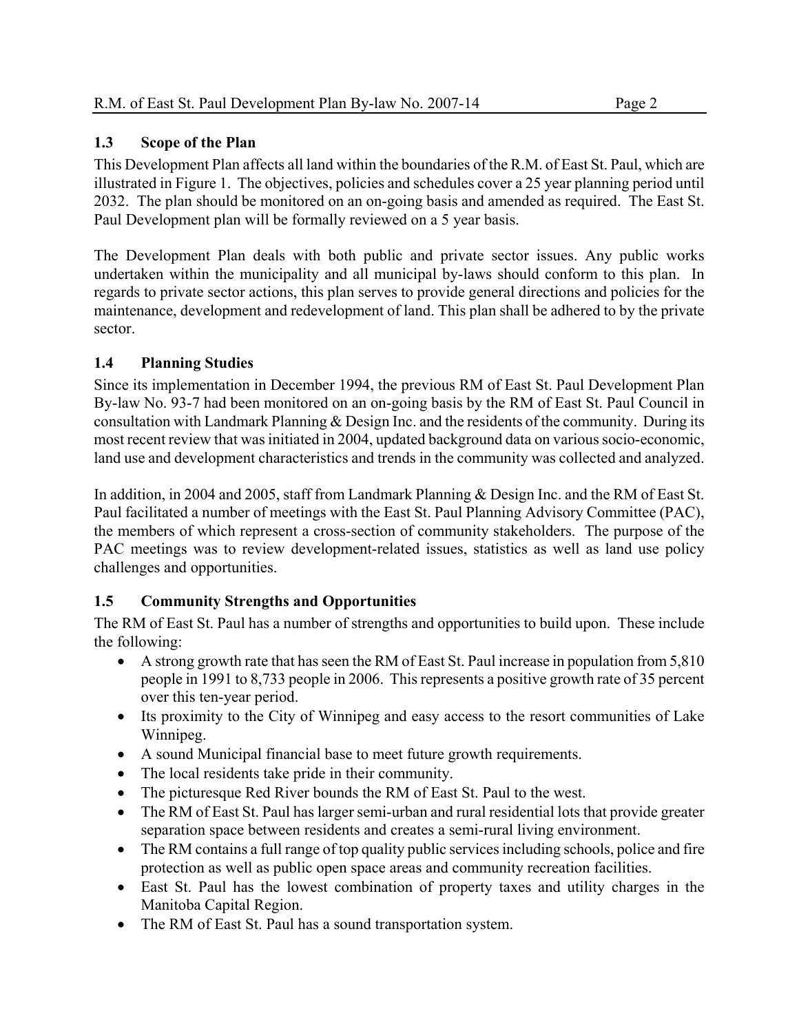## 1.3 Scope of the Plan

This Development Plan affects all land within the boundaries of the R.M. of East St. Paul, which are illustrated in Figure 1. The objectives, policies and schedules cover a 25 year planning period until 2032. The plan should be monitored on an on-going basis and amended as required. The East St. Paul Development plan will be formally reviewed on a 5 year basis.

The Development Plan deals with both public and private sector issues. Any public works undertaken within the municipality and all municipal by-laws should conform to this plan. In regards to private sector actions, this plan serves to provide general directions and policies for the maintenance, development and redevelopment of land. This plan shall be adhered to by the private sector.

## 1.4 Planning Studies

Since its implementation in December 1994, the previous RM of East St. Paul Development Plan By-law No. 93-7 had been monitored on an on-going basis by the RM of East St. Paul Council in consultation with Landmark Planning & Design Inc. and the residents of the community. During its most recent review that was initiated in 2004, updated background data on various socio-economic, land use and development characteristics and trends in the community was collected and analyzed.

In addition, in 2004 and 2005, staff from Landmark Planning & Design Inc. and the RM of East St. Paul facilitated a number of meetings with the East St. Paul Planning Advisory Committee (PAC), the members of which represent a cross-section of community stakeholders. The purpose of the PAC meetings was to review development-related issues, statistics as well as land use policy challenges and opportunities.

## 1.5 Community Strengths and Opportunities

The RM of East St. Paul has a number of strengths and opportunities to build upon. These include the following:

- A strong growth rate that has seen the RM of East St. Paul increase in population from 5,810 people in 1991 to 8,733 people in 2006. This represents a positive growth rate of 35 percent over this ten-year period.
- Its proximity to the City of Winnipeg and easy access to the resort communities of Lake Winnipeg.
- A sound Municipal financial base to meet future growth requirements.
- The local residents take pride in their community.
- The picturesque Red River bounds the RM of East St. Paul to the west.
- The RM of East St. Paul has larger semi-urban and rural residential lots that provide greater separation space between residents and creates a semi-rural living environment.
- The RM contains a full range of top quality public services including schools, police and fire protection as well as public open space areas and community recreation facilities.
- East St. Paul has the lowest combination of property taxes and utility charges in the Manitoba Capital Region.
- The RM of East St. Paul has a sound transportation system.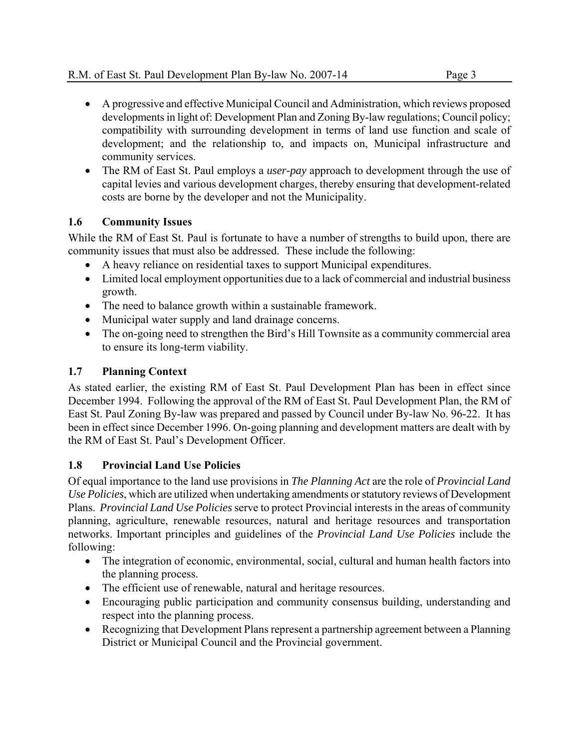- A progressive and effective Municipal Council and Administration, which reviews proposed developments in light of: Development Plan and Zoning By-law regulations; Council policy; compatibility with surrounding development in terms of land use function and scale of development; and the relationship to, and impacts on, Municipal infrastructure and community services.
- The RM of East St. Paul employs a *user-pay* approach to development through the use of capital levies and various development charges, thereby ensuring that development-related costs are borne by the developer and not the Municipality.

### 1.6 Community Issues

While the RM of East St. Paul is fortunate to have a number of strengths to build upon, there are community issues that must also be addressed. These include the following:

- A heavy reliance on residential taxes to support Municipal expenditures.
- Limited local employment opportunities due to a lack of commercial and industrial business growth.
- The need to balance growth within a sustainable framework.
- Municipal water supply and land drainage concerns.
- The on-going need to strengthen the Bird's Hill Townsite as a community commercial area to ensure its long-term viability.

### 1.7 Planning Context

As stated earlier, the existing RM of East St. Paul Development Plan has been in effect since December 1994. Following the approval of the RM of East St. Paul Development Plan, the RM of East St. Paul Zoning By-law was prepared and passed by Council under By-law No. 96-22. It has been in effect since December 1996. On-going planning and development matters are dealt with by the RM of East St. Paul's Development Officer.

### 1.8 Provincial Land Use Policies

Of equal importance to the land use provisions in *The Planning Act* are the role of *Provincial Land Use Policies*, which are utilized when undertaking amendments or statutory reviews of Development Plans. *Provincial Land Use Policies* serve to protect Provincial interests in the areas of community planning, agriculture, renewable resources, natural and heritage resources and transportation networks. Important principles and guidelines of the *Provincial Land Use Policies* include the following:

- The integration of economic, environmental, social, cultural and human health factors into the planning process.
- The efficient use of renewable, natural and heritage resources.
- Encouraging public participation and community consensus building, understanding and respect into the planning process.
- Recognizing that Development Plans represent a partnership agreement between a Planning District or Municipal Council and the Provincial government.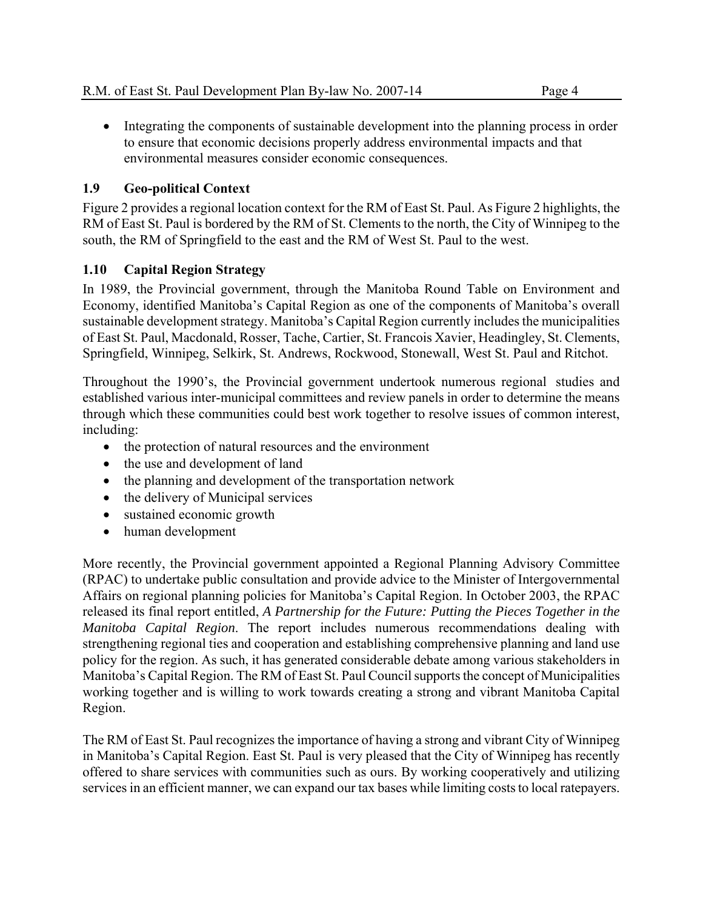- Integrating the components of sustainable development into the planning process in order to ensure that economic decisions properly address environmental impacts and that environmental measures consider economic consequences.

## 1.9 Geo-political Context

Figure 2 provides a regional location context for the RM of East St. Paul. As Figure 2 highlights, the RM of East St. Paul is bordered by the RM of St. Clements to the north, the City of Winnipeg to the south, the RM of Springfield to the east and the RM of West St. Paul to the west.

## 1.10 Capital Region Strategy

In 1989, the Provincial government, through the Manitoba Round Table on Environment and Economy, identified Manitoba's Capital Region as one of the components of Manitoba's overall sustainable development strategy. Manitoba's Capital Region currently includes the municipalities of East St. Paul, Macdonald, Rosser, Tache, Cartier, St. Francois Xavier, Headingley, St. Clements, Springfield, Winnipeg, Selkirk, St. Andrews, Rockwood, Stonewall, West St. Paul and Ritchot.

Throughout the 1990's, the Provincial government undertook numerous regional studies and established various inter-municipal committees and review panels in order to determine the means through which these communities could best work together to resolve issues of common interest, including:

- the protection of natural resources and the environment
- the use and development of land
- the planning and development of the transportation network
- the delivery of Municipal services
- sustained economic growth
- human development

More recently, the Provincial government appointed a Regional Planning Advisory Committee (RPAC) to undertake public consultation and provide advice to the Minister of Intergovernmental Affairs on regional planning policies for Manitoba's Capital Region. In October 2003, the RPAC released its final report entitled, *A Partnership for the Future: Putting the Pieces Together in the Manitoba Capital Region*. The report includes numerous recommendations dealing with strengthening regional ties and cooperation and establishing comprehensive planning and land use policy for the region. As such, it has generated considerable debate among various stakeholders in Manitoba's Capital Region. The RM of East St. Paul Council supports the concept of Municipalities working together and is willing to work towards creating a strong and vibrant Manitoba Capital Region.

The RM of East St. Paul recognizes the importance of having a strong and vibrant City of Winnipeg in Manitoba's Capital Region. East St. Paul is very pleased that the City of Winnipeg has recently offered to share services with communities such as ours. By working cooperatively and utilizing services in an efficient manner, we can expand our tax bases while limiting costs to local ratepayers.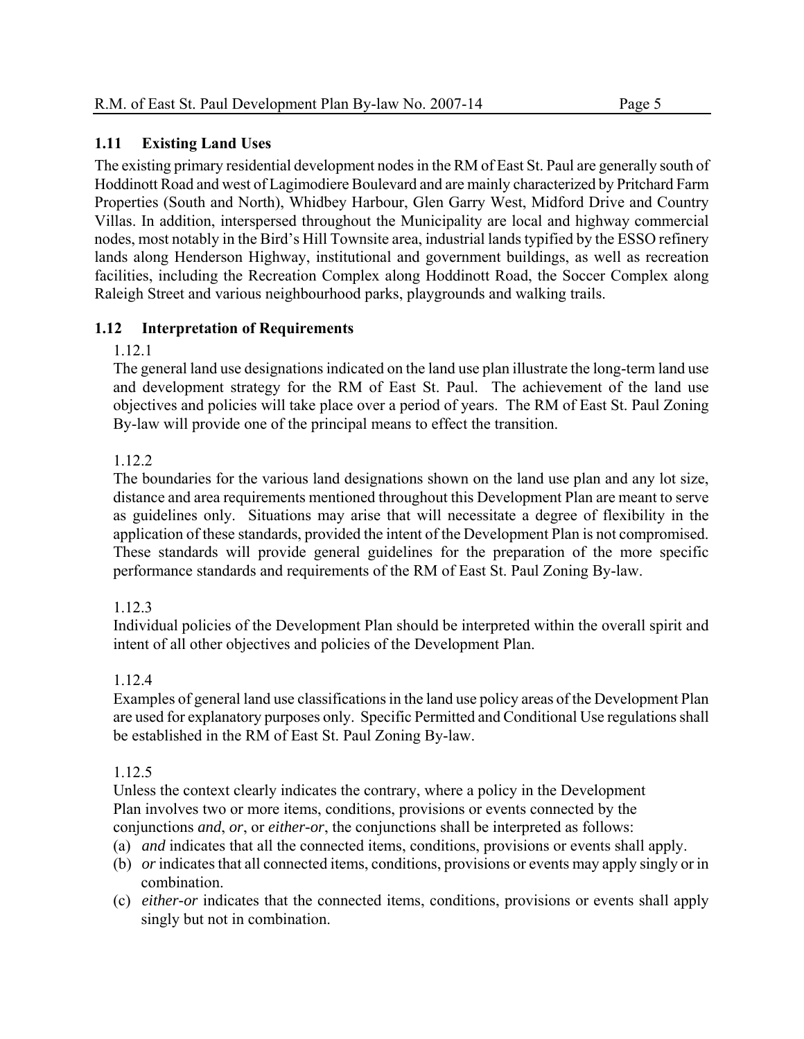## 1.11 Existing Land Uses

The existing primary residential development nodes in the RM of East St. Paul are generally south of Hoddinott Road and west of Lagimodiere Boulevard and are mainly characterized by Pritchard Farm Properties (South and North), Whidbey Harbour, Glen Garry West, Midford Drive and Country Villas. In addition, interspersed throughout the Municipality are local and highway commercial nodes, most notably in the Bird's Hill Townsite area, industrial lands typified by the ESSO refinery lands along Henderson Highway, institutional and government buildings, as well as recreation facilities, including the Recreation Complex along Hoddinott Road, the Soccer Complex along Raleigh Street and various neighbourhood parks, playgrounds and walking trails.

## 1.12 Interpretation of Requirements

1.12.1

The general land use designations indicated on the land use plan illustrate the long-term land use and development strategy for the RM of East St. Paul. The achievement of the land use objectives and policies will take place over a period of years. The RM of East St. Paul Zoning By-law will provide one of the principal means to effect the transition.

1.12.2

The boundaries for the various land designations shown on the land use plan and any lot size, distance and area requirements mentioned throughout this Development Plan are meant to serve as guidelines only. Situations may arise that will necessitate a degree of flexibility in the application of these standards, provided the intent of the Development Plan is not compromised. These standards will provide general guidelines for the preparation of the more specific performance standards and requirements of the RM of East St. Paul Zoning By-law.

1.12.3

Individual policies of the Development Plan should be interpreted within the overall spirit and intent of all other objectives and policies of the Development Plan.

1.12.4

Examples of general land use classifications in the land use policy areas of the Development Plan are used for explanatory purposes only. Specific Permitted and Conditional Use regulations shall be established in the RM of East St. Paul Zoning By-law.

1.12.5

Unless the context clearly indicates the contrary, where a policy in the Development Plan involves two or more items, conditions, provisions or events connected by the conjunctions *and*, *or*, or *either-or*, the conjunctions shall be interpreted as follows:

(a) *and* indicates that all the connected items, conditions, provisions or events shall apply.

(b) *or* indicates that all connected items, conditions, provisions or events may apply singly or in combination.

(c) *either-or* indicates that the connected items, conditions, provisions or events shall apply singly but not in combination.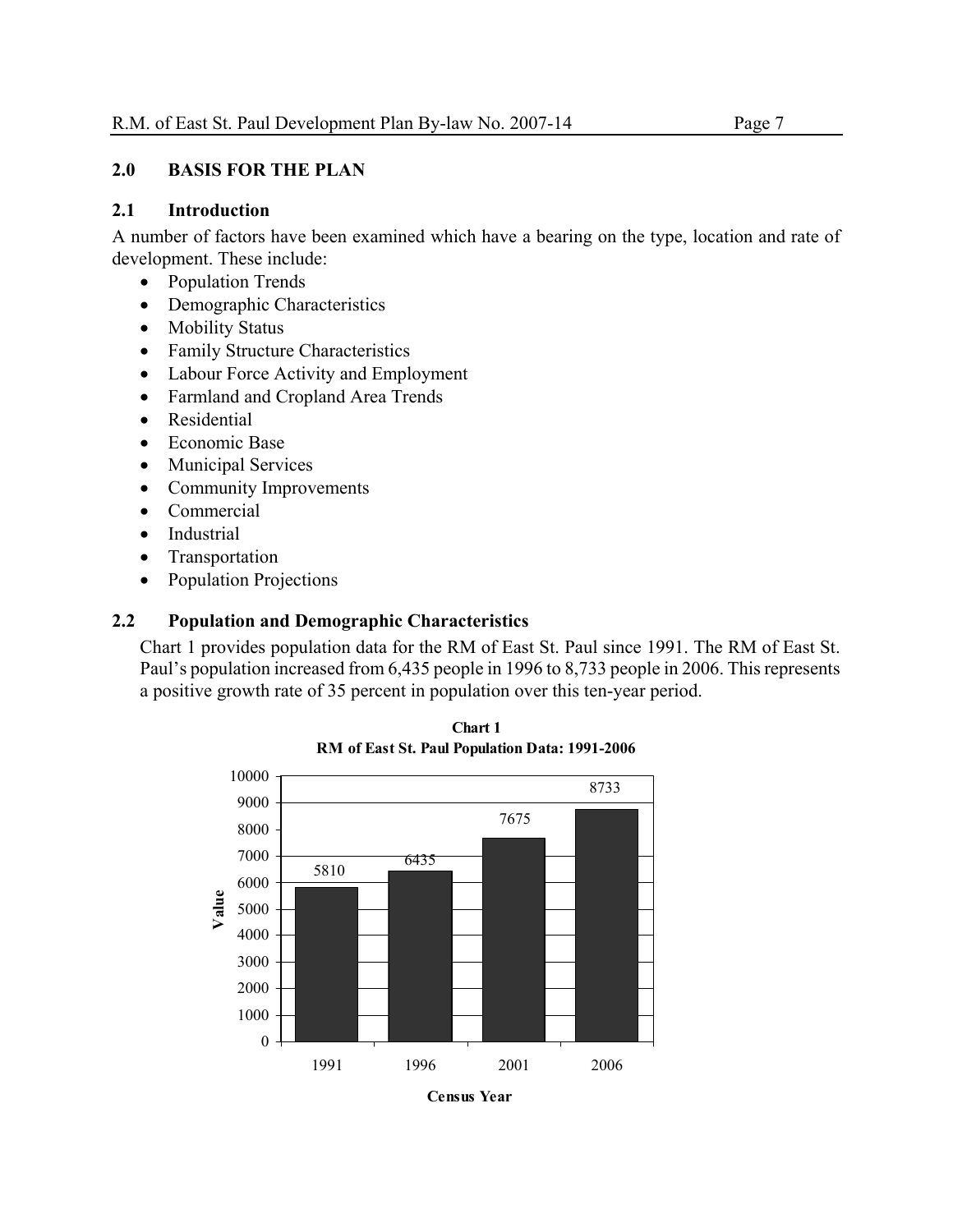## 2.0 BASIS FOR THE PLAN

### 2.1 Introduction

A number of factors have been examined which have a bearing on the type, location and rate of development. These include:

- Population Trends
- Demographic Characteristics
- Mobility Status
- Family Structure Characteristics
- Labour Force Activity and Employment
- Farmland and Cropland Area Trends
- Residential
- Economic Base
- Municipal Services
- Community Improvements
- Commercial
- Industrial
- Transportation
- Population Projections

### 2.2 Population and Demographic Characteristics

Chart 1 provides population data for the RM of East St. Paul since 1991. The RM of East St. Paul's population increased from 6,435 people in 1996 to 8,733 people in 2006. This represents a positive growth rate of 35 percent in population over this ten-year period.

**Chart 1**
**RM of East St. Paul Population Data: 1991-2006**

| Census Year | Value |
|---|---|
| 1991 | 5810 |
| 1996 | 6435 |
| 2001 | 7675 |
| 2006 | 8733 |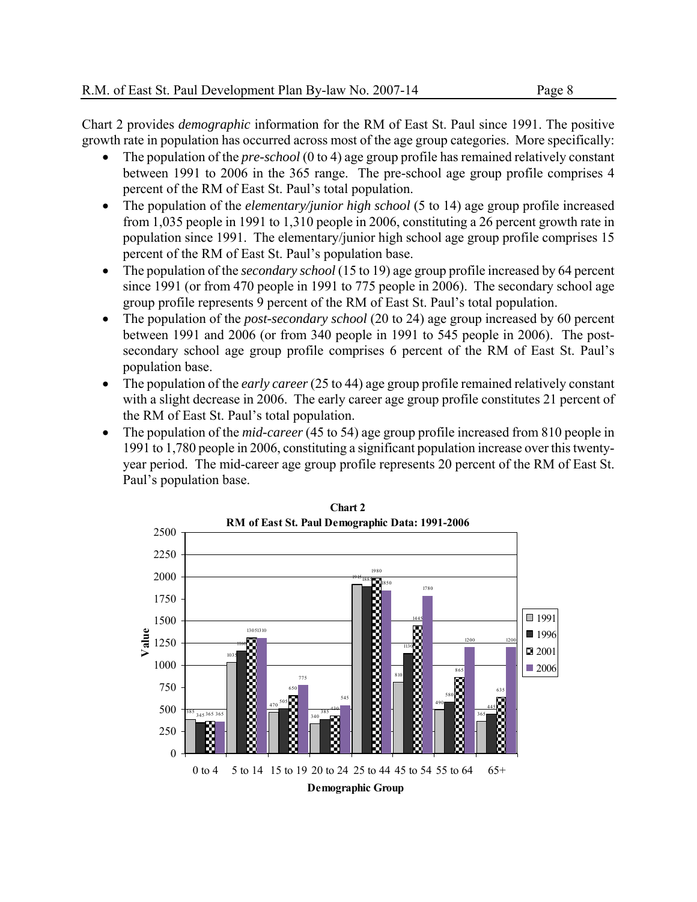Chart 2 provides *demographic* information for the RM of East St. Paul since 1991. The positive growth rate in population has occurred across most of the age group categories. More specifically:

- The population of the *pre-school* (0 to 4) age group profile has remained relatively constant between 1991 to 2006 in the 365 range. The pre-school age group profile comprises 4 percent of the RM of East St. Paul's total population.
- The population of the *elementary/junior high school* (5 to 14) age group profile increased from 1,035 people in 1991 to 1,310 people in 2006, constituting a 26 percent growth rate in population since 1991. The elementary/junior high school age group profile comprises 15 percent of the RM of East St. Paul's population base.
- The population of the *secondary school* (15 to 19) age group profile increased by 64 percent since 1991 (or from 470 people in 1991 to 775 people in 2006). The secondary school age group profile represents 9 percent of the RM of East St. Paul's total population.
- The population of the *post-secondary school* (20 to 24) age group increased by 60 percent between 1991 and 2006 (or from 340 people in 1991 to 545 people in 2006). The post-secondary school age group profile comprises 6 percent of the RM of East St. Paul's population base.
- The population of the *early career* (25 to 44) age group profile remained relatively constant with a slight decrease in 2006. The early career age group profile constitutes 21 percent of the RM of East St. Paul's total population.
- The population of the *mid-career* (45 to 54) age group profile increased from 810 people in 1991 to 1,780 people in 2006, constituting a significant population increase over this twenty-year period. The mid-career age group profile represents 20 percent of the RM of East St. Paul's population base.

**Chart 2**
**RM of East St. Paul Demographic Data: 1991-2006**

| Demographic Group | 1991 | 1996 | 2001 | 2006 |
|---|---|---|---|---|
| 0 to 4 | 385 | 345 | 365 | 365 |
| 5 to 14 | 1035 | 1160 | 1305 | 1310 |
| 15 to 19 | 470 | 505 | 650 | 775 |
| 20 to 24 | 340 | 385 | 430 | 545 |
| 25 to 44 | 1915 | 1885 | 1980 | 1850 |
| 45 to 54 | 810 | 1130 | 1445 | 1780 |
| 55 to 64 | 490 | 580 | 865 | 1200 |
| 65+ | 365 | 445 | 635 | 1200 |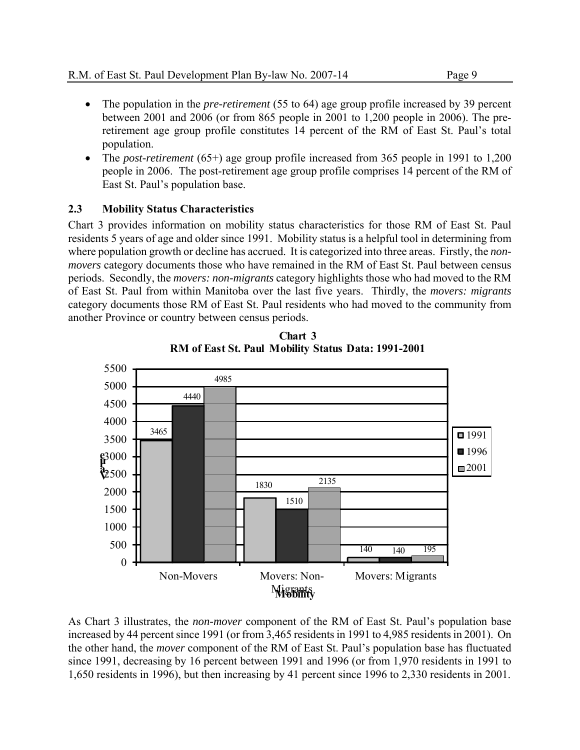- The population in the *pre-retirement* (55 to 64) age group profile increased by 39 percent between 2001 and 2006 (or from 865 people in 2001 to 1,200 people in 2006). The pre-retirement age group profile constitutes 14 percent of the RM of East St. Paul's total population.
- The *post-retirement* (65+) age group profile increased from 365 people in 1991 to 1,200 people in 2006. The post-retirement age group profile comprises 14 percent of the RM of East St. Paul's population base.

### 2.3 Mobility Status Characteristics

Chart 3 provides information on mobility status characteristics for those RM of East St. Paul residents 5 years of age and older since 1991. Mobility status is a helpful tool in determining from where population growth or decline has accrued. It is categorized into three areas. Firstly, the *non-movers* category documents those who have remained in the RM of East St. Paul between census periods. Secondly, the *movers: non-migrants* category highlights those who had moved to the RM of East St. Paul from within Manitoba over the last five years. Thirdly, the *movers: migrants* category documents those RM of East St. Paul residents who had moved to the community from another Province or country between census periods.

**Chart 3**
**RM of East St. Paul Mobility Status Data: 1991-2001**

| Mobility | 1991 | 1996 | 2001 |
|---|---|---|---|
| Non-Movers | 3465 | 4440 | 4985 |
| Movers: Non-Migrants | 1830 | 1510 | 2135 |
| Movers: Migrants | 140 | 140 | 195 |

As Chart 3 illustrates, the *non-mover* component of the RM of East St. Paul's population base increased by 44 percent since 1991 (or from 3,465 residents in 1991 to 4,985 residents in 2001). On the other hand, the *mover* component of the RM of East St. Paul's population base has fluctuated since 1991, decreasing by 16 percent between 1991 and 1996 (or from 1,970 residents in 1991 to 1,650 residents in 1996), but then increasing by 41 percent since 1996 to 2,330 residents in 2001.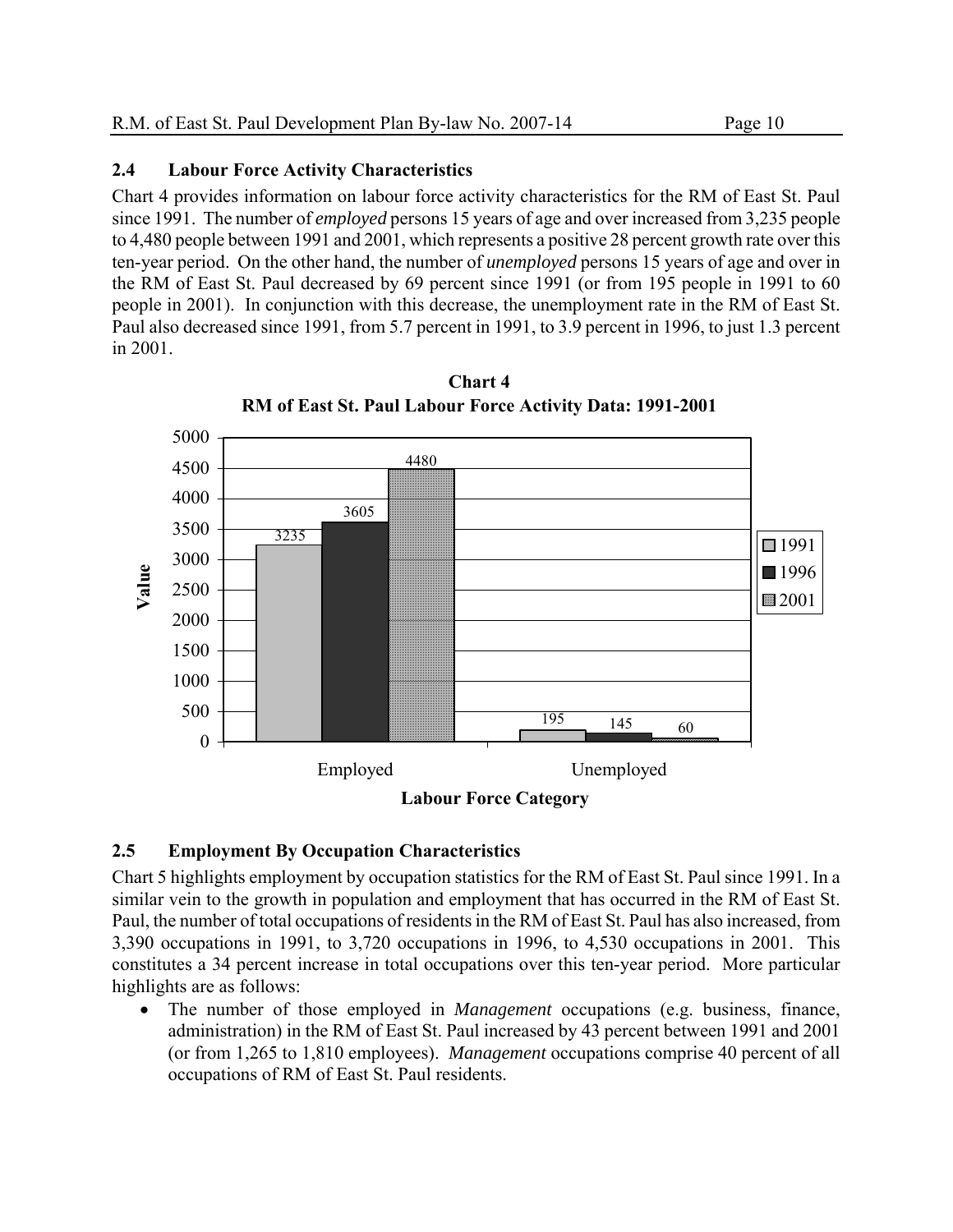## 2.4 Labour Force Activity Characteristics

Chart 4 provides information on labour force activity characteristics for the RM of East St. Paul since 1991. The number of *employed* persons 15 years of age and over increased from 3,235 people to 4,480 people between 1991 and 2001, which represents a positive 28 percent growth rate over this ten-year period. On the other hand, the number of *unemployed* persons 15 years of age and over in the RM of East St. Paul decreased by 69 percent since 1991 (or from 195 people in 1991 to 60 people in 2001). In conjunction with this decrease, the unemployment rate in the RM of East St. Paul also decreased since 1991, from 5.7 percent in 1991, to 3.9 percent in 1996, to just 1.3 percent in 2001.

**Chart 4**
**RM of East St. Paul Labour Force Activity Data: 1991-2001**

| Labour Force Category | 1991 | 1996 | 2001 |
|---|---|---|---|
| Employed | 3235 | 3605 | 4480 |
| Unemployed | 195 | 145 | 60 |

## 2.5 Employment By Occupation Characteristics

Chart 5 highlights employment by occupation statistics for the RM of East St. Paul since 1991. In a similar vein to the growth in population and employment that has occurred in the RM of East St. Paul, the number of total occupations of residents in the RM of East St. Paul has also increased, from 3,390 occupations in 1991, to 3,720 occupations in 1996, to 4,530 occupations in 2001. This constitutes a 34 percent increase in total occupations over this ten-year period. More particular highlights are as follows:

- The number of those employed in *Management* occupations (e.g. business, finance, administration) in the RM of East St. Paul increased by 43 percent between 1991 and 2001 (or from 1,265 to 1,810 employees). *Management* occupations comprise 40 percent of all occupations of RM of East St. Paul residents.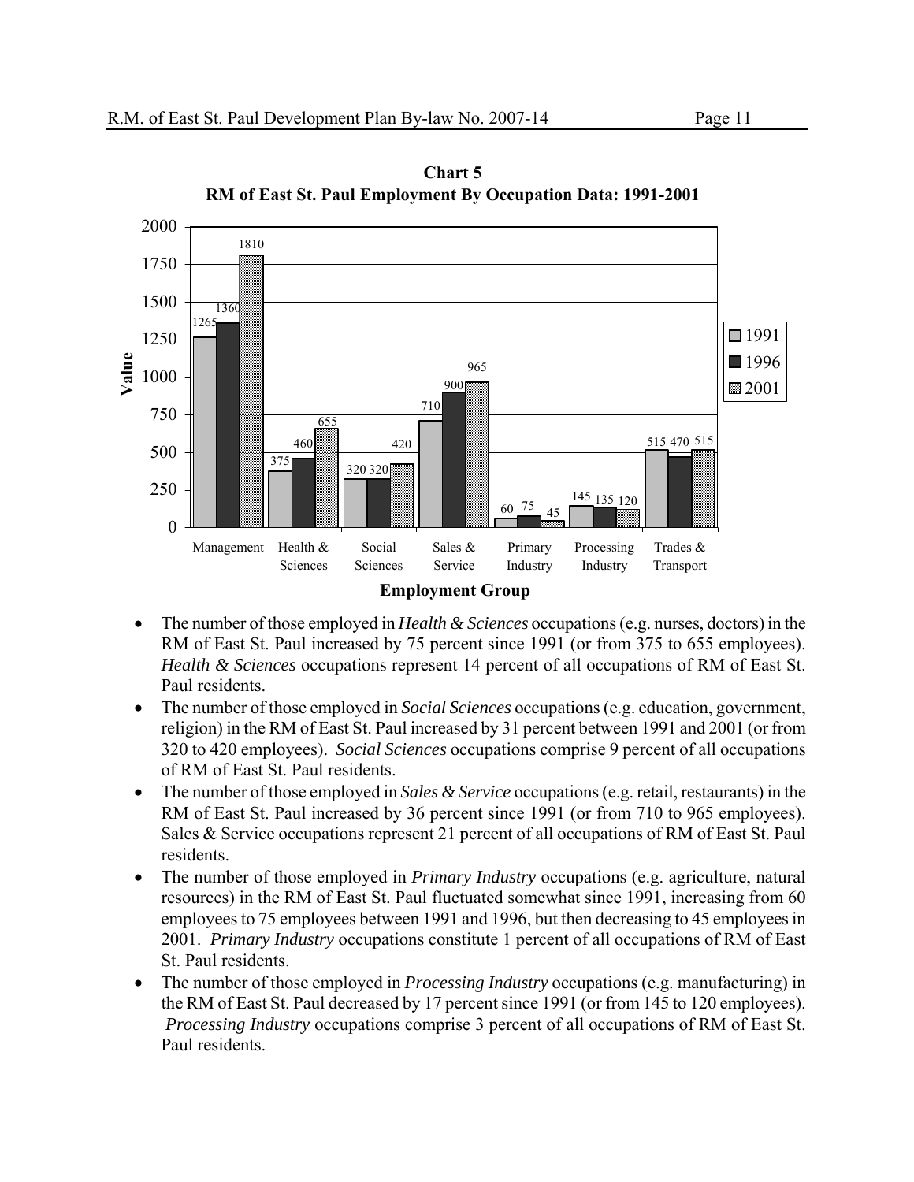**Chart 5**
**RM of East St. Paul Employment By Occupation Data: 1991-2001**

| Employment Group | 1991 | 1996 | 2001 |
|---|---|---|---|
| Management | 1265 | 1360 | 1810 |
| Health & Sciences | 375 | 460 | 655 |
| Social Sciences | 320 | 320 | 420 |
| Sales & Service | 710 | 900 | 965 |
| Primary Industry | 60 | 75 | 45 |
| Processing Industry | 145 | 135 | 120 |
| Trades & Transport | 515 | 470 | 515 |

- The number of those employed in *Health & Sciences* occupations (e.g. nurses, doctors) in the RM of East St. Paul increased by 75 percent since 1991 (or from 375 to 655 employees). *Health & Sciences* occupations represent 14 percent of all occupations of RM of East St. Paul residents.
- The number of those employed in *Social Sciences* occupations (e.g. education, government, religion) in the RM of East St. Paul increased by 31 percent between 1991 and 2001 (or from 320 to 420 employees). *Social Sciences* occupations comprise 9 percent of all occupations of RM of East St. Paul residents.
- The number of those employed in *Sales & Service* occupations (e.g. retail, restaurants) in the RM of East St. Paul increased by 36 percent since 1991 (or from 710 to 965 employees). Sales & Service occupations represent 21 percent of all occupations of RM of East St. Paul residents.
- The number of those employed in *Primary Industry* occupations (e.g. agriculture, natural resources) in the RM of East St. Paul fluctuated somewhat since 1991, increasing from 60 employees to 75 employees between 1991 and 1996, but then decreasing to 45 employees in 2001. *Primary Industry* occupations constitute 1 percent of all occupations of RM of East St. Paul residents.
- The number of those employed in *Processing Industry* occupations (e.g. manufacturing) in the RM of East St. Paul decreased by 17 percent since 1991 (or from 145 to 120 employees). *Processing Industry* occupations comprise 3 percent of all occupations of RM of East St. Paul residents.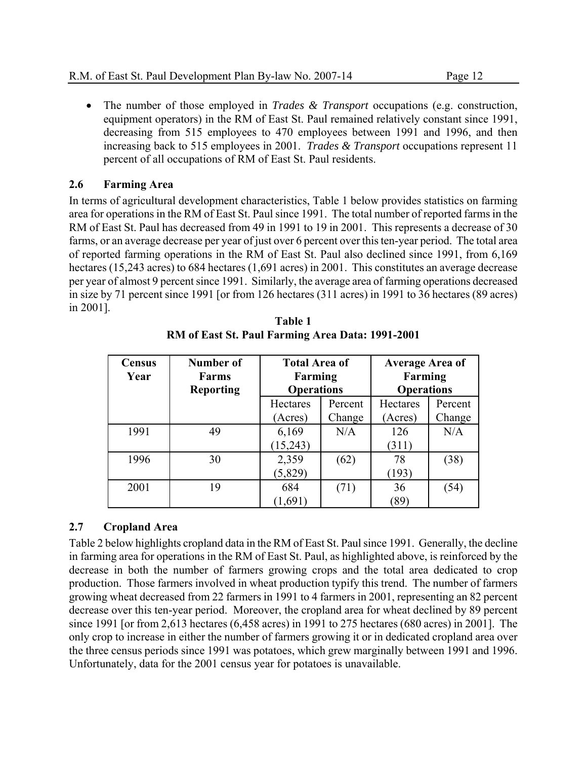- The number of those employed in *Trades & Transport* occupations (e.g. construction, equipment operators) in the RM of East St. Paul remained relatively constant since 1991, decreasing from 515 employees to 470 employees between 1991 and 1996, and then increasing back to 515 employees in 2001. *Trades & Transport* occupations represent 11 percent of all occupations of RM of East St. Paul residents.

## 2.6 Farming Area

In terms of agricultural development characteristics, Table 1 below provides statistics on farming area for operations in the RM of East St. Paul since 1991. The total number of reported farms in the RM of East St. Paul has decreased from 49 in 1991 to 19 in 2001. This represents a decrease of 30 farms, or an average decrease per year of just over 6 percent over this ten-year period. The total area of reported farming operations in the RM of East St. Paul also declined since 1991, from 6,169 hectares (15,243 acres) to 684 hectares (1,691 acres) in 2001. This constitutes an average decrease per year of almost 9 percent since 1991. Similarly, the average area of farming operations decreased in size by 71 percent since 1991 [or from 126 hectares (311 acres) in 1991 to 36 hectares (89 acres) in 2001].

**Table 1**
**RM of East St. Paul Farming Area Data: 1991-2001**

| Census Year | Number of Farms Reporting | Total Area of Farming Operations | | Average Area of Farming Operations | |
|---|---|---|---|---|---|
| | | Hectares (Acres) | Percent Change | Hectares (Acres) | Percent Change |
| 1991 | 49 | 6,169 (15,243) | N/A | 126 (311) | N/A |
| 1996 | 30 | 2,359 (5,829) | (62) | 78 (193) | (38) |
| 2001 | 19 | 684 (1,691) | (71) | 36 (89) | (54) |

## 2.7 Cropland Area

Table 2 below highlights cropland data in the RM of East St. Paul since 1991. Generally, the decline in farming area for operations in the RM of East St. Paul, as highlighted above, is reinforced by the decrease in both the number of farmers growing crops and the total area dedicated to crop production. Those farmers involved in wheat production typify this trend. The number of farmers growing wheat decreased from 22 farmers in 1991 to 4 farmers in 2001, representing an 82 percent decrease over this ten-year period. Moreover, the cropland area for wheat declined by 89 percent since 1991 [or from 2,613 hectares (6,458 acres) in 1991 to 275 hectares (680 acres) in 2001]. The only crop to increase in either the number of farmers growing it or in dedicated cropland area over the three census periods since 1991 was potatoes, which grew marginally between 1991 and 1996. Unfortunately, data for the 2001 census year for potatoes is unavailable.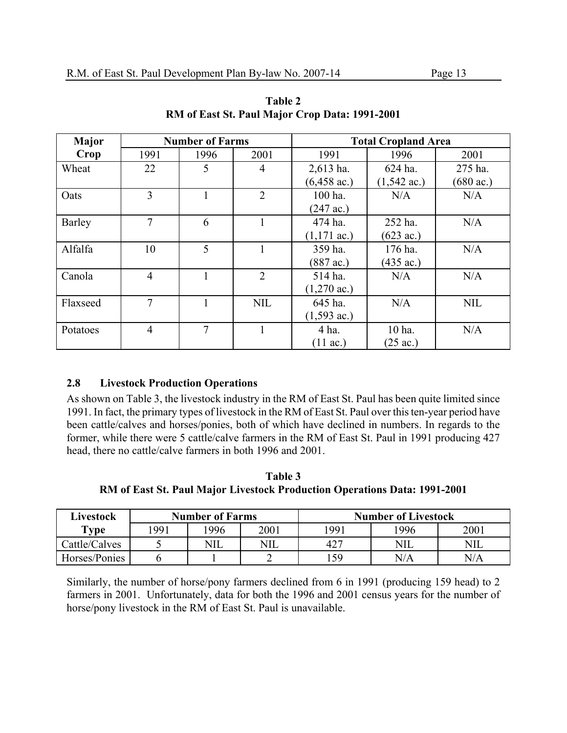**Table 2**
**RM of East St. Paul Major Crop Data: 1991-2001**

| Major Crop | Number of Farms | | | Total Cropland Area | | |
|---|---|---|---|---|---|---|
| | 1991 | 1996 | 2001 | 1991 | 1996 | 2001 |
| Wheat | 22 | 5 | 4 | 2,613 ha. (6,458 ac.) | 624 ha. (1,542 ac.) | 275 ha. (680 ac.) |
| Oats | 3 | 1 | 2 | 100 ha. (247 ac.) | N/A | N/A |
| Barley | 7 | 6 | 1 | 474 ha. (1,171 ac.) | 252 ha. (623 ac.) | N/A |
| Alfalfa | 10 | 5 | 1 | 359 ha. (887 ac.) | 176 ha. (435 ac.) | N/A |
| Canola | 4 | 1 | 2 | 514 ha. (1,270 ac.) | N/A | N/A |
| Flaxseed | 7 | 1 | NIL | 645 ha. (1,593 ac.) | N/A | NIL |
| Potatoes | 4 | 7 | 1 | 4 ha. (11 ac.) | 10 ha. (25 ac.) | N/A |

### 2.8 Livestock Production Operations

As shown on Table 3, the livestock industry in the RM of East St. Paul has been quite limited since 1991. In fact, the primary types of livestock in the RM of East St. Paul over this ten-year period have been cattle/calves and horses/ponies, both of which have declined in numbers. In regards to the former, while there were 5 cattle/calve farmers in the RM of East St. Paul in 1991 producing 427 head, there no cattle/calve farmers in both 1996 and 2001.

**Table 3**
**RM of East St. Paul Major Livestock Production Operations Data: 1991-2001**

| Livestock Type | Number of Farms | | | Number of Livestock | | |
|---|---|---|---|---|---|---|
| | 1991 | 1996 | 2001 | 1991 | 1996 | 2001 |
| Cattle/Calves | 5 | NIL | NIL | 427 | NIL | NIL |
| Horses/Ponies | 6 | 1 | 2 | 159 | N/A | N/A |

Similarly, the number of horse/pony farmers declined from 6 in 1991 (producing 159 head) to 2 farmers in 2001. Unfortunately, data for both the 1996 and 2001 census years for the number of horse/pony livestock in the RM of East St. Paul is unavailable.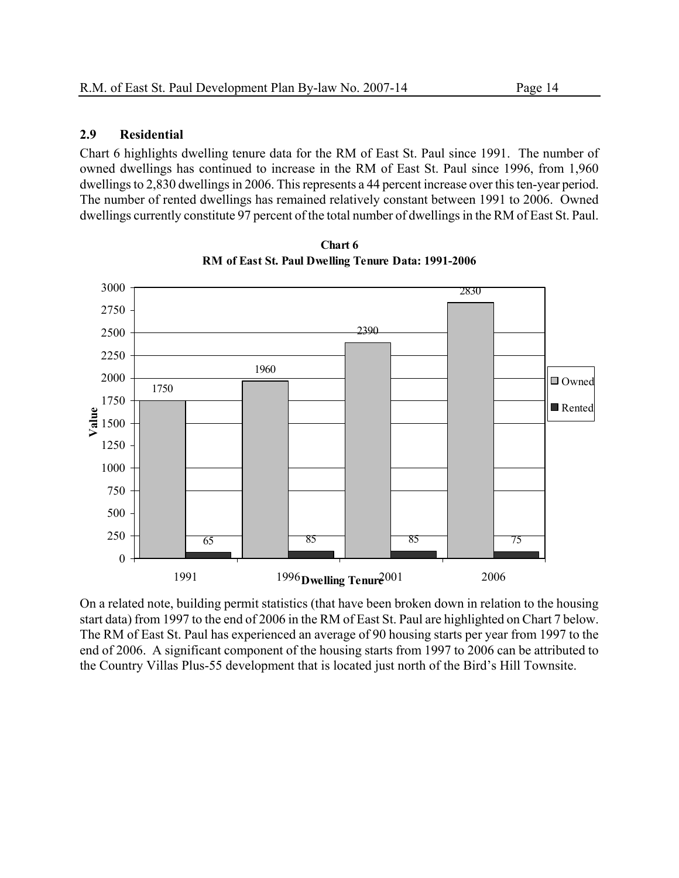## 2.9 Residential

Chart 6 highlights dwelling tenure data for the RM of East St. Paul since 1991. The number of owned dwellings has continued to increase in the RM of East St. Paul since 1996, from 1,960 dwellings to 2,830 dwellings in 2006. This represents a 44 percent increase over this ten-year period. The number of rented dwellings has remained relatively constant between 1991 to 2006. Owned dwellings currently constitute 97 percent of the total number of dwellings in the RM of East St. Paul.

**Chart 6**
**RM of East St. Paul Dwelling Tenure Data: 1991-2006**

| Dwelling Tenure | Owned | Rented |
|---|---|---|
| 1991 | 1750 | 65 |
| 1996 | 1960 | 85 |
| 2001 | 2390 | 85 |
| 2006 | 2830 | 75 |

On a related note, building permit statistics (that have been broken down in relation to the housing start data) from 1997 to the end of 2006 in the RM of East St. Paul are highlighted on Chart 7 below. The RM of East St. Paul has experienced an average of 90 housing starts per year from 1997 to the end of 2006. A significant component of the housing starts from 1997 to 2006 can be attributed to the Country Villas Plus-55 development that is located just north of the Bird's Hill Townsite.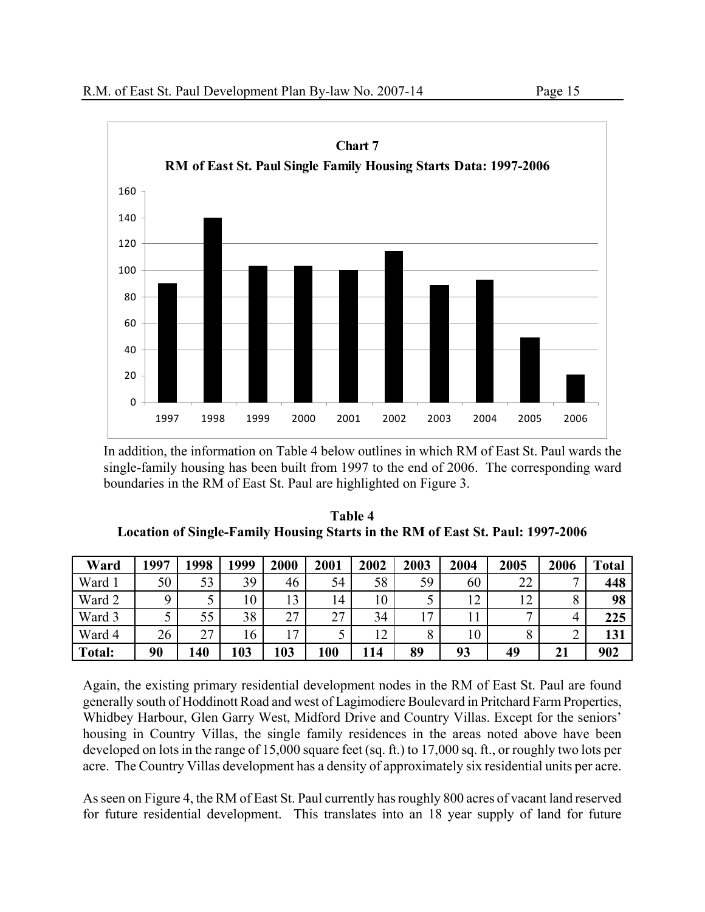**Chart 7**

**RM of East St. Paul Single Family Housing Starts Data: 1997-2006**

In addition, the information on Table 4 below outlines in which RM of East St. Paul wards the single-family housing has been built from 1997 to the end of 2006. The corresponding ward boundaries in the RM of East St. Paul are highlighted on Figure 3.

**Table 4**
**Location of Single-Family Housing Starts in the RM of East St. Paul: 1997-2006**

| Ward | 1997 | 1998 | 1999 | 2000 | 2001 | 2002 | 2003 | 2004 | 2005 | 2006 | Total |
|---|---|---|---|---|---|---|---|---|---|---|---|
| Ward 1 | 50 | 53 | 39 | 46 | 54 | 58 | 59 | 60 | 22 | 7 | **448** |
| Ward 2 | 9 | 5 | 10 | 13 | 14 | 10 | 5 | 12 | 12 | 8 | **98** |
| Ward 3 | 5 | 55 | 38 | 27 | 27 | 34 | 17 | 11 | 7 | 4 | **225** |
| Ward 4 | 26 | 27 | 16 | 17 | 5 | 12 | 8 | 10 | 8 | 2 | **131** |
| **Total:** | **90** | **140** | **103** | **103** | **100** | **114** | **89** | **93** | **49** | **21** | **902** |

Again, the existing primary residential development nodes in the RM of East St. Paul are found generally south of Hoddinott Road and west of Lagimodiere Boulevard in Pritchard Farm Properties, Whidbey Harbour, Glen Garry West, Midford Drive and Country Villas. Except for the seniors' housing in Country Villas, the single family residences in the areas noted above have been developed on lots in the range of 15,000 square feet (sq. ft.) to 17,000 sq. ft., or roughly two lots per acre. The Country Villas development has a density of approximately six residential units per acre.

As seen on Figure 4, the RM of East St. Paul currently has roughly 800 acres of vacant land reserved for future residential development. This translates into an 18 year supply of land for future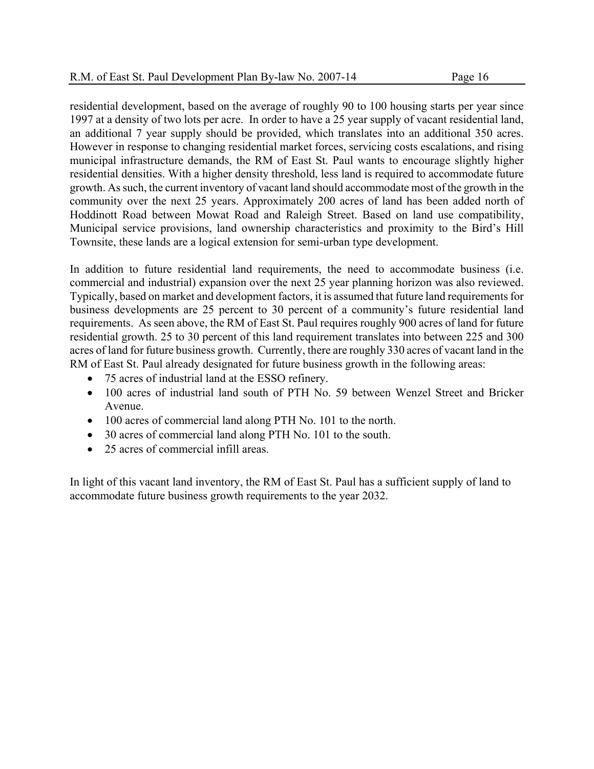residential development, based on the average of roughly 90 to 100 housing starts per year since 1997 at a density of two lots per acre. In order to have a 25 year supply of vacant residential land, an additional 7 year supply should be provided, which translates into an additional 350 acres. However in response to changing residential market forces, servicing costs escalations, and rising municipal infrastructure demands, the RM of East St. Paul wants to encourage slightly higher residential densities. With a higher density threshold, less land is required to accommodate future growth. As such, the current inventory of vacant land should accommodate most of the growth in the community over the next 25 years. Approximately 200 acres of land has been added north of Hoddinott Road between Mowat Road and Raleigh Street. Based on land use compatibility, Municipal service provisions, land ownership characteristics and proximity to the Bird's Hill Townsite, these lands are a logical extension for semi-urban type development.

In addition to future residential land requirements, the need to accommodate business (i.e. commercial and industrial) expansion over the next 25 year planning horizon was also reviewed. Typically, based on market and development factors, it is assumed that future land requirements for business developments are 25 percent to 30 percent of a community's future residential land requirements. As seen above, the RM of East St. Paul requires roughly 900 acres of land for future residential growth. 25 to 30 percent of this land requirement translates into between 225 and 300 acres of land for future business growth. Currently, there are roughly 330 acres of vacant land in the RM of East St. Paul already designated for future business growth in the following areas:

- 75 acres of industrial land at the ESSO refinery.
- 100 acres of industrial land south of PTH No. 59 between Wenzel Street and Bricker Avenue.
- 100 acres of commercial land along PTH No. 101 to the north.
- 30 acres of commercial land along PTH No. 101 to the south.
- 25 acres of commercial infill areas.

In light of this vacant land inventory, the RM of East St. Paul has a sufficient supply of land to accommodate future business growth requirements to the year 2032.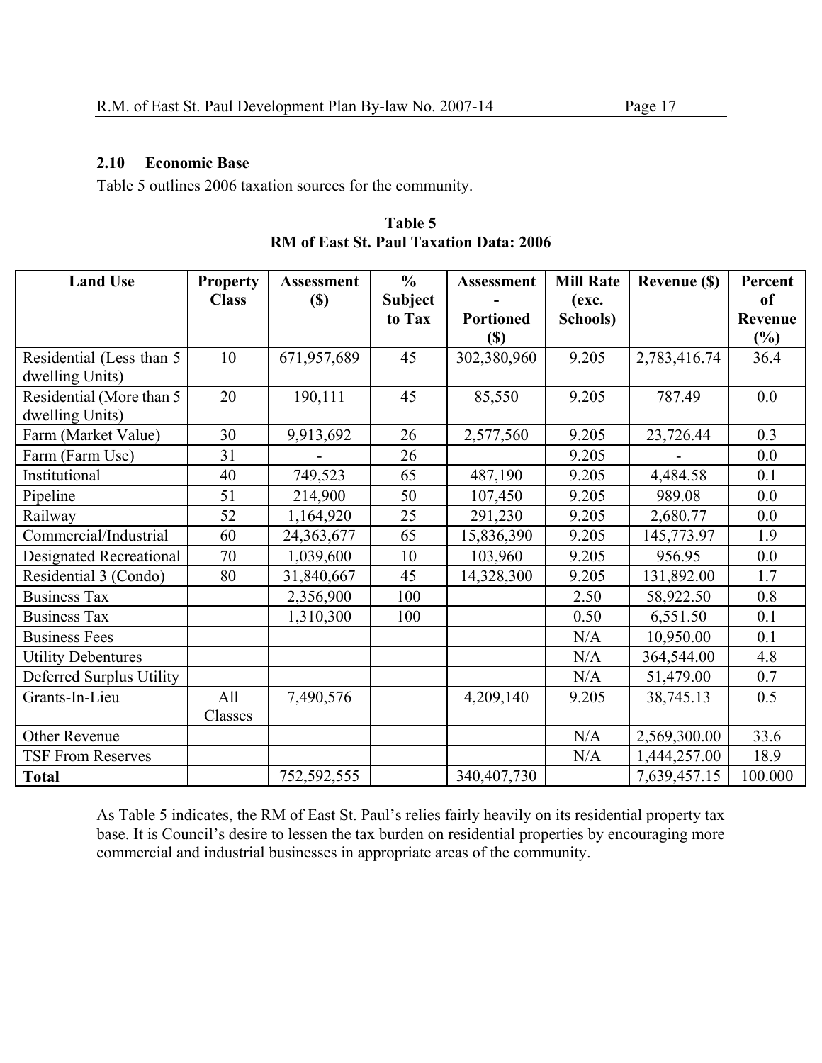### 2.10 Economic Base

Table 5 outlines 2006 taxation sources for the community.

**Table 5**
**RM of East St. Paul Taxation Data: 2006**

| Land Use | Property Class | Assessment ($) | % Subject to Tax | Assessment - Portioned ($) | Mill Rate (exc. Schools) | Revenue ($) | Percent of Revenue (%) |
|---|---|---|---|---|---|---|---|
| Residential (Less than 5 dwelling Units) | 10 | 671,957,689 | 45 | 302,380,960 | 9.205 | 2,783,416.74 | 36.4 |
| Residential (More than 5 dwelling Units) | 20 | 190,111 | 45 | 85,550 | 9.205 | 787.49 | 0.0 |
| Farm (Market Value) | 30 | 9,913,692 | 26 | 2,577,560 | 9.205 | 23,726.44 | 0.3 |
| Farm (Farm Use) | 31 | - | 26 | | 9.205 | - | 0.0 |
| Institutional | 40 | 749,523 | 65 | 487,190 | 9.205 | 4,484.58 | 0.1 |
| Pipeline | 51 | 214,900 | 50 | 107,450 | 9.205 | 989.08 | 0.0 |
| Railway | 52 | 1,164,920 | 25 | 291,230 | 9.205 | 2,680.77 | 0.0 |
| Commercial/Industrial | 60 | 24,363,677 | 65 | 15,836,390 | 9.205 | 145,773.97 | 1.9 |
| Designated Recreational | 70 | 1,039,600 | 10 | 103,960 | 9.205 | 956.95 | 0.0 |
| Residential 3 (Condo) | 80 | 31,840,667 | 45 | 14,328,300 | 9.205 | 131,892.00 | 1.7 |
| Business Tax | | 2,356,900 | 100 | | 2.50 | 58,922.50 | 0.8 |
| Business Tax | | 1,310,300 | 100 | | 0.50 | 6,551.50 | 0.1 |
| Business Fees | | | | | N/A | 10,950.00 | 0.1 |
| Utility Debentures | | | | | N/A | 364,544.00 | 4.8 |
| Deferred Surplus Utility | | | | | N/A | 51,479.00 | 0.7 |
| Grants-In-Lieu | All Classes | 7,490,576 | | 4,209,140 | 9.205 | 38,745.13 | 0.5 |
| Other Revenue | | | | | N/A | 2,569,300.00 | 33.6 |
| TSF From Reserves | | | | | N/A | 1,444,257.00 | 18.9 |
| **Total** | | 752,592,555 | | 340,407,730 | | 7,639,457.15 | 100.000 |

As Table 5 indicates, the RM of East St. Paul's relies fairly heavily on its residential property tax base. It is Council's desire to lessen the tax burden on residential properties by encouraging more commercial and industrial businesses in appropriate areas of the community.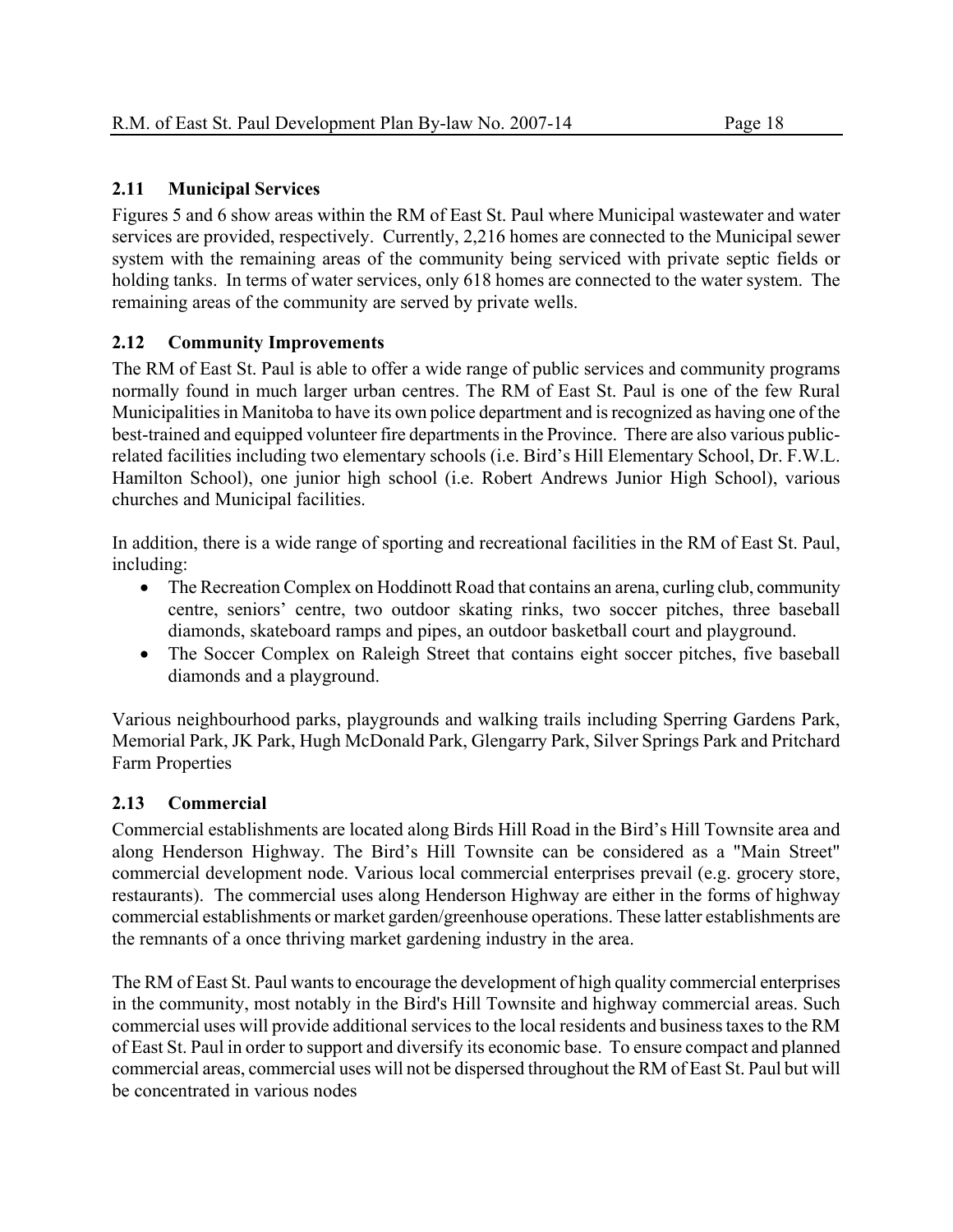## 2.11 Municipal Services

Figures 5 and 6 show areas within the RM of East St. Paul where Municipal wastewater and water services are provided, respectively. Currently, 2,216 homes are connected to the Municipal sewer system with the remaining areas of the community being serviced with private septic fields or holding tanks. In terms of water services, only 618 homes are connected to the water system. The remaining areas of the community are served by private wells.

## 2.12 Community Improvements

The RM of East St. Paul is able to offer a wide range of public services and community programs normally found in much larger urban centres. The RM of East St. Paul is one of the few Rural Municipalities in Manitoba to have its own police department and is recognized as having one of the best-trained and equipped volunteer fire departments in the Province. There are also various public-related facilities including two elementary schools (i.e. Bird's Hill Elementary School, Dr. F.W.L. Hamilton School), one junior high school (i.e. Robert Andrews Junior High School), various churches and Municipal facilities.

In addition, there is a wide range of sporting and recreational facilities in the RM of East St. Paul, including:

- The Recreation Complex on Hoddinott Road that contains an arena, curling club, community centre, seniors' centre, two outdoor skating rinks, two soccer pitches, three baseball diamonds, skateboard ramps and pipes, an outdoor basketball court and playground.
- The Soccer Complex on Raleigh Street that contains eight soccer pitches, five baseball diamonds and a playground.

Various neighbourhood parks, playgrounds and walking trails including Sperring Gardens Park, Memorial Park, JK Park, Hugh McDonald Park, Glengarry Park, Silver Springs Park and Pritchard Farm Properties

## 2.13 Commercial

Commercial establishments are located along Birds Hill Road in the Bird's Hill Townsite area and along Henderson Highway. The Bird's Hill Townsite can be considered as a "Main Street" commercial development node. Various local commercial enterprises prevail (e.g. grocery store, restaurants). The commercial uses along Henderson Highway are either in the forms of highway commercial establishments or market garden/greenhouse operations. These latter establishments are the remnants of a once thriving market gardening industry in the area.

The RM of East St. Paul wants to encourage the development of high quality commercial enterprises in the community, most notably in the Bird's Hill Townsite and highway commercial areas. Such commercial uses will provide additional services to the local residents and business taxes to the RM of East St. Paul in order to support and diversify its economic base. To ensure compact and planned commercial areas, commercial uses will not be dispersed throughout the RM of East St. Paul but will be concentrated in various nodes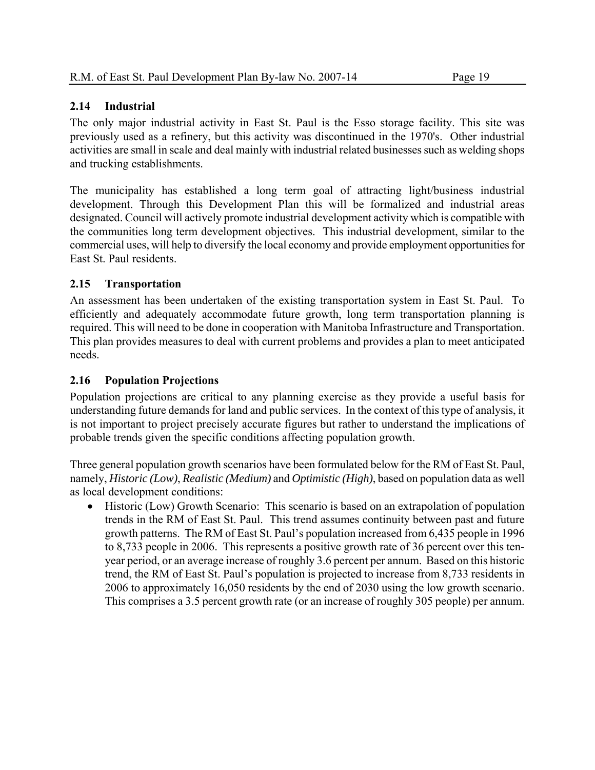## 2.14 Industrial

The only major industrial activity in East St. Paul is the Esso storage facility. This site was previously used as a refinery, but this activity was discontinued in the 1970's. Other industrial activities are small in scale and deal mainly with industrial related businesses such as welding shops and trucking establishments.

The municipality has established a long term goal of attracting light/business industrial development. Through this Development Plan this will be formalized and industrial areas designated. Council will actively promote industrial development activity which is compatible with the communities long term development objectives. This industrial development, similar to the commercial uses, will help to diversify the local economy and provide employment opportunities for East St. Paul residents.

## 2.15 Transportation

An assessment has been undertaken of the existing transportation system in East St. Paul. To efficiently and adequately accommodate future growth, long term transportation planning is required. This will need to be done in cooperation with Manitoba Infrastructure and Transportation. This plan provides measures to deal with current problems and provides a plan to meet anticipated needs.

## 2.16 Population Projections

Population projections are critical to any planning exercise as they provide a useful basis for understanding future demands for land and public services. In the context of this type of analysis, it is not important to project precisely accurate figures but rather to understand the implications of probable trends given the specific conditions affecting population growth.

Three general population growth scenarios have been formulated below for the RM of East St. Paul, namely, *Historic (Low)*, *Realistic (Medium)* and *Optimistic (High)*, based on population data as well as local development conditions:

- Historic (Low) Growth Scenario: This scenario is based on an extrapolation of population trends in the RM of East St. Paul. This trend assumes continuity between past and future growth patterns. The RM of East St. Paul's population increased from 6,435 people in 1996 to 8,733 people in 2006. This represents a positive growth rate of 36 percent over this ten-year period, or an average increase of roughly 3.6 percent per annum. Based on this historic trend, the RM of East St. Paul's population is projected to increase from 8,733 residents in 2006 to approximately 16,050 residents by the end of 2030 using the low growth scenario. This comprises a 3.5 percent growth rate (or an increase of roughly 305 people) per annum.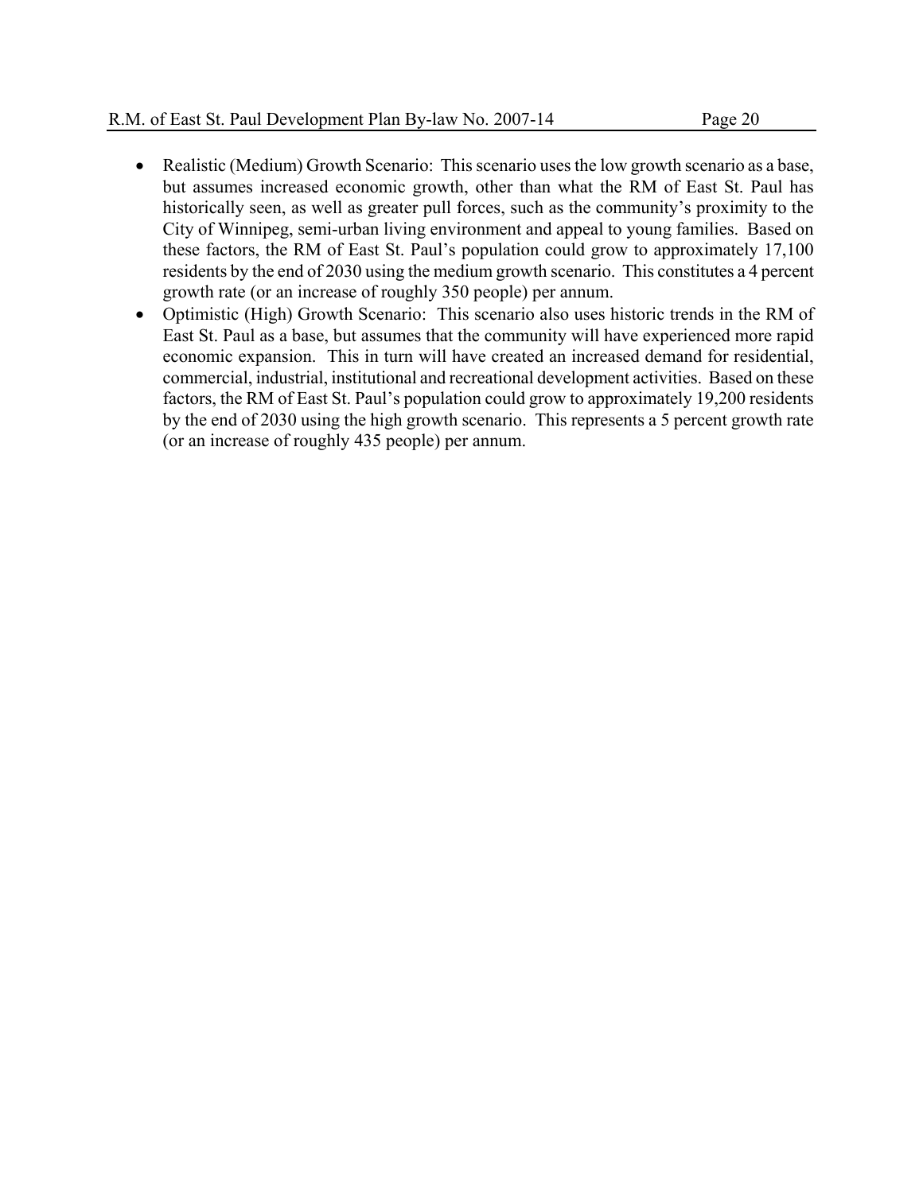- Realistic (Medium) Growth Scenario: This scenario uses the low growth scenario as a base, but assumes increased economic growth, other than what the RM of East St. Paul has historically seen, as well as greater pull forces, such as the community's proximity to the City of Winnipeg, semi-urban living environment and appeal to young families. Based on these factors, the RM of East St. Paul's population could grow to approximately 17,100 residents by the end of 2030 using the medium growth scenario. This constitutes a 4 percent growth rate (or an increase of roughly 350 people) per annum.
- Optimistic (High) Growth Scenario: This scenario also uses historic trends in the RM of East St. Paul as a base, but assumes that the community will have experienced more rapid economic expansion. This in turn will have created an increased demand for residential, commercial, industrial, institutional and recreational development activities. Based on these factors, the RM of East St. Paul's population could grow to approximately 19,200 residents by the end of 2030 using the high growth scenario. This represents a 5 percent growth rate (or an increase of roughly 435 people) per annum.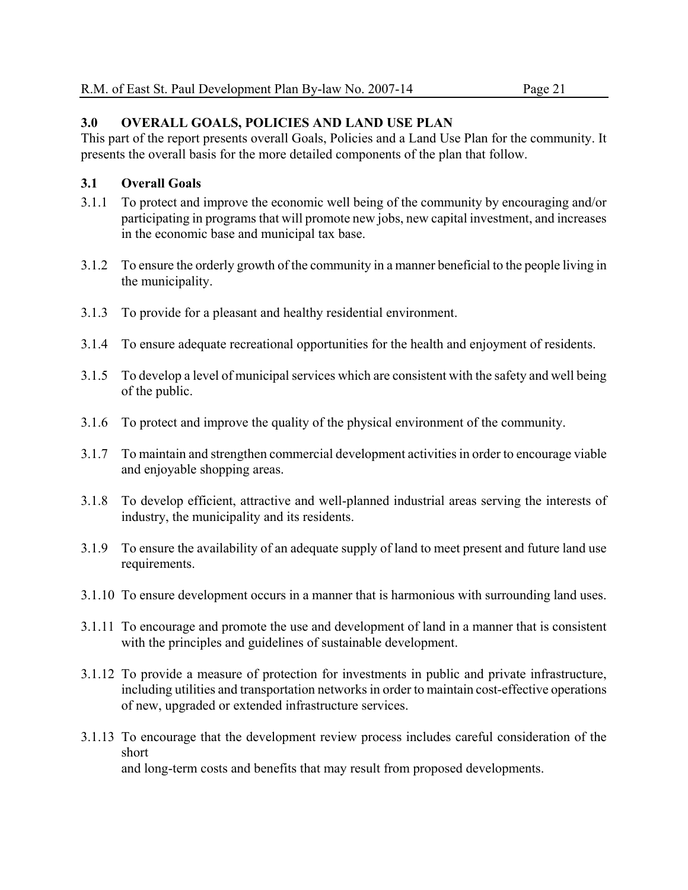## 3.0 OVERALL GOALS, POLICIES AND LAND USE PLAN

This part of the report presents overall Goals, Policies and a Land Use Plan for the community. It presents the overall basis for the more detailed components of the plan that follow.

### 3.1 Overall Goals

3.1.1 To protect and improve the economic well being of the community by encouraging and/or participating in programs that will promote new jobs, new capital investment, and increases in the economic base and municipal tax base.

3.1.2 To ensure the orderly growth of the community in a manner beneficial to the people living in the municipality.

3.1.3 To provide for a pleasant and healthy residential environment.

3.1.4 To ensure adequate recreational opportunities for the health and enjoyment of residents.

3.1.5 To develop a level of municipal services which are consistent with the safety and well being of the public.

3.1.6 To protect and improve the quality of the physical environment of the community.

3.1.7 To maintain and strengthen commercial development activities in order to encourage viable and enjoyable shopping areas.

3.1.8 To develop efficient, attractive and well-planned industrial areas serving the interests of industry, the municipality and its residents.

3.1.9 To ensure the availability of an adequate supply of land to meet present and future land use requirements.

3.1.10 To ensure development occurs in a manner that is harmonious with surrounding land uses.

3.1.11 To encourage and promote the use and development of land in a manner that is consistent with the principles and guidelines of sustainable development.

3.1.12 To provide a measure of protection for investments in public and private infrastructure, including utilities and transportation networks in order to maintain cost-effective operations of new, upgraded or extended infrastructure services.

3.1.13 To encourage that the development review process includes careful consideration of the short
and long-term costs and benefits that may result from proposed developments.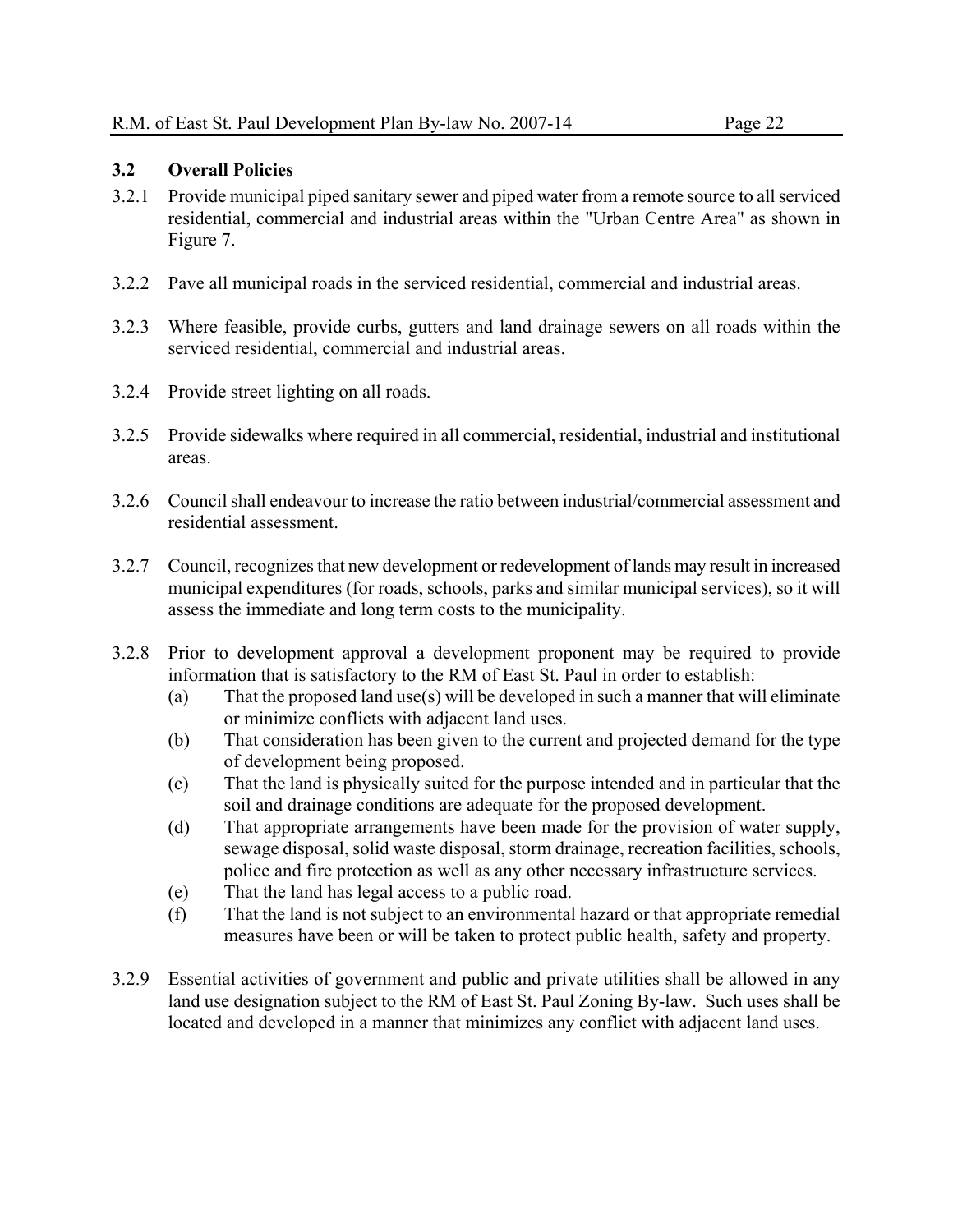### 3.2 Overall Policies

3.2.1 Provide municipal piped sanitary sewer and piped water from a remote source to all serviced residential, commercial and industrial areas within the "Urban Centre Area" as shown in Figure 7.

3.2.2 Pave all municipal roads in the serviced residential, commercial and industrial areas.

3.2.3 Where feasible, provide curbs, gutters and land drainage sewers on all roads within the serviced residential, commercial and industrial areas.

3.2.4 Provide street lighting on all roads.

3.2.5 Provide sidewalks where required in all commercial, residential, industrial and institutional areas.

3.2.6 Council shall endeavour to increase the ratio between industrial/commercial assessment and residential assessment.

3.2.7 Council, recognizes that new development or redevelopment of lands may result in increased municipal expenditures (for roads, schools, parks and similar municipal services), so it will assess the immediate and long term costs to the municipality.

3.2.8 Prior to development approval a development proponent may be required to provide information that is satisfactory to the RM of East St. Paul in order to establish:

(a) That the proposed land use(s) will be developed in such a manner that will eliminate or minimize conflicts with adjacent land uses.

(b) That consideration has been given to the current and projected demand for the type of development being proposed.

(c) That the land is physically suited for the purpose intended and in particular that the soil and drainage conditions are adequate for the proposed development.

(d) That appropriate arrangements have been made for the provision of water supply, sewage disposal, solid waste disposal, storm drainage, recreation facilities, schools, police and fire protection as well as any other necessary infrastructure services.

(e) That the land has legal access to a public road.

(f) That the land is not subject to an environmental hazard or that appropriate remedial measures have been or will be taken to protect public health, safety and property.

3.2.9 Essential activities of government and public and private utilities shall be allowed in any land use designation subject to the RM of East St. Paul Zoning By-law. Such uses shall be located and developed in a manner that minimizes any conflict with adjacent land uses.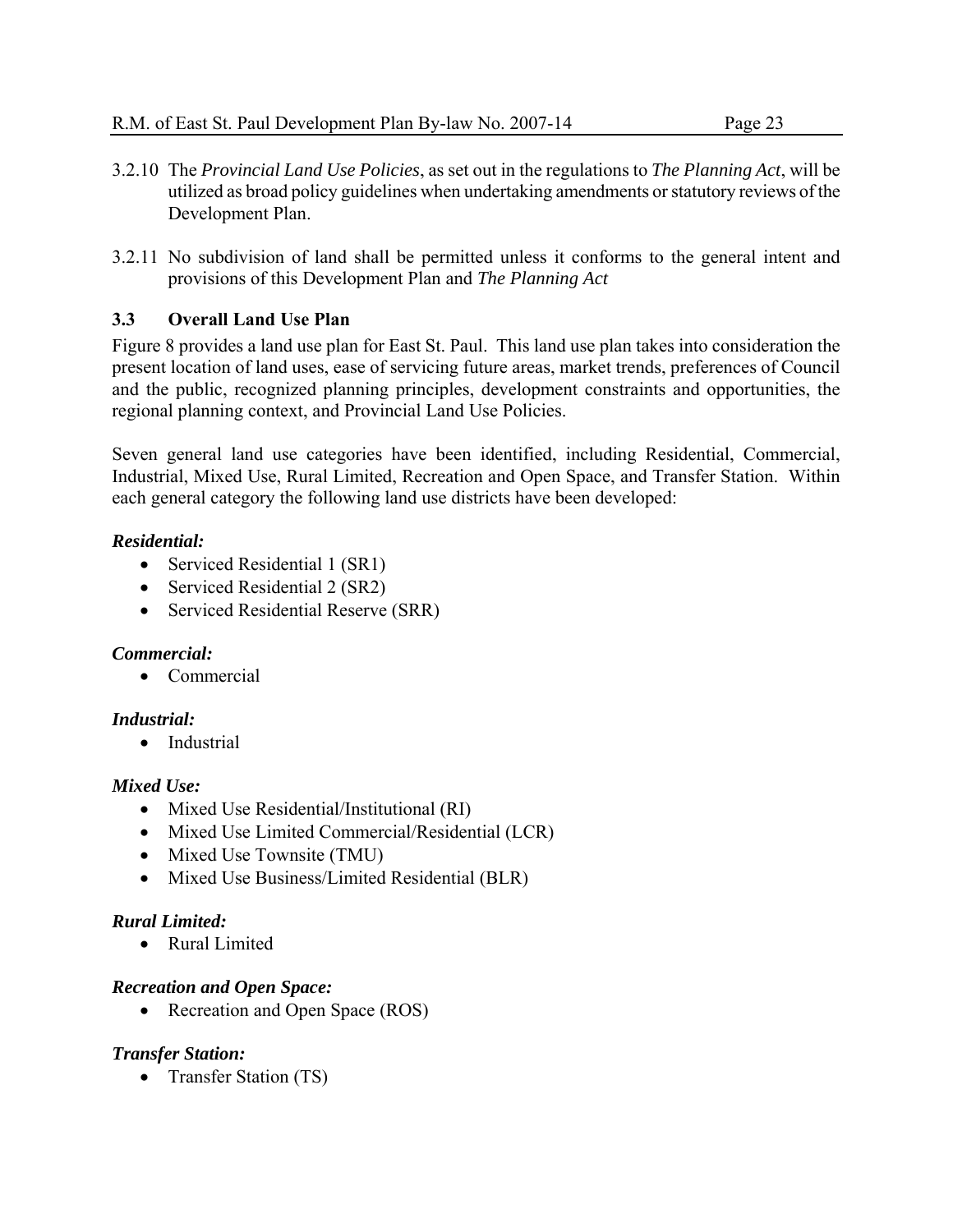3.2.10 The *Provincial Land Use Policies*, as set out in the regulations to *The Planning Act*, will be utilized as broad policy guidelines when undertaking amendments or statutory reviews of the Development Plan.

3.2.11 No subdivision of land shall be permitted unless it conforms to the general intent and provisions of this Development Plan and *The Planning Act*

### 3.3 Overall Land Use Plan

Figure 8 provides a land use plan for East St. Paul. This land use plan takes into consideration the present location of land uses, ease of servicing future areas, market trends, preferences of Council and the public, recognized planning principles, development constraints and opportunities, the regional planning context, and Provincial Land Use Policies.

Seven general land use categories have been identified, including Residential, Commercial, Industrial, Mixed Use, Rural Limited, Recreation and Open Space, and Transfer Station. Within each general category the following land use districts have been developed:

***Residential:***

- Serviced Residential 1 (SR1)
- Serviced Residential 2 (SR2)
- Serviced Residential Reserve (SRR)

***Commercial:***

- Commercial

***Industrial:***

- Industrial

***Mixed Use:***

- Mixed Use Residential/Institutional (RI)
- Mixed Use Limited Commercial/Residential (LCR)
- Mixed Use Townsite (TMU)
- Mixed Use Business/Limited Residential (BLR)

***Rural Limited:***

- Rural Limited

***Recreation and Open Space:***

- Recreation and Open Space (ROS)

***Transfer Station:***

- Transfer Station (TS)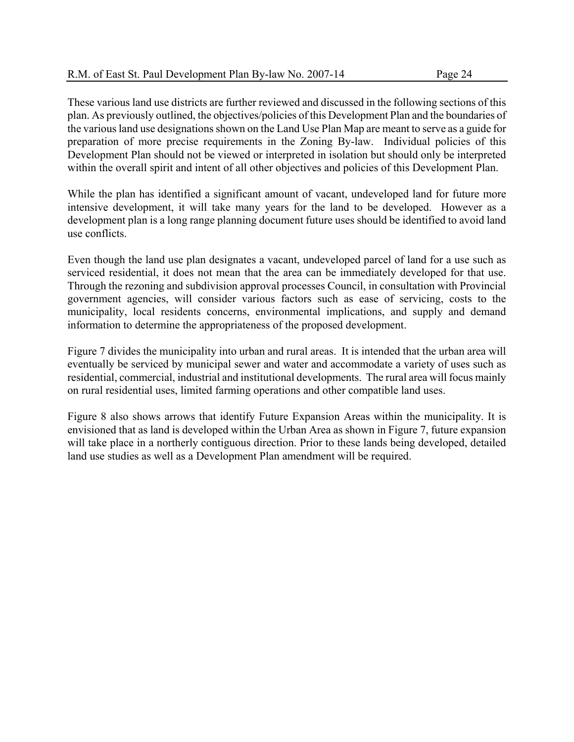These various land use districts are further reviewed and discussed in the following sections of this plan. As previously outlined, the objectives/policies of this Development Plan and the boundaries of the various land use designations shown on the Land Use Plan Map are meant to serve as a guide for preparation of more precise requirements in the Zoning By-law. Individual policies of this Development Plan should not be viewed or interpreted in isolation but should only be interpreted within the overall spirit and intent of all other objectives and policies of this Development Plan.

While the plan has identified a significant amount of vacant, undeveloped land for future more intensive development, it will take many years for the land to be developed. However as a development plan is a long range planning document future uses should be identified to avoid land use conflicts.

Even though the land use plan designates a vacant, undeveloped parcel of land for a use such as serviced residential, it does not mean that the area can be immediately developed for that use. Through the rezoning and subdivision approval processes Council, in consultation with Provincial government agencies, will consider various factors such as ease of servicing, costs to the municipality, local residents concerns, environmental implications, and supply and demand information to determine the appropriateness of the proposed development.

Figure 7 divides the municipality into urban and rural areas. It is intended that the urban area will eventually be serviced by municipal sewer and water and accommodate a variety of uses such as residential, commercial, industrial and institutional developments. The rural area will focus mainly on rural residential uses, limited farming operations and other compatible land uses.

Figure 8 also shows arrows that identify Future Expansion Areas within the municipality. It is envisioned that as land is developed within the Urban Area as shown in Figure 7, future expansion will take place in a northerly contiguous direction. Prior to these lands being developed, detailed land use studies as well as a Development Plan amendment will be required.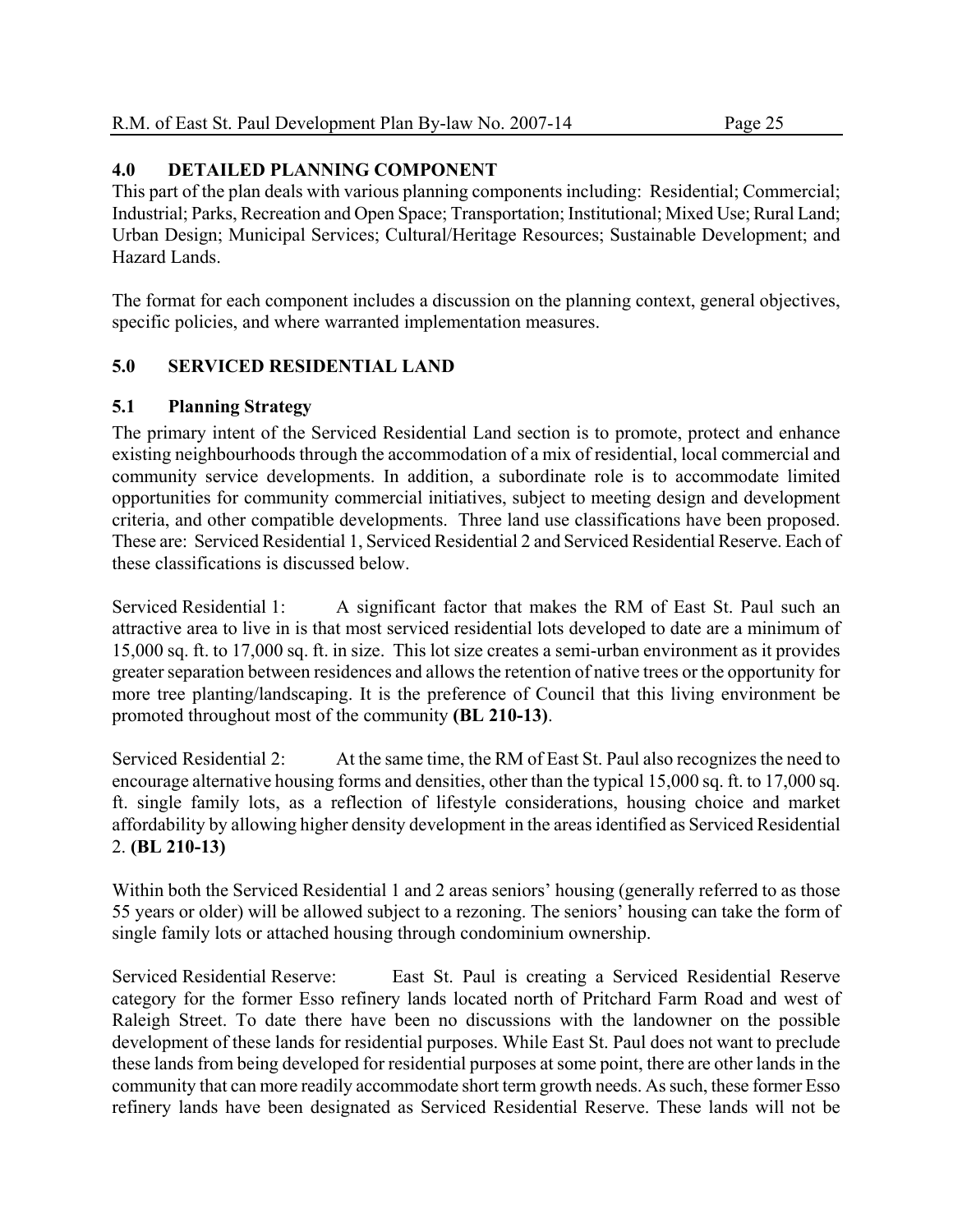## 4.0 DETAILED PLANNING COMPONENT

This part of the plan deals with various planning components including: Residential; Commercial; Industrial; Parks, Recreation and Open Space; Transportation; Institutional; Mixed Use; Rural Land; Urban Design; Municipal Services; Cultural/Heritage Resources; Sustainable Development; and Hazard Lands.

The format for each component includes a discussion on the planning context, general objectives, specific policies, and where warranted implementation measures.

## 5.0 SERVICED RESIDENTIAL LAND

### 5.1 Planning Strategy

The primary intent of the Serviced Residential Land section is to promote, protect and enhance existing neighbourhoods through the accommodation of a mix of residential, local commercial and community service developments. In addition, a subordinate role is to accommodate limited opportunities for community commercial initiatives, subject to meeting design and development criteria, and other compatible developments. Three land use classifications have been proposed. These are: Serviced Residential 1, Serviced Residential 2 and Serviced Residential Reserve. Each of these classifications is discussed below.

Serviced Residential 1: A significant factor that makes the RM of East St. Paul such an attractive area to live in is that most serviced residential lots developed to date are a minimum of 15,000 sq. ft. to 17,000 sq. ft. in size. This lot size creates a semi-urban environment as it provides greater separation between residences and allows the retention of native trees or the opportunity for more tree planting/landscaping. It is the preference of Council that this living environment be promoted throughout most of the community **(BL 210-13)**.

Serviced Residential 2: At the same time, the RM of East St. Paul also recognizes the need to encourage alternative housing forms and densities, other than the typical 15,000 sq. ft. to 17,000 sq. ft. single family lots, as a reflection of lifestyle considerations, housing choice and market affordability by allowing higher density development in the areas identified as Serviced Residential 2. **(BL 210-13)**

Within both the Serviced Residential 1 and 2 areas seniors' housing (generally referred to as those 55 years or older) will be allowed subject to a rezoning. The seniors' housing can take the form of single family lots or attached housing through condominium ownership.

Serviced Residential Reserve: East St. Paul is creating a Serviced Residential Reserve category for the former Esso refinery lands located north of Pritchard Farm Road and west of Raleigh Street. To date there have been no discussions with the landowner on the possible development of these lands for residential purposes. While East St. Paul does not want to preclude these lands from being developed for residential purposes at some point, there are other lands in the community that can more readily accommodate short term growth needs. As such, these former Esso refinery lands have been designated as Serviced Residential Reserve. These lands will not be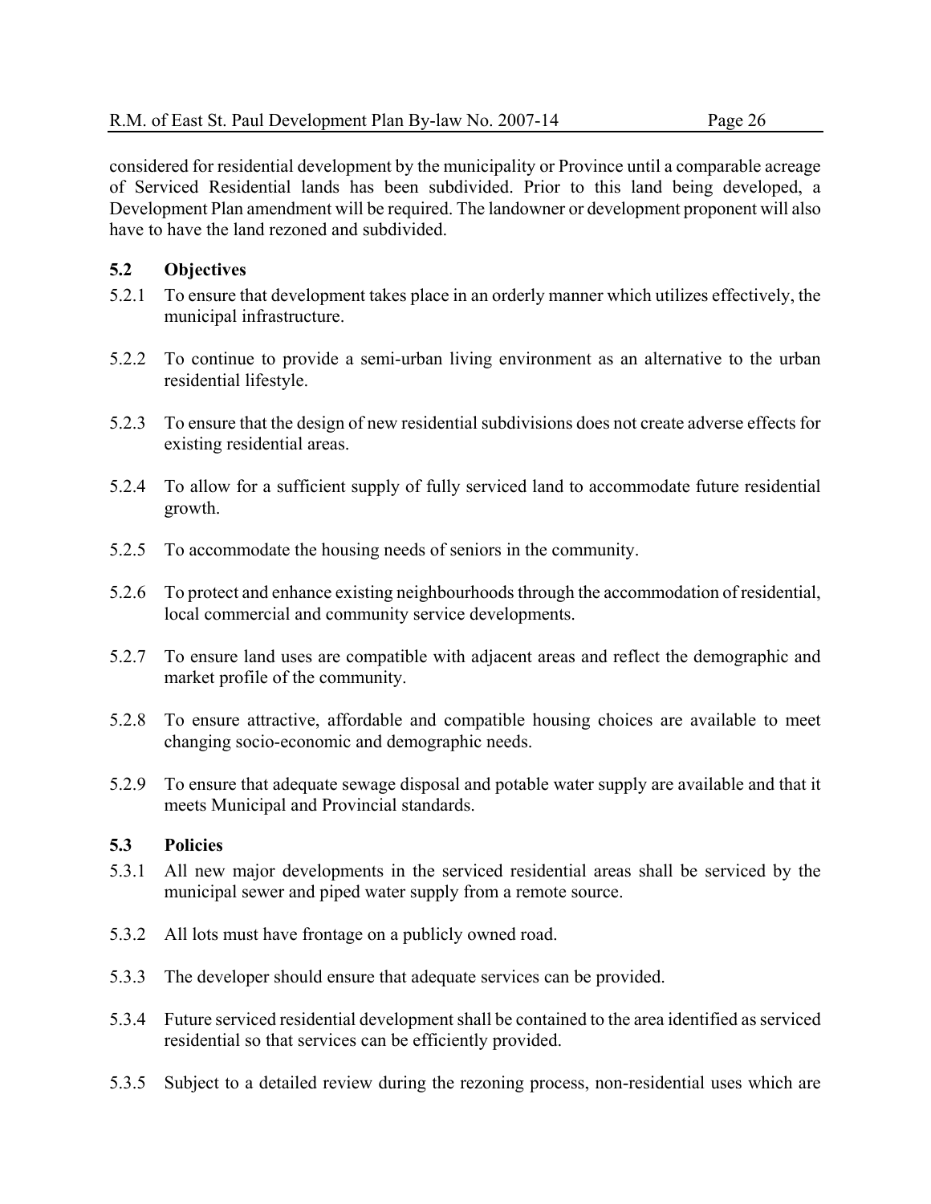considered for residential development by the municipality or Province until a comparable acreage of Serviced Residential lands has been subdivided. Prior to this land being developed, a Development Plan amendment will be required. The landowner or development proponent will also have to have the land rezoned and subdivided.

### 5.2 Objectives

5.2.1 To ensure that development takes place in an orderly manner which utilizes effectively, the municipal infrastructure.

5.2.2 To continue to provide a semi-urban living environment as an alternative to the urban residential lifestyle.

5.2.3 To ensure that the design of new residential subdivisions does not create adverse effects for existing residential areas.

5.2.4 To allow for a sufficient supply of fully serviced land to accommodate future residential growth.

5.2.5 To accommodate the housing needs of seniors in the community.

5.2.6 To protect and enhance existing neighbourhoods through the accommodation of residential, local commercial and community service developments.

5.2.7 To ensure land uses are compatible with adjacent areas and reflect the demographic and market profile of the community.

5.2.8 To ensure attractive, affordable and compatible housing choices are available to meet changing socio-economic and demographic needs.

5.2.9 To ensure that adequate sewage disposal and potable water supply are available and that it meets Municipal and Provincial standards.

### 5.3 Policies

5.3.1 All new major developments in the serviced residential areas shall be serviced by the municipal sewer and piped water supply from a remote source.

5.3.2 All lots must have frontage on a publicly owned road.

5.3.3 The developer should ensure that adequate services can be provided.

5.3.4 Future serviced residential development shall be contained to the area identified as serviced residential so that services can be efficiently provided.

5.3.5 Subject to a detailed review during the rezoning process, non-residential uses which are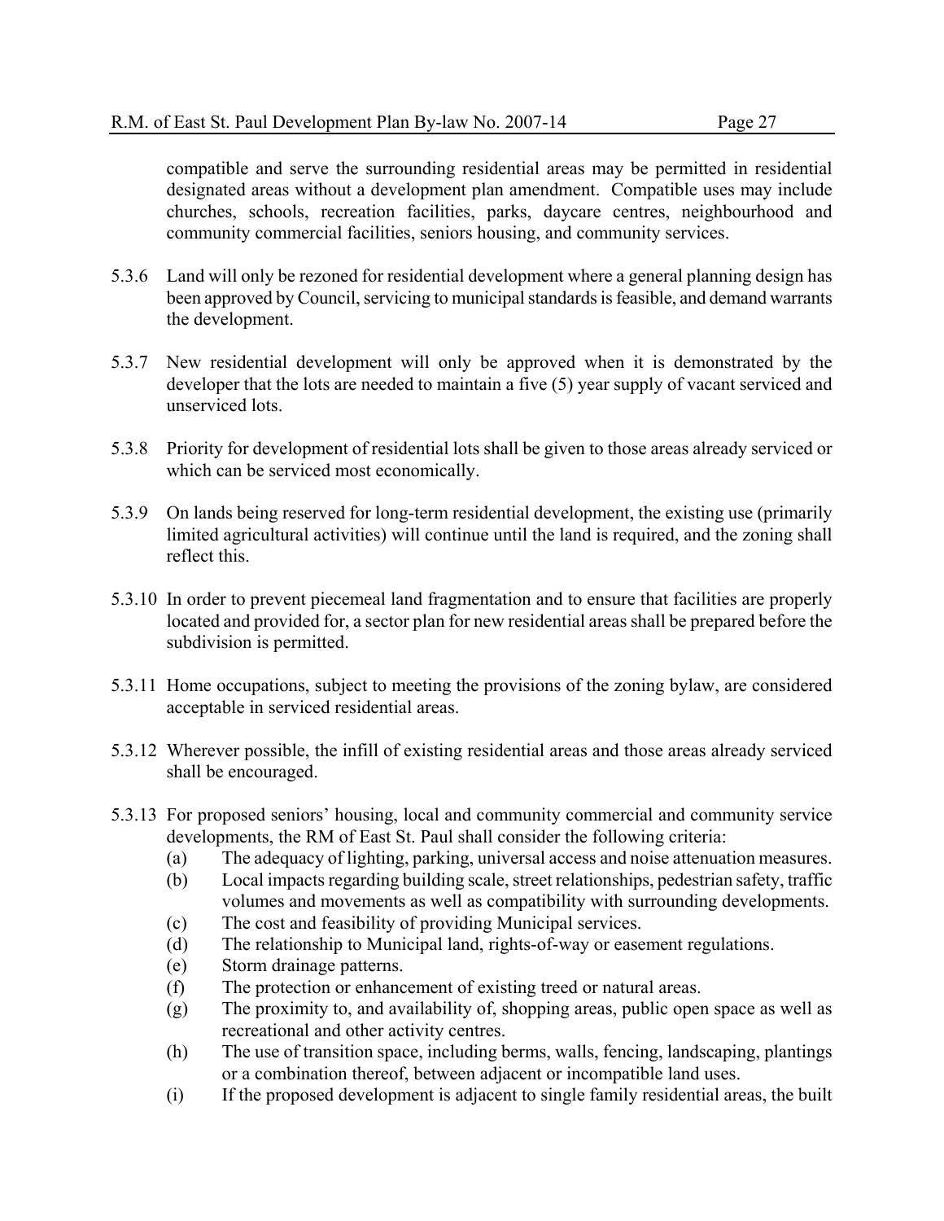compatible and serve the surrounding residential areas may be permitted in residential designated areas without a development plan amendment. Compatible uses may include churches, schools, recreation facilities, parks, daycare centres, neighbourhood and community commercial facilities, seniors housing, and community services.

5.3.6 Land will only be rezoned for residential development where a general planning design has been approved by Council, servicing to municipal standards is feasible, and demand warrants the development.

5.3.7 New residential development will only be approved when it is demonstrated by the developer that the lots are needed to maintain a five (5) year supply of vacant serviced and unserviced lots.

5.3.8 Priority for development of residential lots shall be given to those areas already serviced or which can be serviced most economically.

5.3.9 On lands being reserved for long-term residential development, the existing use (primarily limited agricultural activities) will continue until the land is required, and the zoning shall reflect this.

5.3.10 In order to prevent piecemeal land fragmentation and to ensure that facilities are properly located and provided for, a sector plan for new residential areas shall be prepared before the subdivision is permitted.

5.3.11 Home occupations, subject to meeting the provisions of the zoning bylaw, are considered acceptable in serviced residential areas.

5.3.12 Wherever possible, the infill of existing residential areas and those areas already serviced shall be encouraged.

5.3.13 For proposed seniors' housing, local and community commercial and community service developments, the RM of East St. Paul shall consider the following criteria:

(a) The adequacy of lighting, parking, universal access and noise attenuation measures.

(b) Local impacts regarding building scale, street relationships, pedestrian safety, traffic volumes and movements as well as compatibility with surrounding developments.

(c) The cost and feasibility of providing Municipal services.

(d) The relationship to Municipal land, rights-of-way or easement regulations.

(e) Storm drainage patterns.

(f) The protection or enhancement of existing treed or natural areas.

(g) The proximity to, and availability of, shopping areas, public open space as well as recreational and other activity centres.

(h) The use of transition space, including berms, walls, fencing, landscaping, plantings or a combination thereof, between adjacent or incompatible land uses.

(i) If the proposed development is adjacent to single family residential areas, the built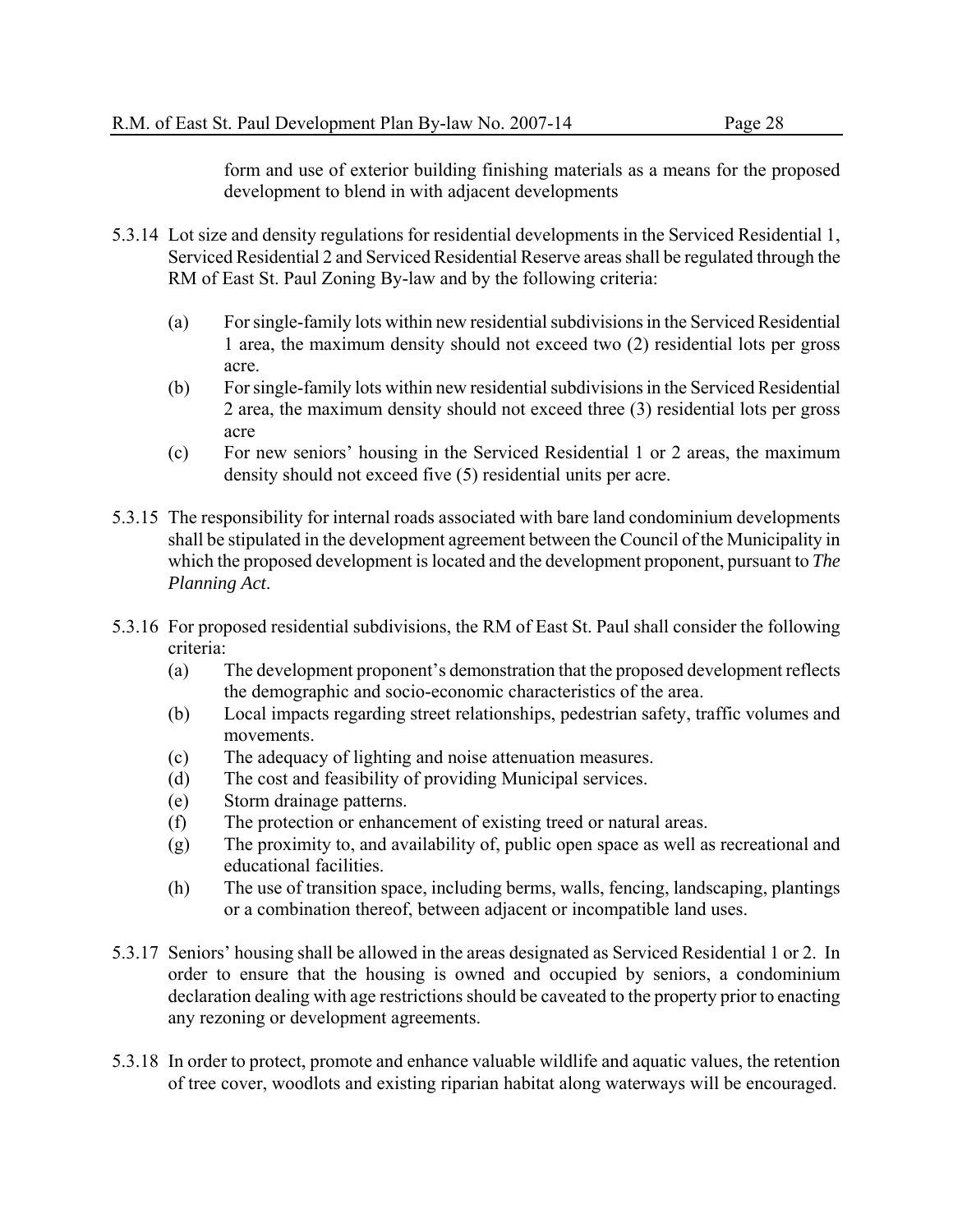form and use of exterior building finishing materials as a means for the proposed development to blend in with adjacent developments

5.3.14 Lot size and density regulations for residential developments in the Serviced Residential 1, Serviced Residential 2 and Serviced Residential Reserve areas shall be regulated through the RM of East St. Paul Zoning By-law and by the following criteria:

(a) For single-family lots within new residential subdivisions in the Serviced Residential 1 area, the maximum density should not exceed two (2) residential lots per gross acre.

(b) For single-family lots within new residential subdivisions in the Serviced Residential 2 area, the maximum density should not exceed three (3) residential lots per gross acre

(c) For new seniors' housing in the Serviced Residential 1 or 2 areas, the maximum density should not exceed five (5) residential units per acre.

5.3.15 The responsibility for internal roads associated with bare land condominium developments shall be stipulated in the development agreement between the Council of the Municipality in which the proposed development is located and the development proponent, pursuant to *The Planning Act*.

5.3.16 For proposed residential subdivisions, the RM of East St. Paul shall consider the following criteria:

(a) The development proponent's demonstration that the proposed development reflects the demographic and socio-economic characteristics of the area.
(b) Local impacts regarding street relationships, pedestrian safety, traffic volumes and movements.
(c) The adequacy of lighting and noise attenuation measures.
(d) The cost and feasibility of providing Municipal services.
(e) Storm drainage patterns.
(f) The protection or enhancement of existing treed or natural areas.
(g) The proximity to, and availability of, public open space as well as recreational and educational facilities.
(h) The use of transition space, including berms, walls, fencing, landscaping, plantings or a combination thereof, between adjacent or incompatible land uses.

5.3.17 Seniors' housing shall be allowed in the areas designated as Serviced Residential 1 or 2. In order to ensure that the housing is owned and occupied by seniors, a condominium declaration dealing with age restrictions should be caveated to the property prior to enacting any rezoning or development agreements.

5.3.18 In order to protect, promote and enhance valuable wildlife and aquatic values, the retention of tree cover, woodlots and existing riparian habitat along waterways will be encouraged.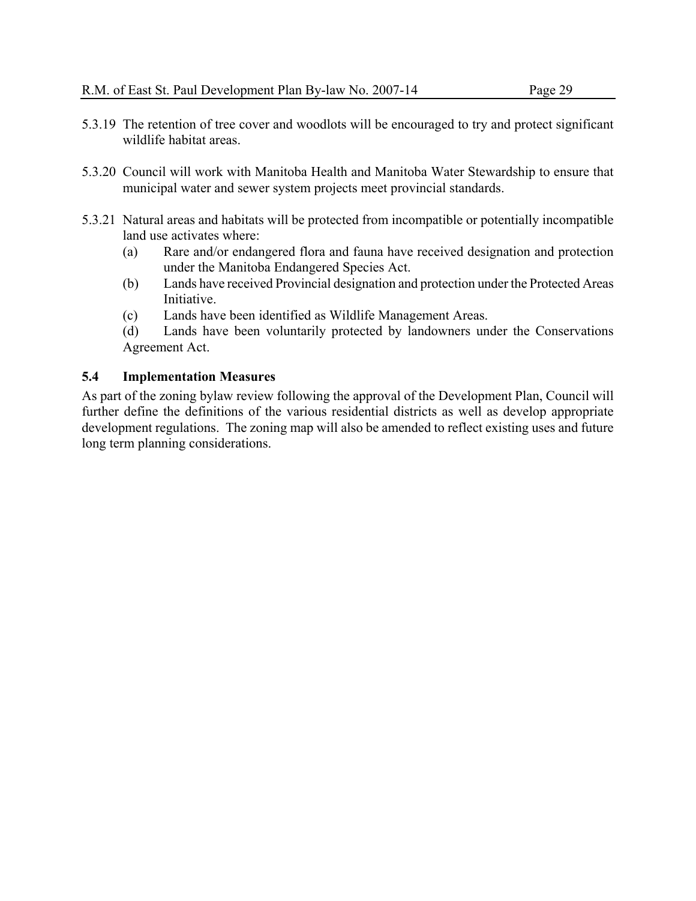5.3.19 The retention of tree cover and woodlots will be encouraged to try and protect significant wildlife habitat areas.

5.3.20 Council will work with Manitoba Health and Manitoba Water Stewardship to ensure that municipal water and sewer system projects meet provincial standards.

5.3.21 Natural areas and habitats will be protected from incompatible or potentially incompatible land use activates where:

(a) Rare and/or endangered flora and fauna have received designation and protection under the Manitoba Endangered Species Act.

(b) Lands have received Provincial designation and protection under the Protected Areas Initiative.

(c) Lands have been identified as Wildlife Management Areas.

(d) Lands have been voluntarily protected by landowners under the Conservations Agreement Act.

### 5.4 Implementation Measures

As part of the zoning bylaw review following the approval of the Development Plan, Council will further define the definitions of the various residential districts as well as develop appropriate development regulations. The zoning map will also be amended to reflect existing uses and future long term planning considerations.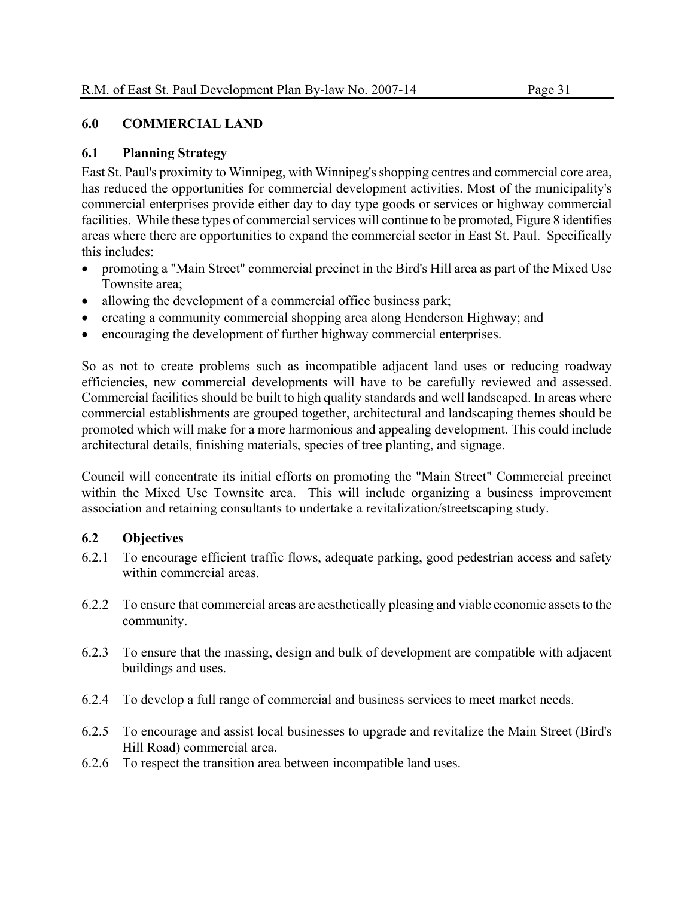## 6.0 COMMERCIAL LAND

### 6.1 Planning Strategy

East St. Paul's proximity to Winnipeg, with Winnipeg's shopping centres and commercial core area, has reduced the opportunities for commercial development activities. Most of the municipality's commercial enterprises provide either day to day type goods or services or highway commercial facilities. While these types of commercial services will continue to be promoted, Figure 8 identifies areas where there are opportunities to expand the commercial sector in East St. Paul. Specifically this includes:

- promoting a "Main Street" commercial precinct in the Bird's Hill area as part of the Mixed Use Townsite area;
- allowing the development of a commercial office business park;
- creating a community commercial shopping area along Henderson Highway; and
- encouraging the development of further highway commercial enterprises.

So as not to create problems such as incompatible adjacent land uses or reducing roadway efficiencies, new commercial developments will have to be carefully reviewed and assessed. Commercial facilities should be built to high quality standards and well landscaped. In areas where commercial establishments are grouped together, architectural and landscaping themes should be promoted which will make for a more harmonious and appealing development. This could include architectural details, finishing materials, species of tree planting, and signage.

Council will concentrate its initial efforts on promoting the "Main Street" Commercial precinct within the Mixed Use Townsite area. This will include organizing a business improvement association and retaining consultants to undertake a revitalization/streetscaping study.

### 6.2 Objectives

6.2.1 To encourage efficient traffic flows, adequate parking, good pedestrian access and safety within commercial areas.

6.2.2 To ensure that commercial areas are aesthetically pleasing and viable economic assets to the community.

6.2.3 To ensure that the massing, design and bulk of development are compatible with adjacent buildings and uses.

6.2.4 To develop a full range of commercial and business services to meet market needs.

6.2.5 To encourage and assist local businesses to upgrade and revitalize the Main Street (Bird's Hill Road) commercial area.

6.2.6 To respect the transition area between incompatible land uses.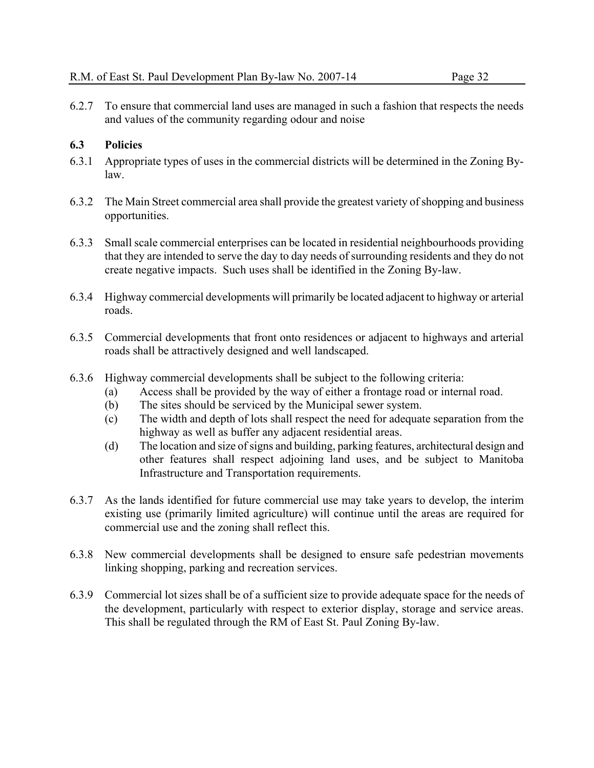6.2.7 To ensure that commercial land uses are managed in such a fashion that respects the needs and values of the community regarding odour and noise

## 6.3 Policies

6.3.1 Appropriate types of uses in the commercial districts will be determined in the Zoning By-law.

6.3.2 The Main Street commercial area shall provide the greatest variety of shopping and business opportunities.

6.3.3 Small scale commercial enterprises can be located in residential neighbourhoods providing that they are intended to serve the day to day needs of surrounding residents and they do not create negative impacts. Such uses shall be identified in the Zoning By-law.

6.3.4 Highway commercial developments will primarily be located adjacent to highway or arterial roads.

6.3.5 Commercial developments that front onto residences or adjacent to highways and arterial roads shall be attractively designed and well landscaped.

6.3.6 Highway commercial developments shall be subject to the following criteria:

- (a) Access shall be provided by the way of either a frontage road or internal road.
- (b) The sites should be serviced by the Municipal sewer system.
- (c) The width and depth of lots shall respect the need for adequate separation from the highway as well as buffer any adjacent residential areas.
- (d) The location and size of signs and building, parking features, architectural design and other features shall respect adjoining land uses, and be subject to Manitoba Infrastructure and Transportation requirements.

6.3.7 As the lands identified for future commercial use may take years to develop, the interim existing use (primarily limited agriculture) will continue until the areas are required for commercial use and the zoning shall reflect this.

6.3.8 New commercial developments shall be designed to ensure safe pedestrian movements linking shopping, parking and recreation services.

6.3.9 Commercial lot sizes shall be of a sufficient size to provide adequate space for the needs of the development, particularly with respect to exterior display, storage and service areas. This shall be regulated through the RM of East St. Paul Zoning By-law.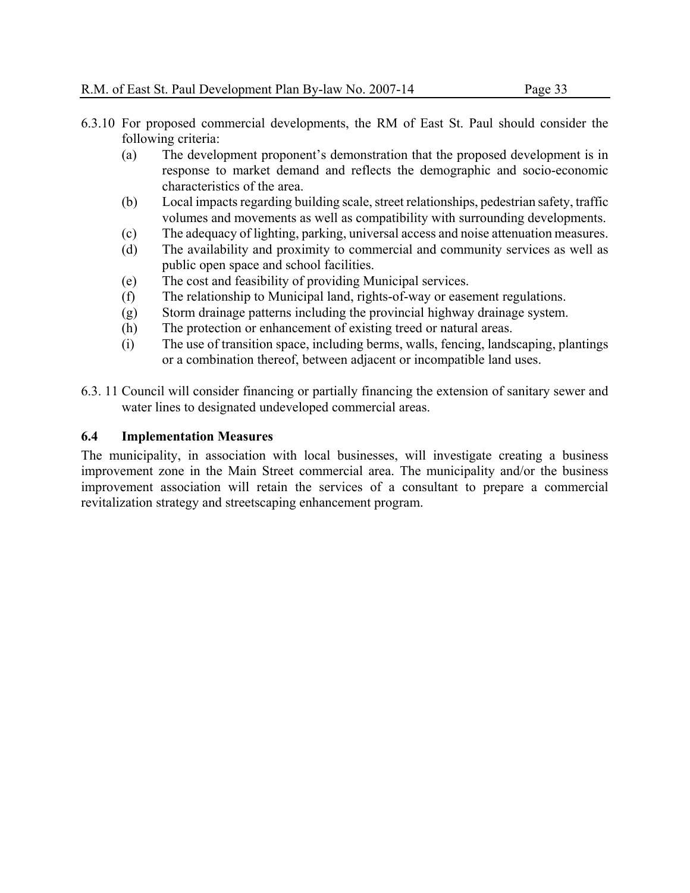6.3.10 For proposed commercial developments, the RM of East St. Paul should consider the following criteria:

(a) The development proponent's demonstration that the proposed development is in response to market demand and reflects the demographic and socio-economic characteristics of the area.

(b) Local impacts regarding building scale, street relationships, pedestrian safety, traffic volumes and movements as well as compatibility with surrounding developments.

(c) The adequacy of lighting, parking, universal access and noise attenuation measures.

(d) The availability and proximity to commercial and community services as well as public open space and school facilities.

(e) The cost and feasibility of providing Municipal services.

(f) The relationship to Municipal land, rights-of-way or easement regulations.

(g) Storm drainage patterns including the provincial highway drainage system.

(h) The protection or enhancement of existing treed or natural areas.

(i) The use of transition space, including berms, walls, fencing, landscaping, plantings or a combination thereof, between adjacent or incompatible land uses.

6.3. 11 Council will consider financing or partially financing the extension of sanitary sewer and water lines to designated undeveloped commercial areas.

### 6.4 Implementation Measures

The municipality, in association with local businesses, will investigate creating a business improvement zone in the Main Street commercial area. The municipality and/or the business improvement association will retain the services of a consultant to prepare a commercial revitalization strategy and streetscaping enhancement program.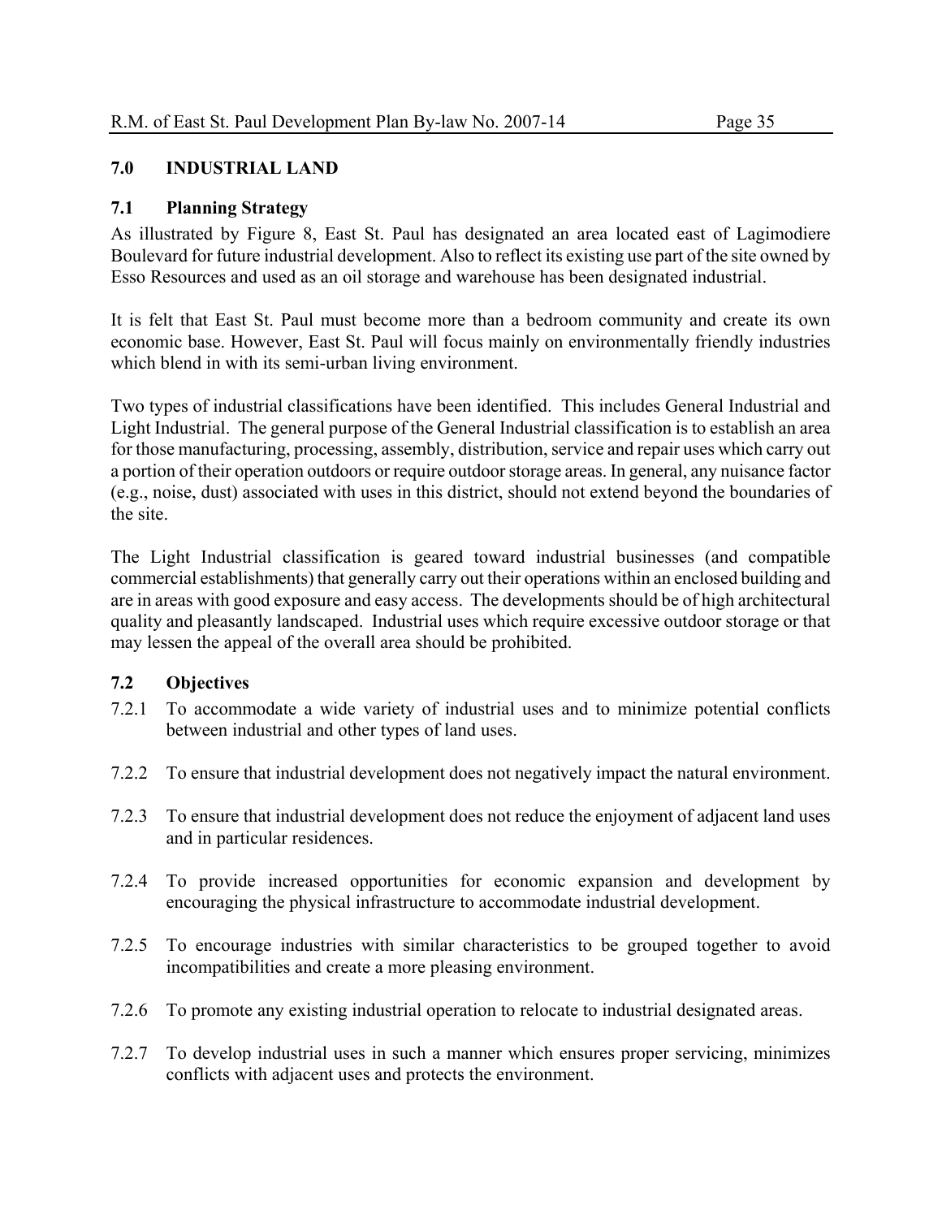## 7.0 INDUSTRIAL LAND

### 7.1 Planning Strategy

As illustrated by Figure 8, East St. Paul has designated an area located east of Lagimodiere Boulevard for future industrial development. Also to reflect its existing use part of the site owned by Esso Resources and used as an oil storage and warehouse has been designated industrial.

It is felt that East St. Paul must become more than a bedroom community and create its own economic base. However, East St. Paul will focus mainly on environmentally friendly industries which blend in with its semi-urban living environment.

Two types of industrial classifications have been identified. This includes General Industrial and Light Industrial. The general purpose of the General Industrial classification is to establish an area for those manufacturing, processing, assembly, distribution, service and repair uses which carry out a portion of their operation outdoors or require outdoor storage areas. In general, any nuisance factor (e.g., noise, dust) associated with uses in this district, should not extend beyond the boundaries of the site.

The Light Industrial classification is geared toward industrial businesses (and compatible commercial establishments) that generally carry out their operations within an enclosed building and are in areas with good exposure and easy access. The developments should be of high architectural quality and pleasantly landscaped. Industrial uses which require excessive outdoor storage or that may lessen the appeal of the overall area should be prohibited.

### 7.2 Objectives

7.2.1 To accommodate a wide variety of industrial uses and to minimize potential conflicts between industrial and other types of land uses.

7.2.2 To ensure that industrial development does not negatively impact the natural environment.

7.2.3 To ensure that industrial development does not reduce the enjoyment of adjacent land uses and in particular residences.

7.2.4 To provide increased opportunities for economic expansion and development by encouraging the physical infrastructure to accommodate industrial development.

7.2.5 To encourage industries with similar characteristics to be grouped together to avoid incompatibilities and create a more pleasing environment.

7.2.6 To promote any existing industrial operation to relocate to industrial designated areas.

7.2.7 To develop industrial uses in such a manner which ensures proper servicing, minimizes conflicts with adjacent uses and protects the environment.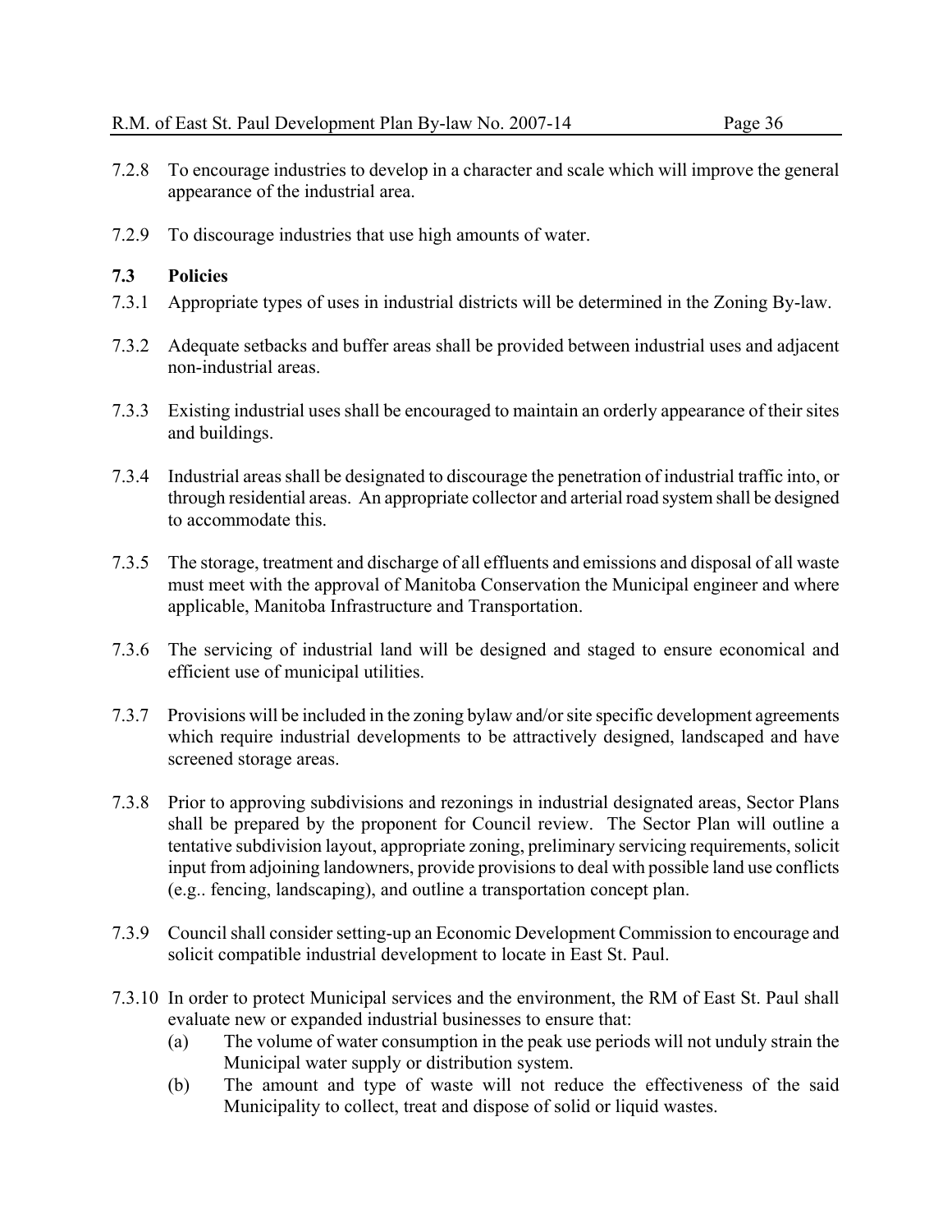7.2.8 To encourage industries to develop in a character and scale which will improve the general appearance of the industrial area.

7.2.9 To discourage industries that use high amounts of water.

### 7.3 Policies

7.3.1 Appropriate types of uses in industrial districts will be determined in the Zoning By-law.

7.3.2 Adequate setbacks and buffer areas shall be provided between industrial uses and adjacent non-industrial areas.

7.3.3 Existing industrial uses shall be encouraged to maintain an orderly appearance of their sites and buildings.

7.3.4 Industrial areas shall be designated to discourage the penetration of industrial traffic into, or through residential areas. An appropriate collector and arterial road system shall be designed to accommodate this.

7.3.5 The storage, treatment and discharge of all effluents and emissions and disposal of all waste must meet with the approval of Manitoba Conservation the Municipal engineer and where applicable, Manitoba Infrastructure and Transportation.

7.3.6 The servicing of industrial land will be designed and staged to ensure economical and efficient use of municipal utilities.

7.3.7 Provisions will be included in the zoning bylaw and/or site specific development agreements which require industrial developments to be attractively designed, landscaped and have screened storage areas.

7.3.8 Prior to approving subdivisions and rezonings in industrial designated areas, Sector Plans shall be prepared by the proponent for Council review. The Sector Plan will outline a tentative subdivision layout, appropriate zoning, preliminary servicing requirements, solicit input from adjoining landowners, provide provisions to deal with possible land use conflicts (e.g.. fencing, landscaping), and outline a transportation concept plan.

7.3.9 Council shall consider setting-up an Economic Development Commission to encourage and solicit compatible industrial development to locate in East St. Paul.

7.3.10 In order to protect Municipal services and the environment, the RM of East St. Paul shall evaluate new or expanded industrial businesses to ensure that:

(a) The volume of water consumption in the peak use periods will not unduly strain the Municipal water supply or distribution system.

(b) The amount and type of waste will not reduce the effectiveness of the said Municipality to collect, treat and dispose of solid or liquid wastes.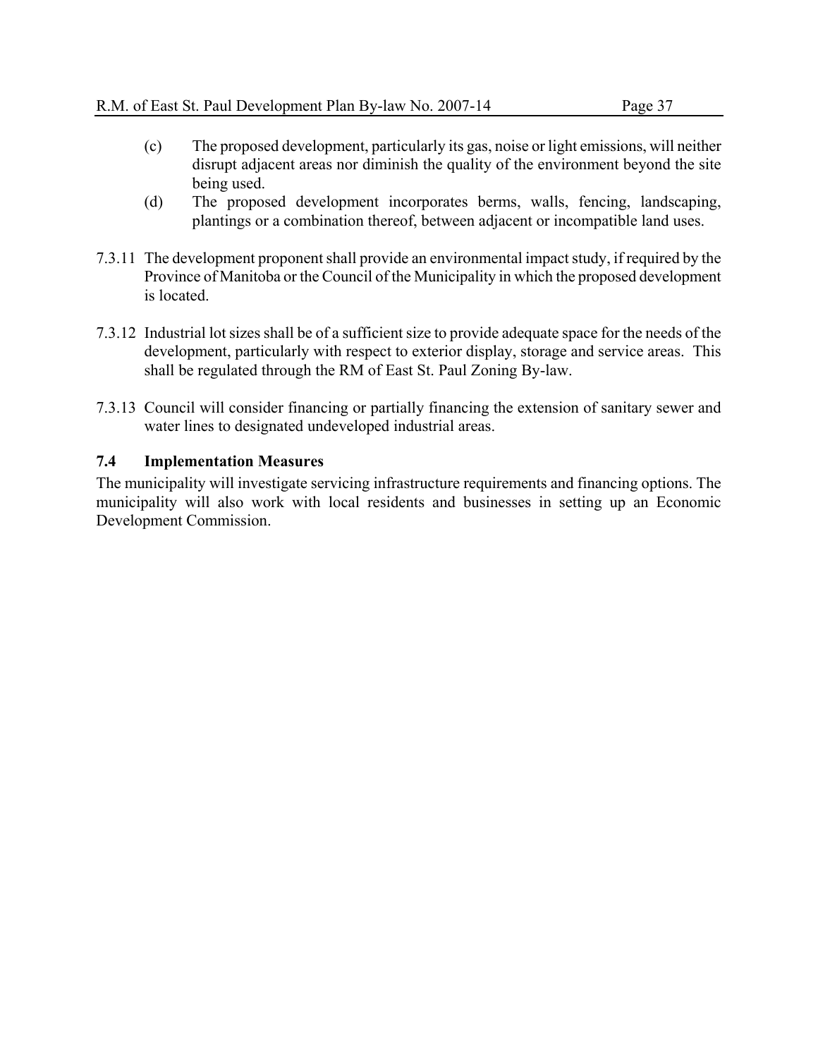(c) The proposed development, particularly its gas, noise or light emissions, will neither disrupt adjacent areas nor diminish the quality of the environment beyond the site being used.

(d) The proposed development incorporates berms, walls, fencing, landscaping, plantings or a combination thereof, between adjacent or incompatible land uses.

7.3.11 The development proponent shall provide an environmental impact study, if required by the Province of Manitoba or the Council of the Municipality in which the proposed development is located.

7.3.12 Industrial lot sizes shall be of a sufficient size to provide adequate space for the needs of the development, particularly with respect to exterior display, storage and service areas. This shall be regulated through the RM of East St. Paul Zoning By-law.

7.3.13 Council will consider financing or partially financing the extension of sanitary sewer and water lines to designated undeveloped industrial areas.

### 7.4 Implementation Measures

The municipality will investigate servicing infrastructure requirements and financing options. The municipality will also work with local residents and businesses in setting up an Economic Development Commission.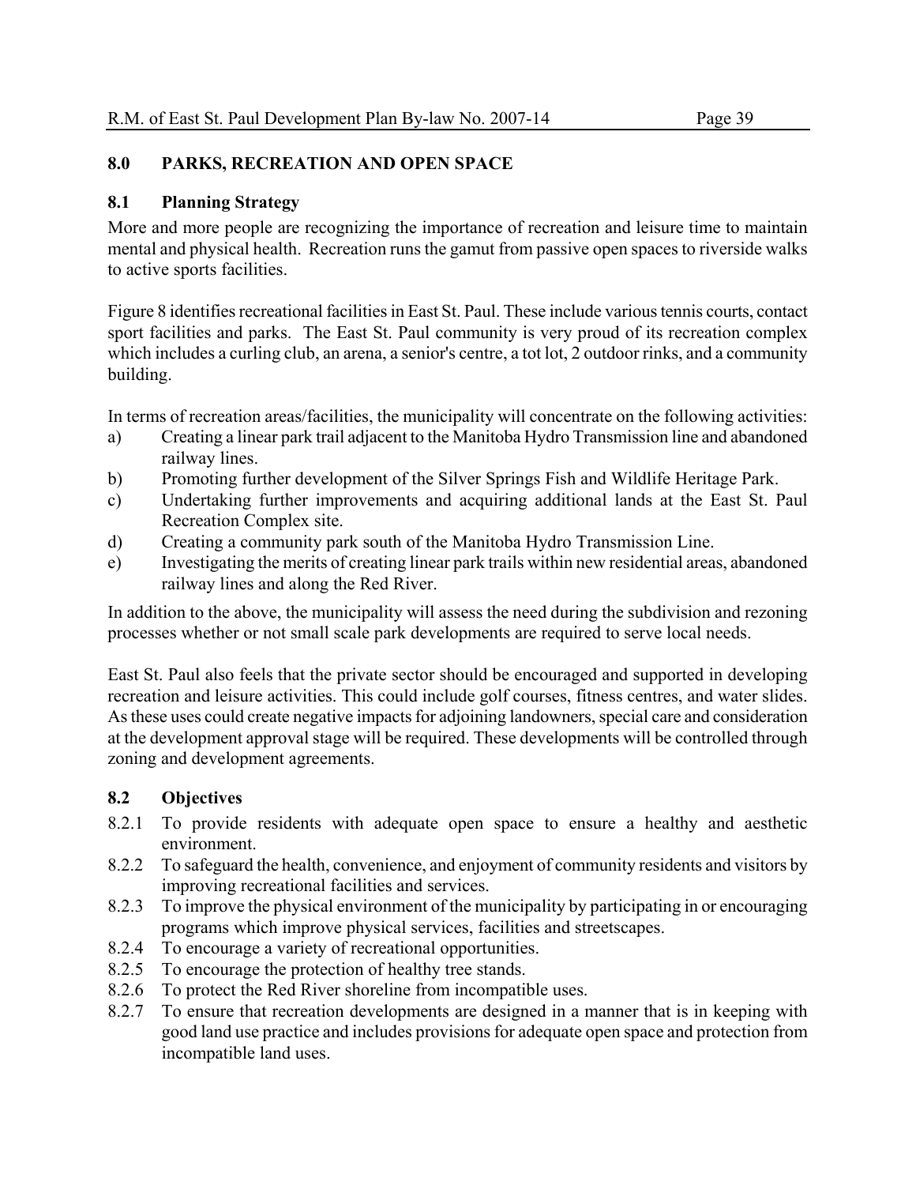## 8.0 PARKS, RECREATION AND OPEN SPACE

### 8.1 Planning Strategy

More and more people are recognizing the importance of recreation and leisure time to maintain mental and physical health. Recreation runs the gamut from passive open spaces to riverside walks to active sports facilities.

Figure 8 identifies recreational facilities in East St. Paul. These include various tennis courts, contact sport facilities and parks. The East St. Paul community is very proud of its recreation complex which includes a curling club, an arena, a senior's centre, a tot lot, 2 outdoor rinks, and a community building.

In terms of recreation areas/facilities, the municipality will concentrate on the following activities:

a) Creating a linear park trail adjacent to the Manitoba Hydro Transmission line and abandoned railway lines.
b) Promoting further development of the Silver Springs Fish and Wildlife Heritage Park.
c) Undertaking further improvements and acquiring additional lands at the East St. Paul Recreation Complex site.
d) Creating a community park south of the Manitoba Hydro Transmission Line.
e) Investigating the merits of creating linear park trails within new residential areas, abandoned railway lines and along the Red River.

In addition to the above, the municipality will assess the need during the subdivision and rezoning processes whether or not small scale park developments are required to serve local needs.

East St. Paul also feels that the private sector should be encouraged and supported in developing recreation and leisure activities. This could include golf courses, fitness centres, and water slides. As these uses could create negative impacts for adjoining landowners, special care and consideration at the development approval stage will be required. These developments will be controlled through zoning and development agreements.

### 8.2 Objectives

8.2.1 To provide residents with adequate open space to ensure a healthy and aesthetic environment.

8.2.2 To safeguard the health, convenience, and enjoyment of community residents and visitors by improving recreational facilities and services.

8.2.3 To improve the physical environment of the municipality by participating in or encouraging programs which improve physical services, facilities and streetscapes.

8.2.4 To encourage a variety of recreational opportunities.

8.2.5 To encourage the protection of healthy tree stands.

8.2.6 To protect the Red River shoreline from incompatible uses.

8.2.7 To ensure that recreation developments are designed in a manner that is in keeping with good land use practice and includes provisions for adequate open space and protection from incompatible land uses.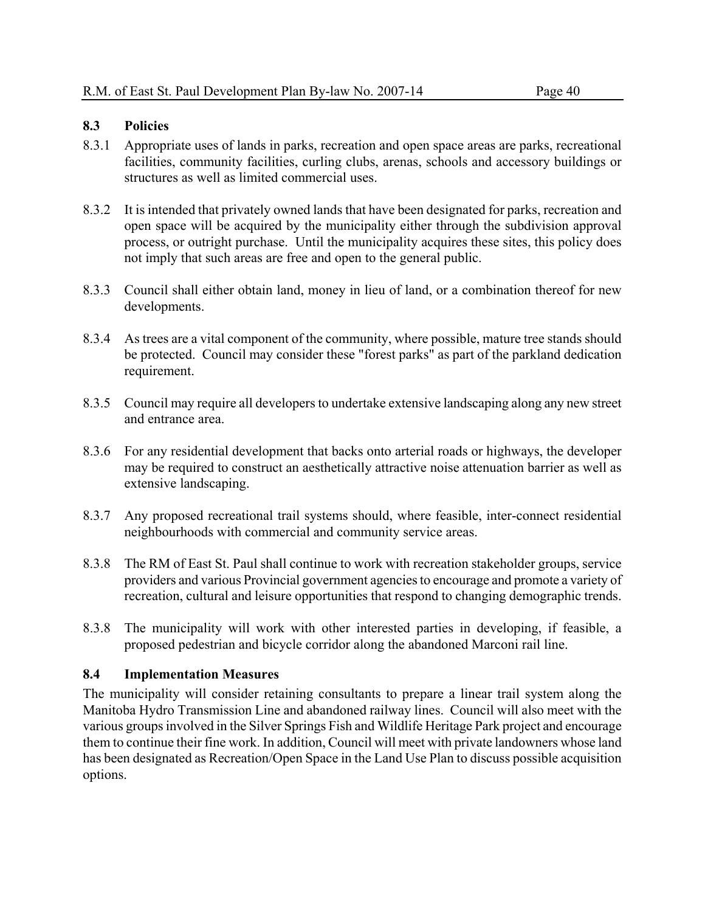## 8.3 Policies

8.3.1 Appropriate uses of lands in parks, recreation and open space areas are parks, recreational facilities, community facilities, curling clubs, arenas, schools and accessory buildings or structures as well as limited commercial uses.

8.3.2 It is intended that privately owned lands that have been designated for parks, recreation and open space will be acquired by the municipality either through the subdivision approval process, or outright purchase. Until the municipality acquires these sites, this policy does not imply that such areas are free and open to the general public.

8.3.3 Council shall either obtain land, money in lieu of land, or a combination thereof for new developments.

8.3.4 As trees are a vital component of the community, where possible, mature tree stands should be protected. Council may consider these "forest parks" as part of the parkland dedication requirement.

8.3.5 Council may require all developers to undertake extensive landscaping along any new street and entrance area.

8.3.6 For any residential development that backs onto arterial roads or highways, the developer may be required to construct an aesthetically attractive noise attenuation barrier as well as extensive landscaping.

8.3.7 Any proposed recreational trail systems should, where feasible, inter-connect residential neighbourhoods with commercial and community service areas.

8.3.8 The RM of East St. Paul shall continue to work with recreation stakeholder groups, service providers and various Provincial government agencies to encourage and promote a variety of recreation, cultural and leisure opportunities that respond to changing demographic trends.

8.3.8 The municipality will work with other interested parties in developing, if feasible, a proposed pedestrian and bicycle corridor along the abandoned Marconi rail line.

## 8.4 Implementation Measures

The municipality will consider retaining consultants to prepare a linear trail system along the Manitoba Hydro Transmission Line and abandoned railway lines. Council will also meet with the various groups involved in the Silver Springs Fish and Wildlife Heritage Park project and encourage them to continue their fine work. In addition, Council will meet with private landowners whose land has been designated as Recreation/Open Space in the Land Use Plan to discuss possible acquisition options.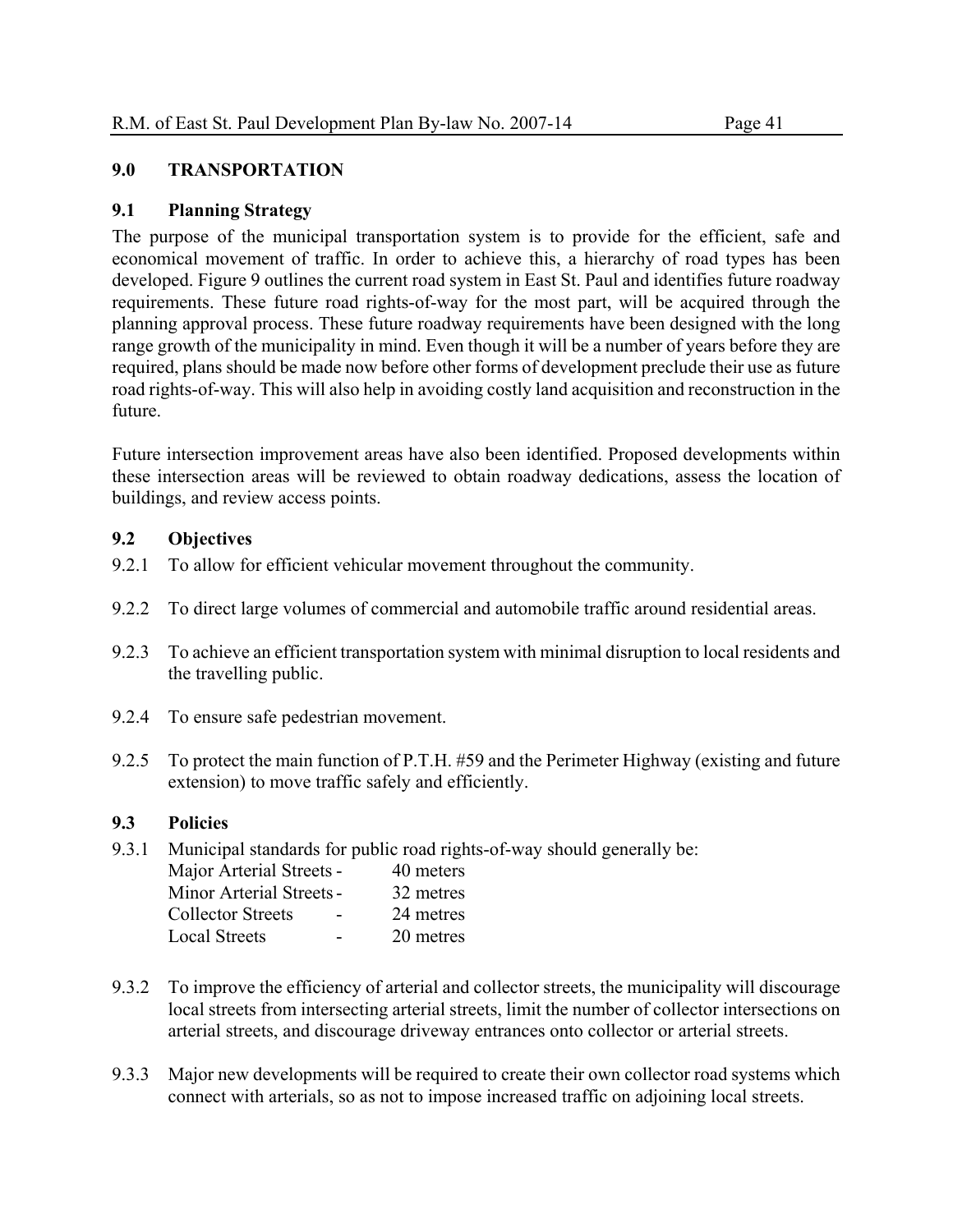## 9.0 TRANSPORTATION

### 9.1 Planning Strategy

The purpose of the municipal transportation system is to provide for the efficient, safe and economical movement of traffic. In order to achieve this, a hierarchy of road types has been developed. Figure 9 outlines the current road system in East St. Paul and identifies future roadway requirements. These future road rights-of-way for the most part, will be acquired through the planning approval process. These future roadway requirements have been designed with the long range growth of the municipality in mind. Even though it will be a number of years before they are required, plans should be made now before other forms of development preclude their use as future road rights-of-way. This will also help in avoiding costly land acquisition and reconstruction in the future.

Future intersection improvement areas have also been identified. Proposed developments within these intersection areas will be reviewed to obtain roadway dedications, assess the location of buildings, and review access points.

### 9.2 Objectives

9.2.1 To allow for efficient vehicular movement throughout the community.

9.2.2 To direct large volumes of commercial and automobile traffic around residential areas.

9.2.3 To achieve an efficient transportation system with minimal disruption to local residents and the travelling public.

9.2.4 To ensure safe pedestrian movement.

9.2.5 To protect the main function of P.T.H. #59 and the Perimeter Highway (existing and future extension) to move traffic safely and efficiently.

### 9.3 Policies

9.3.1 Municipal standards for public road rights-of-way should generally be:

| | | |
|---|---|---|
| Major Arterial Streets | - | 40 meters |
| Minor Arterial Streets | - | 32 metres |
| Collector Streets | - | 24 metres |
| Local Streets | - | 20 metres |

9.3.2 To improve the efficiency of arterial and collector streets, the municipality will discourage local streets from intersecting arterial streets, limit the number of collector intersections on arterial streets, and discourage driveway entrances onto collector or arterial streets.

9.3.3 Major new developments will be required to create their own collector road systems which connect with arterials, so as not to impose increased traffic on adjoining local streets.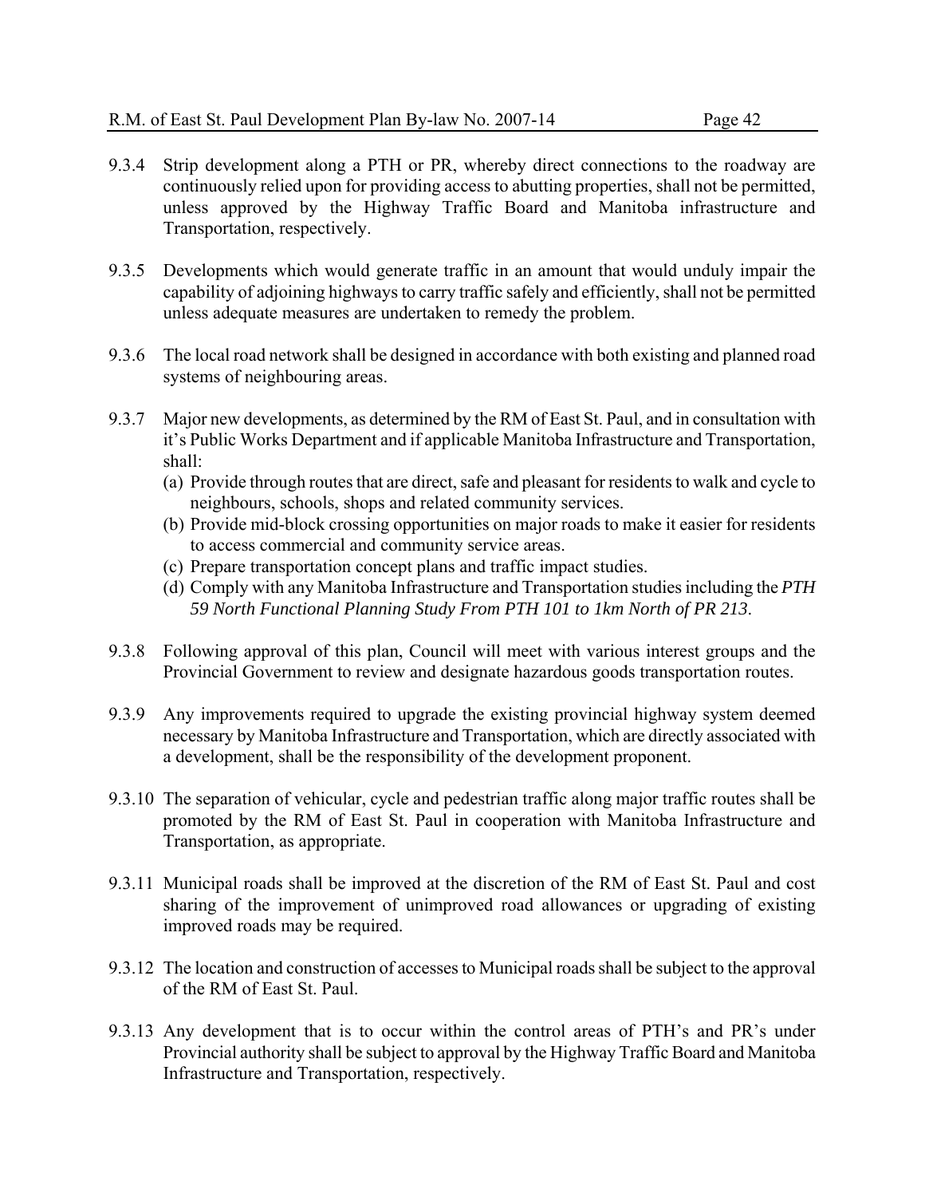9.3.4 Strip development along a PTH or PR, whereby direct connections to the roadway are continuously relied upon for providing access to abutting properties, shall not be permitted, unless approved by the Highway Traffic Board and Manitoba infrastructure and Transportation, respectively.

9.3.5 Developments which would generate traffic in an amount that would unduly impair the capability of adjoining highways to carry traffic safely and efficiently, shall not be permitted unless adequate measures are undertaken to remedy the problem.

9.3.6 The local road network shall be designed in accordance with both existing and planned road systems of neighbouring areas.

9.3.7 Major new developments, as determined by the RM of East St. Paul, and in consultation with it's Public Works Department and if applicable Manitoba Infrastructure and Transportation, shall:

(a) Provide through routes that are direct, safe and pleasant for residents to walk and cycle to neighbours, schools, shops and related community services.
(b) Provide mid-block crossing opportunities on major roads to make it easier for residents to access commercial and community service areas.
(c) Prepare transportation concept plans and traffic impact studies.
(d) Comply with any Manitoba Infrastructure and Transportation studies including the *PTH 59 North Functional Planning Study From PTH 101 to 1km North of PR 213*.

9.3.8 Following approval of this plan, Council will meet with various interest groups and the Provincial Government to review and designate hazardous goods transportation routes.

9.3.9 Any improvements required to upgrade the existing provincial highway system deemed necessary by Manitoba Infrastructure and Transportation, which are directly associated with a development, shall be the responsibility of the development proponent.

9.3.10 The separation of vehicular, cycle and pedestrian traffic along major traffic routes shall be promoted by the RM of East St. Paul in cooperation with Manitoba Infrastructure and Transportation, as appropriate.

9.3.11 Municipal roads shall be improved at the discretion of the RM of East St. Paul and cost sharing of the improvement of unimproved road allowances or upgrading of existing improved roads may be required.

9.3.12 The location and construction of accesses to Municipal roads shall be subject to the approval of the RM of East St. Paul.

9.3.13 Any development that is to occur within the control areas of PTH's and PR's under Provincial authority shall be subject to approval by the Highway Traffic Board and Manitoba Infrastructure and Transportation, respectively.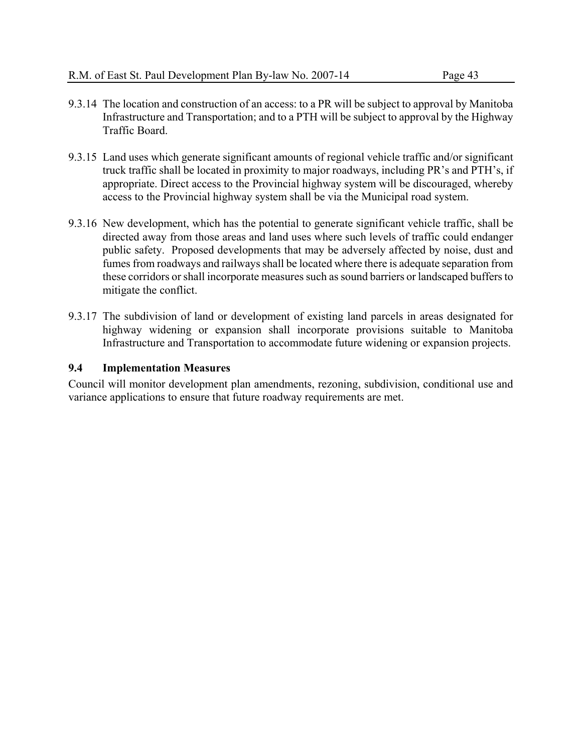9.3.14 The location and construction of an access: to a PR will be subject to approval by Manitoba Infrastructure and Transportation; and to a PTH will be subject to approval by the Highway Traffic Board.

9.3.15 Land uses which generate significant amounts of regional vehicle traffic and/or significant truck traffic shall be located in proximity to major roadways, including PR's and PTH's, if appropriate. Direct access to the Provincial highway system will be discouraged, whereby access to the Provincial highway system shall be via the Municipal road system.

9.3.16 New development, which has the potential to generate significant vehicle traffic, shall be directed away from those areas and land uses where such levels of traffic could endanger public safety. Proposed developments that may be adversely affected by noise, dust and fumes from roadways and railways shall be located where there is adequate separation from these corridors or shall incorporate measures such as sound barriers or landscaped buffers to mitigate the conflict.

9.3.17 The subdivision of land or development of existing land parcels in areas designated for highway widening or expansion shall incorporate provisions suitable to Manitoba Infrastructure and Transportation to accommodate future widening or expansion projects.

### 9.4 Implementation Measures

Council will monitor development plan amendments, rezoning, subdivision, conditional use and variance applications to ensure that future roadway requirements are met.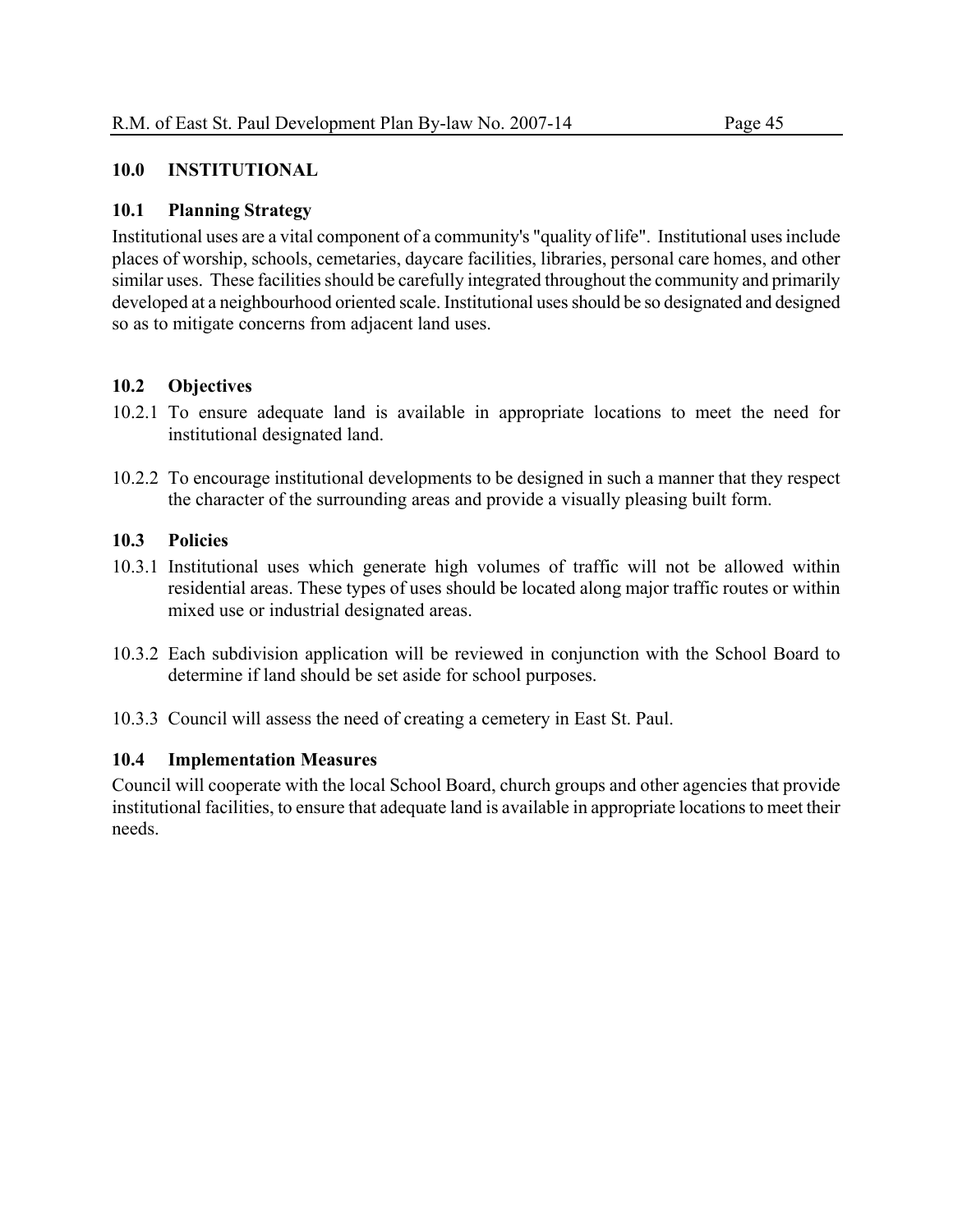## 10.0 INSTITUTIONAL

### 10.1 Planning Strategy

Institutional uses are a vital component of a community's "quality of life". Institutional uses include places of worship, schools, cemetaries, daycare facilities, libraries, personal care homes, and other similar uses. These facilities should be carefully integrated throughout the community and primarily developed at a neighbourhood oriented scale. Institutional uses should be so designated and designed so as to mitigate concerns from adjacent land uses.

### 10.2 Objectives

10.2.1 To ensure adequate land is available in appropriate locations to meet the need for institutional designated land.

10.2.2 To encourage institutional developments to be designed in such a manner that they respect the character of the surrounding areas and provide a visually pleasing built form.

### 10.3 Policies

10.3.1 Institutional uses which generate high volumes of traffic will not be allowed within residential areas. These types of uses should be located along major traffic routes or within mixed use or industrial designated areas.

10.3.2 Each subdivision application will be reviewed in conjunction with the School Board to determine if land should be set aside for school purposes.

10.3.3 Council will assess the need of creating a cemetery in East St. Paul.

### 10.4 Implementation Measures

Council will cooperate with the local School Board, church groups and other agencies that provide institutional facilities, to ensure that adequate land is available in appropriate locations to meet their needs.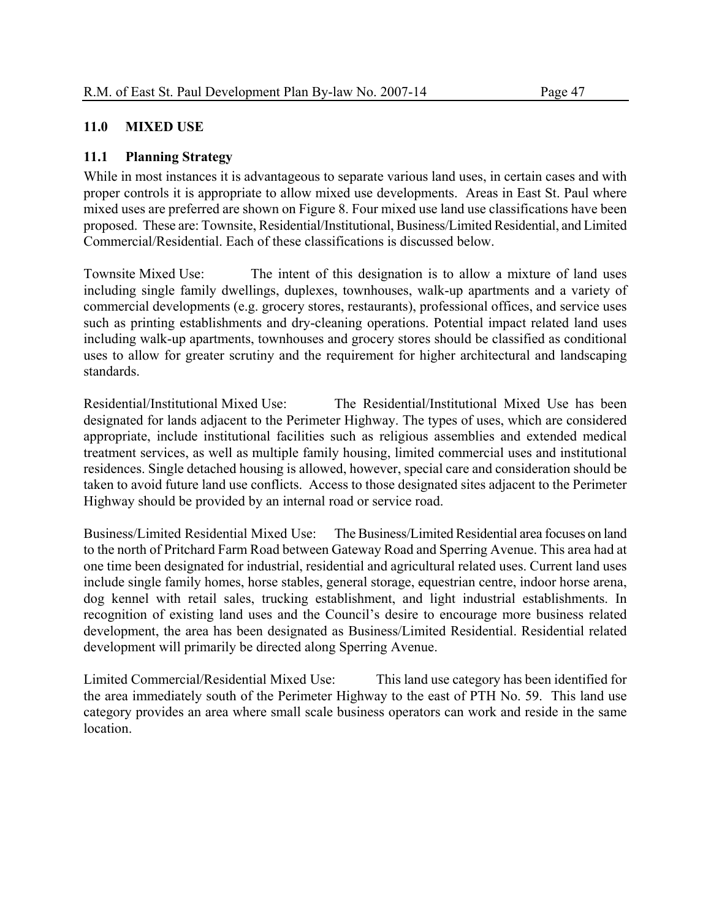## 11.0 MIXED USE

### 11.1 Planning Strategy

While in most instances it is advantageous to separate various land uses, in certain cases and with proper controls it is appropriate to allow mixed use developments. Areas in East St. Paul where mixed uses are preferred are shown on Figure 8. Four mixed use land use classifications have been proposed. These are: Townsite, Residential/Institutional, Business/Limited Residential, and Limited Commercial/Residential. Each of these classifications is discussed below.

Townsite Mixed Use: The intent of this designation is to allow a mixture of land uses including single family dwellings, duplexes, townhouses, walk-up apartments and a variety of commercial developments (e.g. grocery stores, restaurants), professional offices, and service uses such as printing establishments and dry-cleaning operations. Potential impact related land uses including walk-up apartments, townhouses and grocery stores should be classified as conditional uses to allow for greater scrutiny and the requirement for higher architectural and landscaping standards.

Residential/Institutional Mixed Use: The Residential/Institutional Mixed Use has been designated for lands adjacent to the Perimeter Highway. The types of uses, which are considered appropriate, include institutional facilities such as religious assemblies and extended medical treatment services, as well as multiple family housing, limited commercial uses and institutional residences. Single detached housing is allowed, however, special care and consideration should be taken to avoid future land use conflicts. Access to those designated sites adjacent to the Perimeter Highway should be provided by an internal road or service road.

Business/Limited Residential Mixed Use: The Business/Limited Residential area focuses on land to the north of Pritchard Farm Road between Gateway Road and Sperring Avenue. This area had at one time been designated for industrial, residential and agricultural related uses. Current land uses include single family homes, horse stables, general storage, equestrian centre, indoor horse arena, dog kennel with retail sales, trucking establishment, and light industrial establishments. In recognition of existing land uses and the Council's desire to encourage more business related development, the area has been designated as Business/Limited Residential. Residential related development will primarily be directed along Sperring Avenue.

Limited Commercial/Residential Mixed Use: This land use category has been identified for the area immediately south of the Perimeter Highway to the east of PTH No. 59. This land use category provides an area where small scale business operators can work and reside in the same location.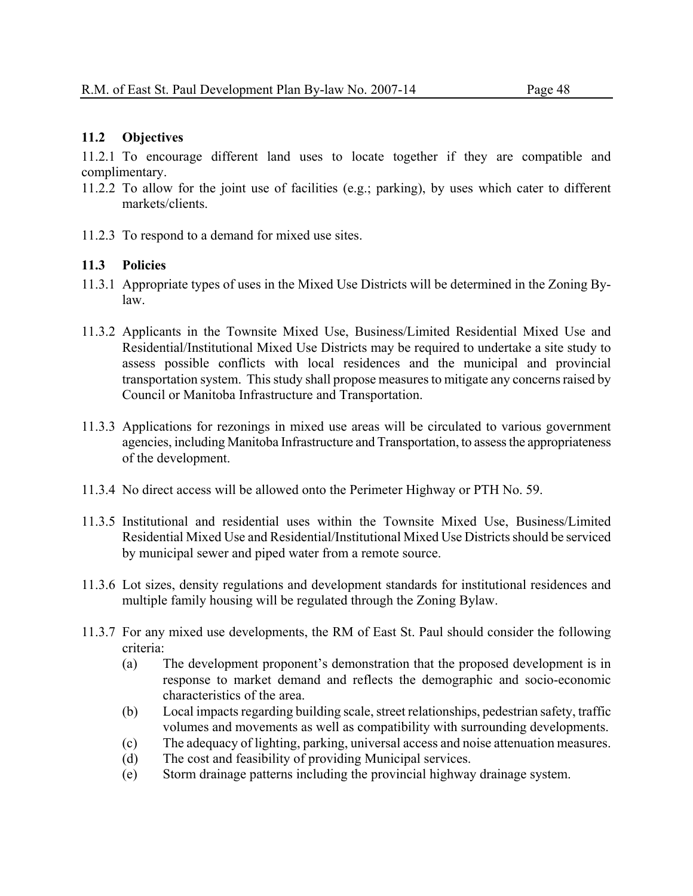## 11.2 Objectives

11.2.1 To encourage different land uses to locate together if they are compatible and complimentary.

11.2.2 To allow for the joint use of facilities (e.g.; parking), by uses which cater to different markets/clients.

11.2.3 To respond to a demand for mixed use sites.

## 11.3 Policies

11.3.1 Appropriate types of uses in the Mixed Use Districts will be determined in the Zoning By-law.

11.3.2 Applicants in the Townsite Mixed Use, Business/Limited Residential Mixed Use and Residential/Institutional Mixed Use Districts may be required to undertake a site study to assess possible conflicts with local residences and the municipal and provincial transportation system. This study shall propose measures to mitigate any concerns raised by Council or Manitoba Infrastructure and Transportation.

11.3.3 Applications for rezonings in mixed use areas will be circulated to various government agencies, including Manitoba Infrastructure and Transportation, to assess the appropriateness of the development.

11.3.4 No direct access will be allowed onto the Perimeter Highway or PTH No. 59.

11.3.5 Institutional and residential uses within the Townsite Mixed Use, Business/Limited Residential Mixed Use and Residential/Institutional Mixed Use Districts should be serviced by municipal sewer and piped water from a remote source.

11.3.6 Lot sizes, density regulations and development standards for institutional residences and multiple family housing will be regulated through the Zoning Bylaw.

11.3.7 For any mixed use developments, the RM of East St. Paul should consider the following criteria:

- (a) The development proponent's demonstration that the proposed development is in response to market demand and reflects the demographic and socio-economic characteristics of the area.
- (b) Local impacts regarding building scale, street relationships, pedestrian safety, traffic volumes and movements as well as compatibility with surrounding developments.
- (c) The adequacy of lighting, parking, universal access and noise attenuation measures.
- (d) The cost and feasibility of providing Municipal services.
- (e) Storm drainage patterns including the provincial highway drainage system.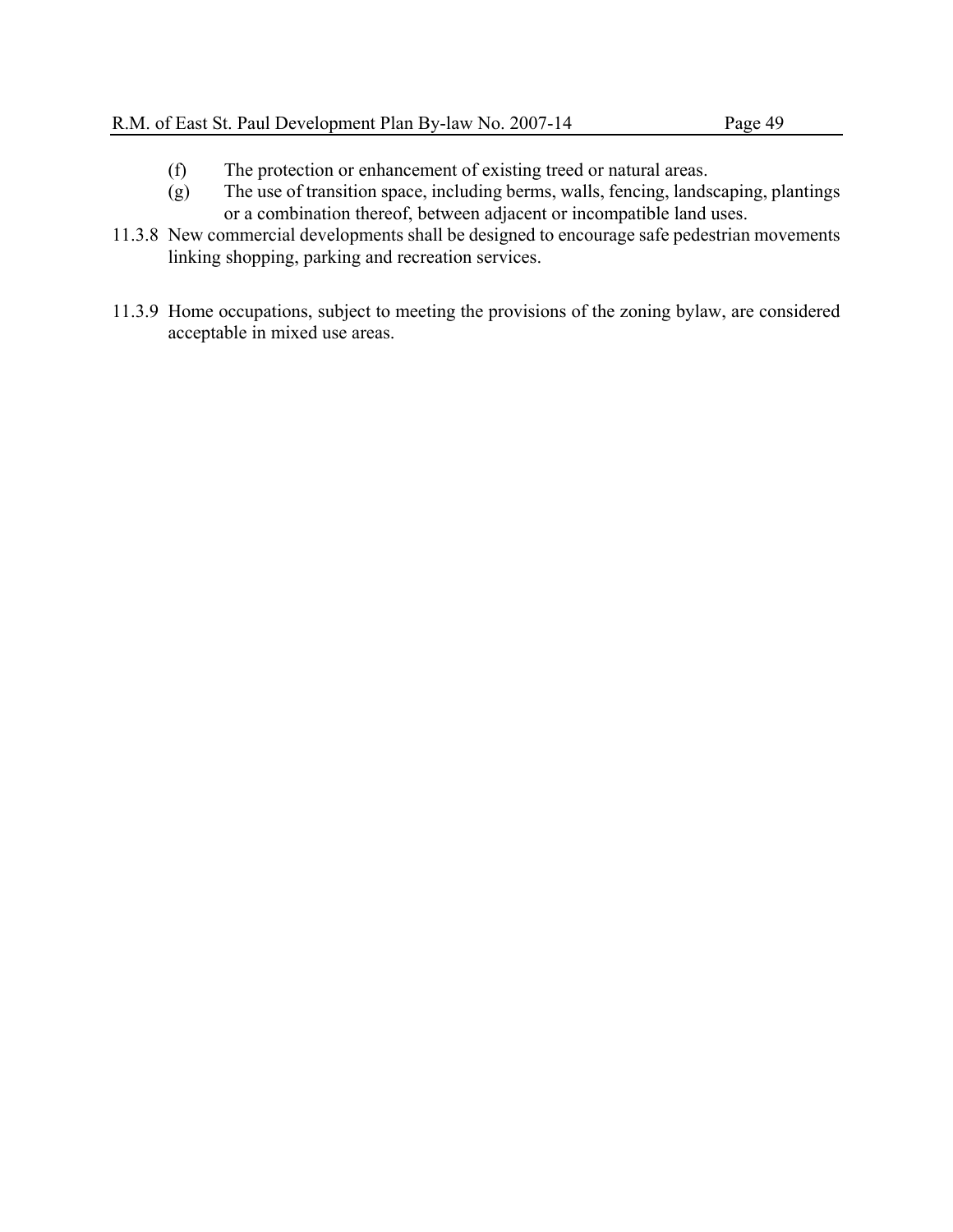(f) The protection or enhancement of existing treed or natural areas.

(g) The use of transition space, including berms, walls, fencing, landscaping, plantings or a combination thereof, between adjacent or incompatible land uses.

11.3.8 New commercial developments shall be designed to encourage safe pedestrian movements linking shopping, parking and recreation services.

11.3.9 Home occupations, subject to meeting the provisions of the zoning bylaw, are considered acceptable in mixed use areas.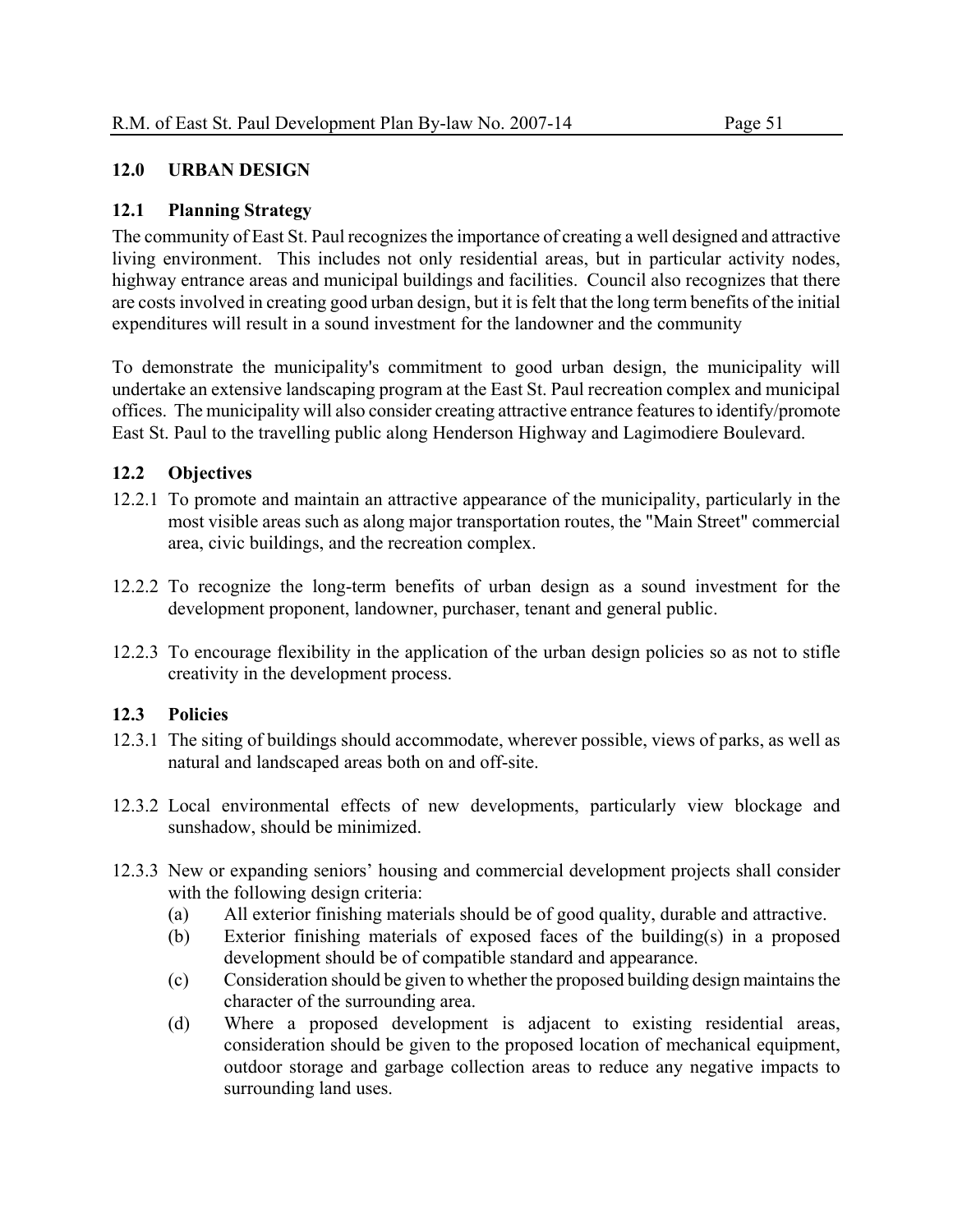## 12.0 URBAN DESIGN

### 12.1 Planning Strategy

The community of East St. Paul recognizes the importance of creating a well designed and attractive living environment. This includes not only residential areas, but in particular activity nodes, highway entrance areas and municipal buildings and facilities. Council also recognizes that there are costs involved in creating good urban design, but it is felt that the long term benefits of the initial expenditures will result in a sound investment for the landowner and the community

To demonstrate the municipality's commitment to good urban design, the municipality will undertake an extensive landscaping program at the East St. Paul recreation complex and municipal offices. The municipality will also consider creating attractive entrance features to identify/promote East St. Paul to the travelling public along Henderson Highway and Lagimodiere Boulevard.

### 12.2 Objectives

12.2.1 To promote and maintain an attractive appearance of the municipality, particularly in the most visible areas such as along major transportation routes, the "Main Street" commercial area, civic buildings, and the recreation complex.

12.2.2 To recognize the long-term benefits of urban design as a sound investment for the development proponent, landowner, purchaser, tenant and general public.

12.2.3 To encourage flexibility in the application of the urban design policies so as not to stifle creativity in the development process.

### 12.3 Policies

12.3.1 The siting of buildings should accommodate, wherever possible, views of parks, as well as natural and landscaped areas both on and off-site.

12.3.2 Local environmental effects of new developments, particularly view blockage and sunshadow, should be minimized.

12.3.3 New or expanding seniors' housing and commercial development projects shall consider with the following design criteria:

- (a) All exterior finishing materials should be of good quality, durable and attractive.
- (b) Exterior finishing materials of exposed faces of the building(s) in a proposed development should be of compatible standard and appearance.
- (c) Consideration should be given to whether the proposed building design maintains the character of the surrounding area.
- (d) Where a proposed development is adjacent to existing residential areas, consideration should be given to the proposed location of mechanical equipment, outdoor storage and garbage collection areas to reduce any negative impacts to surrounding land uses.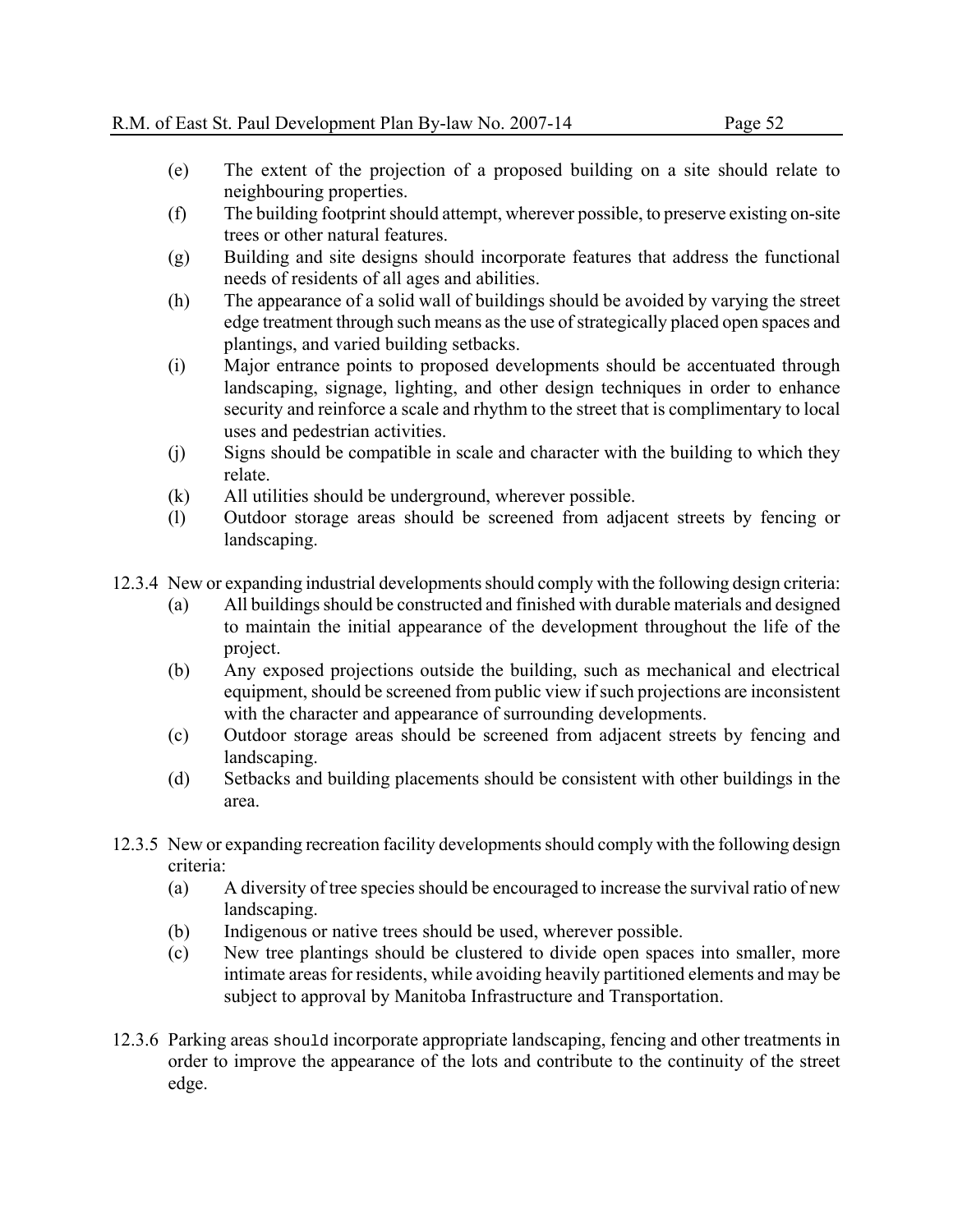(e) The extent of the projection of a proposed building on a site should relate to neighbouring properties.
(f) The building footprint should attempt, wherever possible, to preserve existing on-site trees or other natural features.
(g) Building and site designs should incorporate features that address the functional needs of residents of all ages and abilities.
(h) The appearance of a solid wall of buildings should be avoided by varying the street edge treatment through such means as the use of strategically placed open spaces and plantings, and varied building setbacks.
(i) Major entrance points to proposed developments should be accentuated through landscaping, signage, lighting, and other design techniques in order to enhance security and reinforce a scale and rhythm to the street that is complimentary to local uses and pedestrian activities.
(j) Signs should be compatible in scale and character with the building to which they relate.
(k) All utilities should be underground, wherever possible.
(l) Outdoor storage areas should be screened from adjacent streets by fencing or landscaping.

12.3.4 New or expanding industrial developments should comply with the following design criteria:
(a) All buildings should be constructed and finished with durable materials and designed to maintain the initial appearance of the development throughout the life of the project.
(b) Any exposed projections outside the building, such as mechanical and electrical equipment, should be screened from public view if such projections are inconsistent with the character and appearance of surrounding developments.
(c) Outdoor storage areas should be screened from adjacent streets by fencing and landscaping.
(d) Setbacks and building placements should be consistent with other buildings in the area.

12.3.5 New or expanding recreation facility developments should comply with the following design criteria:
(a) A diversity of tree species should be encouraged to increase the survival ratio of new landscaping.
(b) Indigenous or native trees should be used, wherever possible.
(c) New tree plantings should be clustered to divide open spaces into smaller, more intimate areas for residents, while avoiding heavily partitioned elements and may be subject to approval by Manitoba Infrastructure and Transportation.

12.3.6 Parking areas should incorporate appropriate landscaping, fencing and other treatments in order to improve the appearance of the lots and contribute to the continuity of the street edge.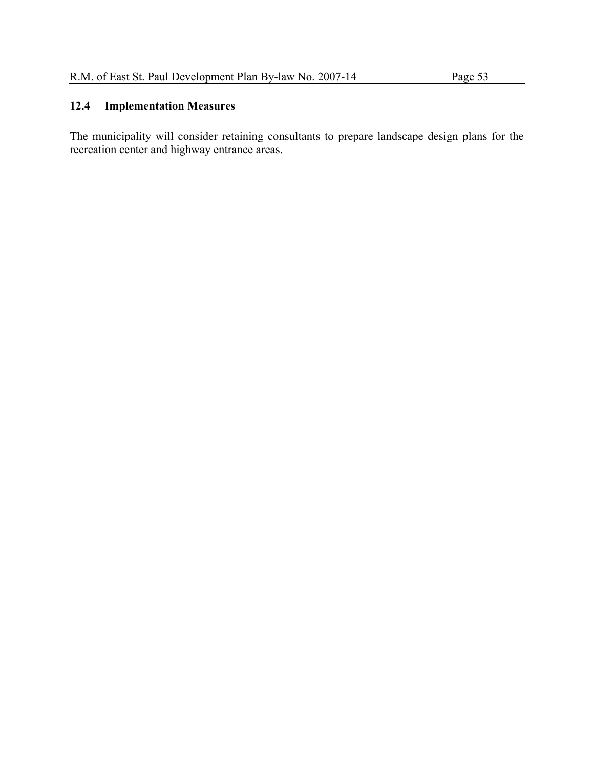### 12.4 Implementation Measures

The municipality will consider retaining consultants to prepare landscape design plans for the recreation center and highway entrance areas.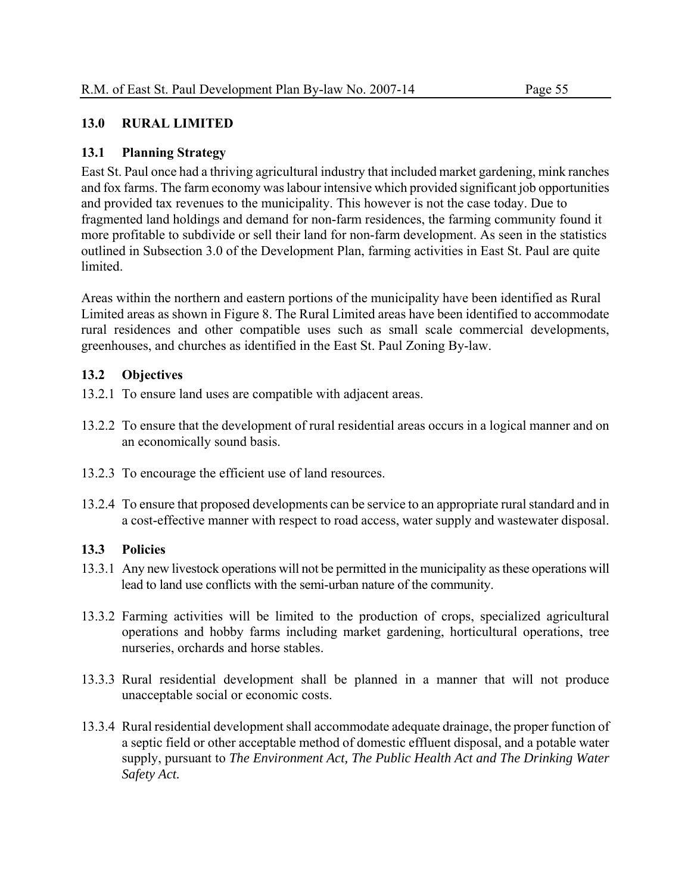## 13.0 RURAL LIMITED

### 13.1 Planning Strategy

East St. Paul once had a thriving agricultural industry that included market gardening, mink ranches and fox farms. The farm economy was labour intensive which provided significant job opportunities and provided tax revenues to the municipality. This however is not the case today. Due to fragmented land holdings and demand for non-farm residences, the farming community found it more profitable to subdivide or sell their land for non-farm development. As seen in the statistics outlined in Subsection 3.0 of the Development Plan, farming activities in East St. Paul are quite limited.

Areas within the northern and eastern portions of the municipality have been identified as Rural Limited areas as shown in Figure 8. The Rural Limited areas have been identified to accommodate rural residences and other compatible uses such as small scale commercial developments, greenhouses, and churches as identified in the East St. Paul Zoning By-law.

### 13.2 Objectives

13.2.1 To ensure land uses are compatible with adjacent areas.

13.2.2 To ensure that the development of rural residential areas occurs in a logical manner and on an economically sound basis.

13.2.3 To encourage the efficient use of land resources.

13.2.4 To ensure that proposed developments can be service to an appropriate rural standard and in a cost-effective manner with respect to road access, water supply and wastewater disposal.

### 13.3 Policies

13.3.1 Any new livestock operations will not be permitted in the municipality as these operations will lead to land use conflicts with the semi-urban nature of the community.

13.3.2 Farming activities will be limited to the production of crops, specialized agricultural operations and hobby farms including market gardening, horticultural operations, tree nurseries, orchards and horse stables.

13.3.3 Rural residential development shall be planned in a manner that will not produce unacceptable social or economic costs.

13.3.4 Rural residential development shall accommodate adequate drainage, the proper function of a septic field or other acceptable method of domestic effluent disposal, and a potable water supply, pursuant to *The Environment Act, The Public Health Act and The Drinking Water Safety Act.*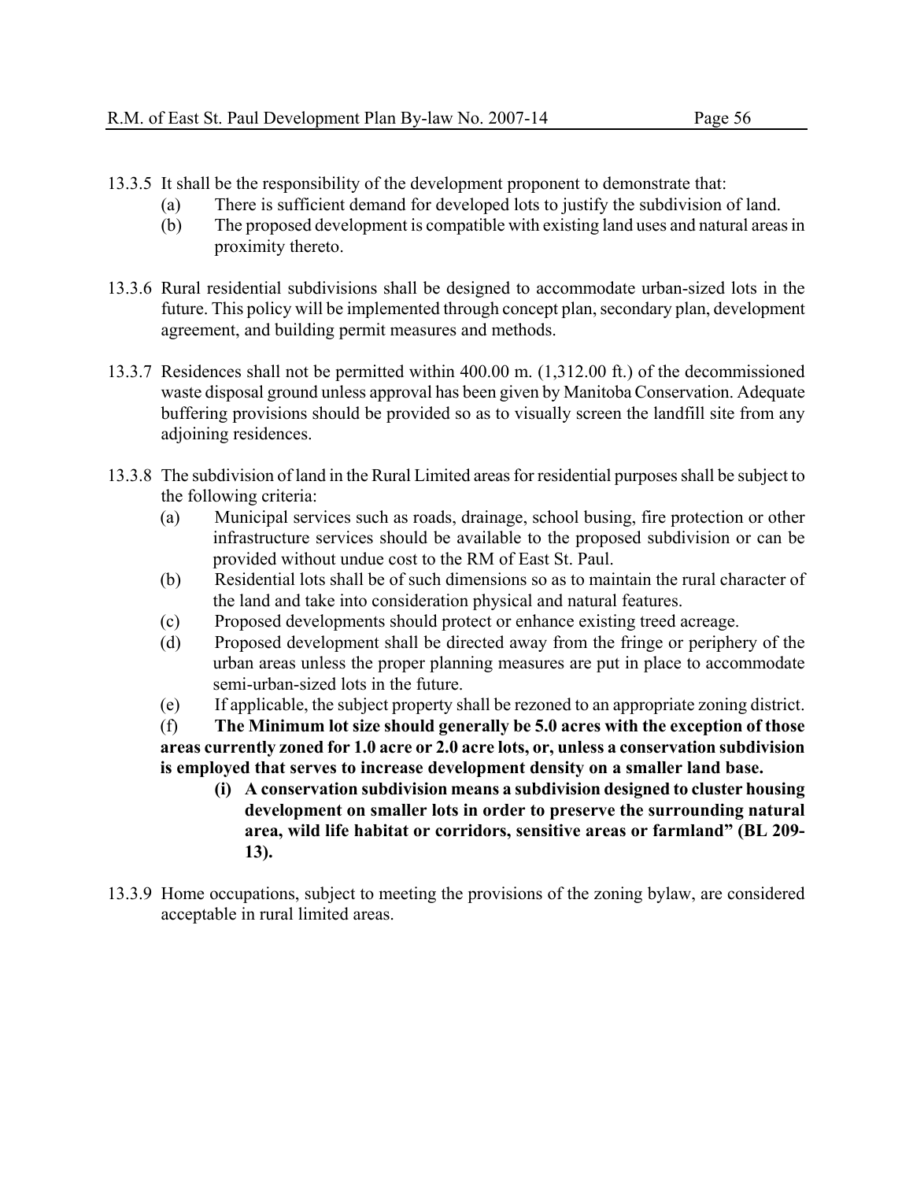13.3.5 It shall be the responsibility of the development proponent to demonstrate that:

(a) There is sufficient demand for developed lots to justify the subdivision of land.

(b) The proposed development is compatible with existing land uses and natural areas in proximity thereto.

13.3.6 Rural residential subdivisions shall be designed to accommodate urban-sized lots in the future. This policy will be implemented through concept plan, secondary plan, development agreement, and building permit measures and methods.

13.3.7 Residences shall not be permitted within 400.00 m. (1,312.00 ft.) of the decommissioned waste disposal ground unless approval has been given by Manitoba Conservation. Adequate buffering provisions should be provided so as to visually screen the landfill site from any adjoining residences.

13.3.8 The subdivision of land in the Rural Limited areas for residential purposes shall be subject to the following criteria:

(a) Municipal services such as roads, drainage, school busing, fire protection or other infrastructure services should be available to the proposed subdivision or can be provided without undue cost to the RM of East St. Paul.

(b) Residential lots shall be of such dimensions so as to maintain the rural character of the land and take into consideration physical and natural features.

(c) Proposed developments should protect or enhance existing treed acreage.

(d) Proposed development shall be directed away from the fringe or periphery of the urban areas unless the proper planning measures are put in place to accommodate semi-urban-sized lots in the future.

(e) If applicable, the subject property shall be rezoned to an appropriate zoning district.

(f) **The Minimum lot size should generally be 5.0 acres with the exception of those areas currently zoned for 1.0 acre or 2.0 acre lots, or, unless a conservation subdivision is employed that serves to increase development density on a smaller land base.**

- **(i) A conservation subdivision means a subdivision designed to cluster housing development on smaller lots in order to preserve the surrounding natural area, wild life habitat or corridors, sensitive areas or farmland" (BL 209-13).**

13.3.9 Home occupations, subject to meeting the provisions of the zoning bylaw, are considered acceptable in rural limited areas.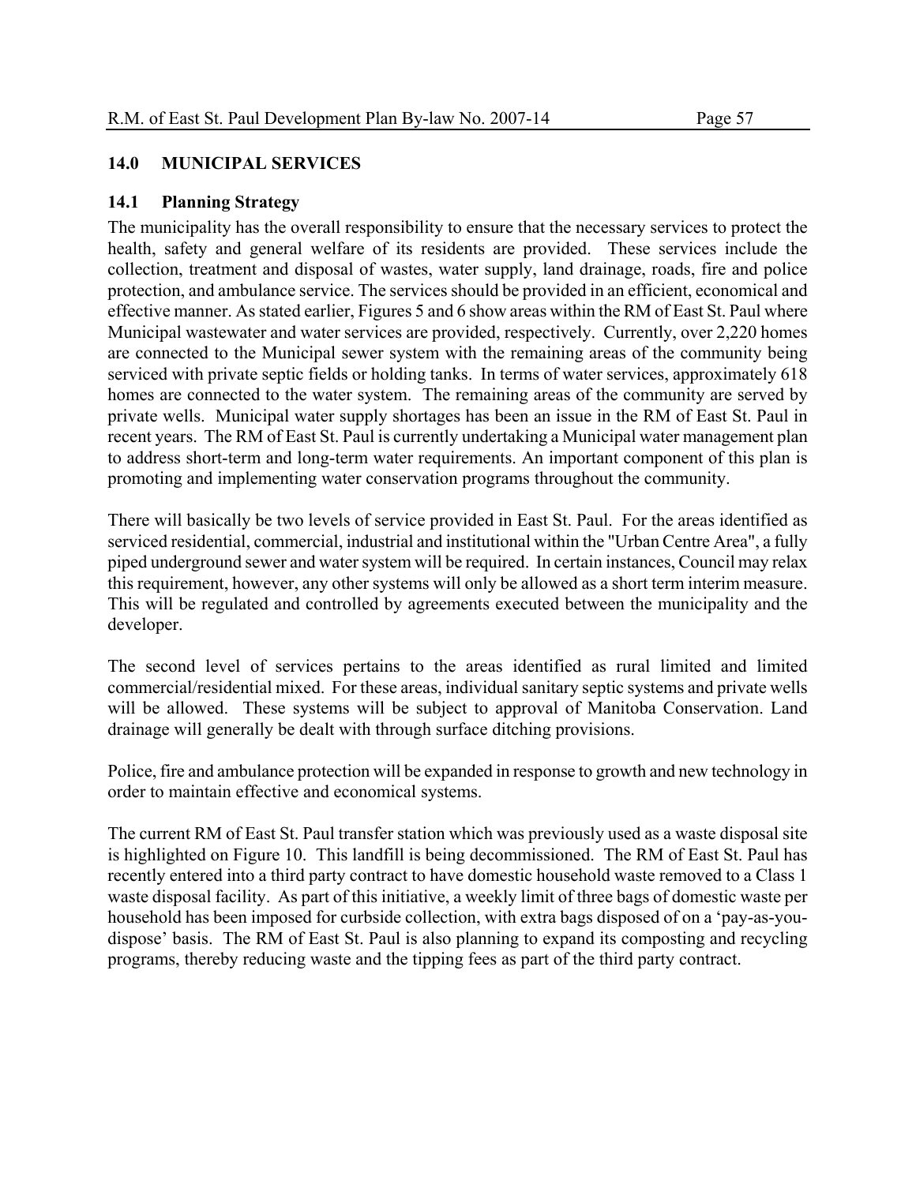## 14.0 MUNICIPAL SERVICES

### 14.1 Planning Strategy

The municipality has the overall responsibility to ensure that the necessary services to protect the health, safety and general welfare of its residents are provided. These services include the collection, treatment and disposal of wastes, water supply, land drainage, roads, fire and police protection, and ambulance service. The services should be provided in an efficient, economical and effective manner. As stated earlier, Figures 5 and 6 show areas within the RM of East St. Paul where Municipal wastewater and water services are provided, respectively. Currently, over 2,220 homes are connected to the Municipal sewer system with the remaining areas of the community being serviced with private septic fields or holding tanks. In terms of water services, approximately 618 homes are connected to the water system. The remaining areas of the community are served by private wells. Municipal water supply shortages has been an issue in the RM of East St. Paul in recent years. The RM of East St. Paul is currently undertaking a Municipal water management plan to address short-term and long-term water requirements. An important component of this plan is promoting and implementing water conservation programs throughout the community.

There will basically be two levels of service provided in East St. Paul. For the areas identified as serviced residential, commercial, industrial and institutional within the "Urban Centre Area", a fully piped underground sewer and water system will be required. In certain instances, Council may relax this requirement, however, any other systems will only be allowed as a short term interim measure. This will be regulated and controlled by agreements executed between the municipality and the developer.

The second level of services pertains to the areas identified as rural limited and limited commercial/residential mixed. For these areas, individual sanitary septic systems and private wells will be allowed. These systems will be subject to approval of Manitoba Conservation. Land drainage will generally be dealt with through surface ditching provisions.

Police, fire and ambulance protection will be expanded in response to growth and new technology in order to maintain effective and economical systems.

The current RM of East St. Paul transfer station which was previously used as a waste disposal site is highlighted on Figure 10. This landfill is being decommissioned. The RM of East St. Paul has recently entered into a third party contract to have domestic household waste removed to a Class 1 waste disposal facility. As part of this initiative, a weekly limit of three bags of domestic waste per household has been imposed for curbside collection, with extra bags disposed of on a 'pay-as-you-dispose' basis. The RM of East St. Paul is also planning to expand its composting and recycling programs, thereby reducing waste and the tipping fees as part of the third party contract.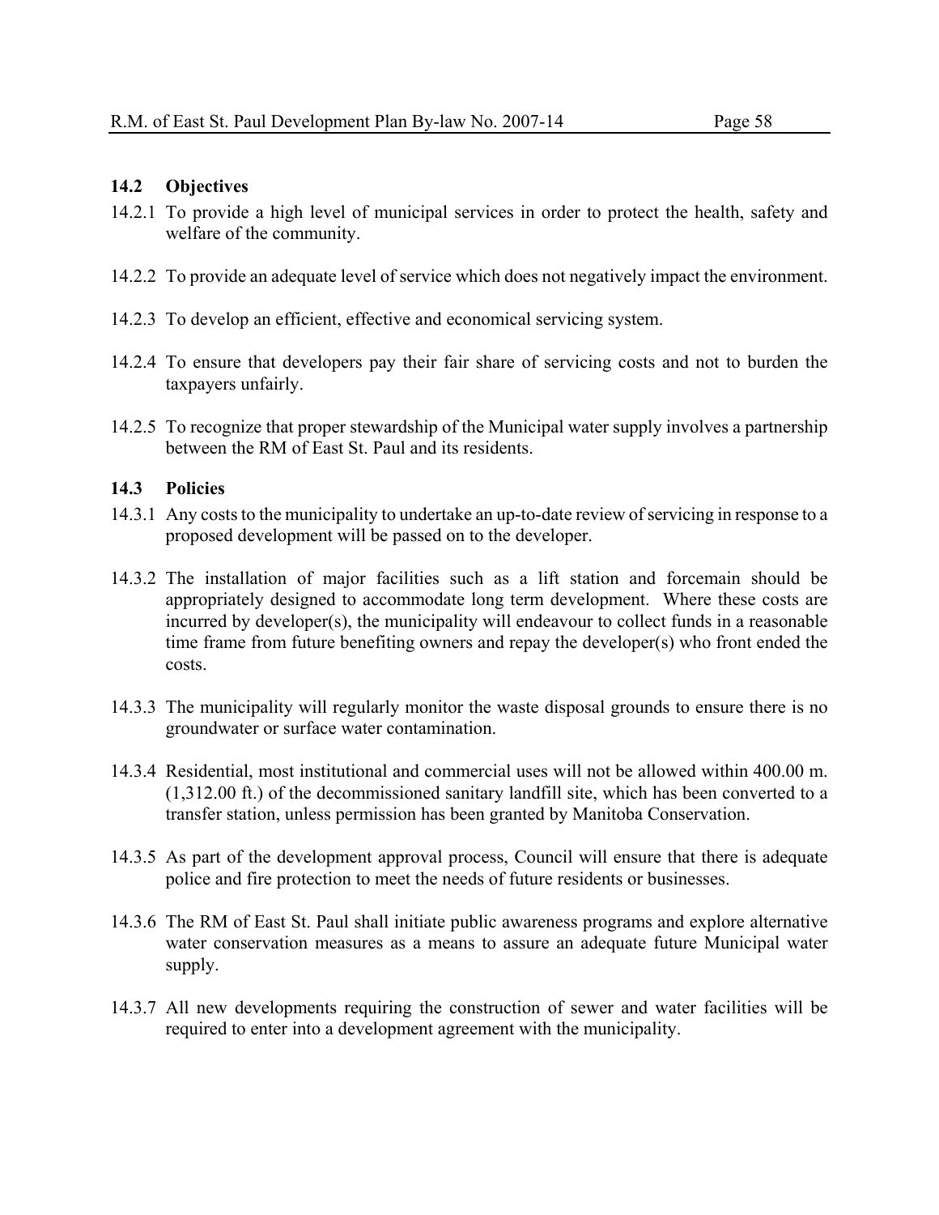### 14.2 Objectives

14.2.1 To provide a high level of municipal services in order to protect the health, safety and welfare of the community.

14.2.2 To provide an adequate level of service which does not negatively impact the environment.

14.2.3 To develop an efficient, effective and economical servicing system.

14.2.4 To ensure that developers pay their fair share of servicing costs and not to burden the taxpayers unfairly.

14.2.5 To recognize that proper stewardship of the Municipal water supply involves a partnership between the RM of East St. Paul and its residents.

### 14.3 Policies

14.3.1 Any costs to the municipality to undertake an up-to-date review of servicing in response to a proposed development will be passed on to the developer.

14.3.2 The installation of major facilities such as a lift station and forcemain should be appropriately designed to accommodate long term development. Where these costs are incurred by developer(s), the municipality will endeavour to collect funds in a reasonable time frame from future benefiting owners and repay the developer(s) who front ended the costs.

14.3.3 The municipality will regularly monitor the waste disposal grounds to ensure there is no groundwater or surface water contamination.

14.3.4 Residential, most institutional and commercial uses will not be allowed within 400.00 m. (1,312.00 ft.) of the decommissioned sanitary landfill site, which has been converted to a transfer station, unless permission has been granted by Manitoba Conservation.

14.3.5 As part of the development approval process, Council will ensure that there is adequate police and fire protection to meet the needs of future residents or businesses.

14.3.6 The RM of East St. Paul shall initiate public awareness programs and explore alternative water conservation measures as a means to assure an adequate future Municipal water supply.

14.3.7 All new developments requiring the construction of sewer and water facilities will be required to enter into a development agreement with the municipality.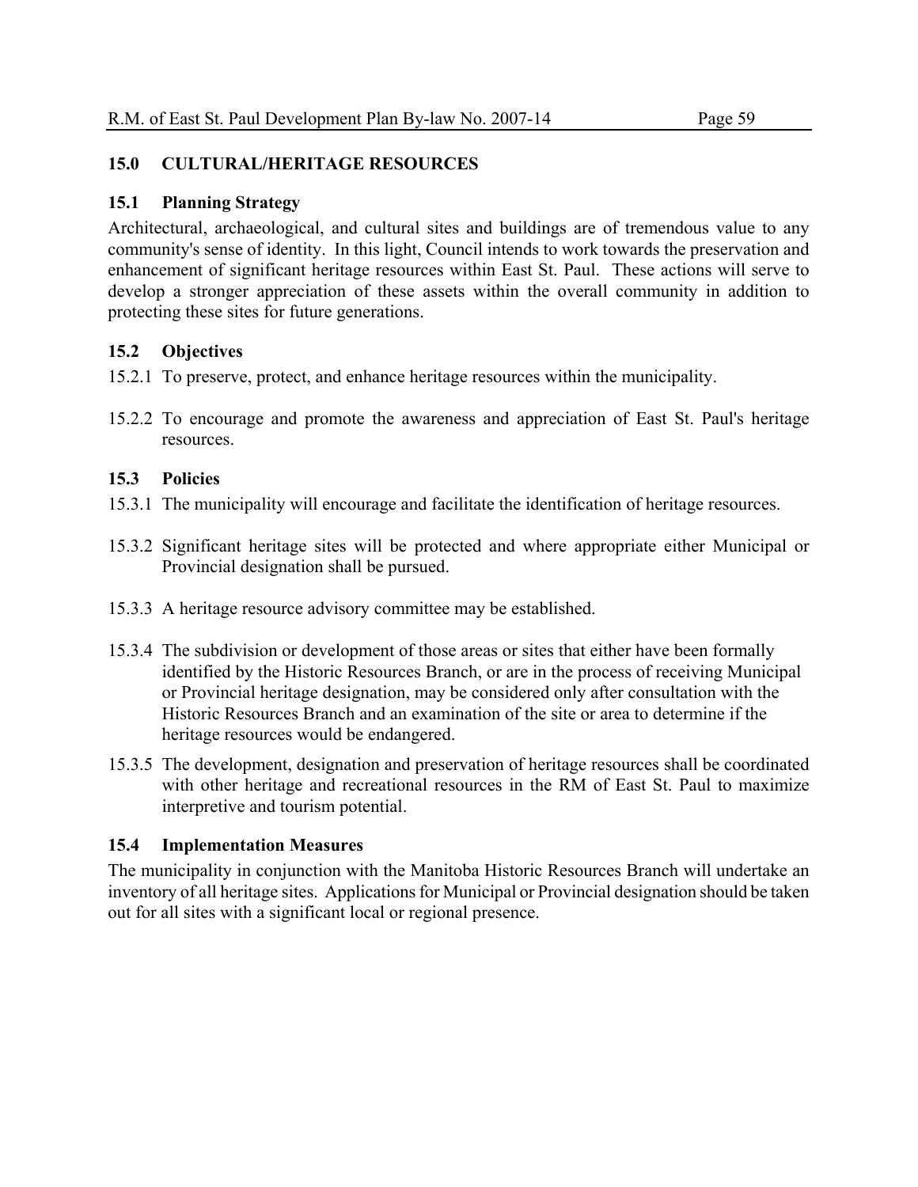## 15.0 CULTURAL/HERITAGE RESOURCES

### 15.1 Planning Strategy

Architectural, archaeological, and cultural sites and buildings are of tremendous value to any community's sense of identity. In this light, Council intends to work towards the preservation and enhancement of significant heritage resources within East St. Paul. These actions will serve to develop a stronger appreciation of these assets within the overall community in addition to protecting these sites for future generations.

### 15.2 Objectives

15.2.1 To preserve, protect, and enhance heritage resources within the municipality.

15.2.2 To encourage and promote the awareness and appreciation of East St. Paul's heritage resources.

### 15.3 Policies

15.3.1 The municipality will encourage and facilitate the identification of heritage resources.

15.3.2 Significant heritage sites will be protected and where appropriate either Municipal or Provincial designation shall be pursued.

15.3.3 A heritage resource advisory committee may be established.

15.3.4 The subdivision or development of those areas or sites that either have been formally identified by the Historic Resources Branch, or are in the process of receiving Municipal or Provincial heritage designation, may be considered only after consultation with the Historic Resources Branch and an examination of the site or area to determine if the heritage resources would be endangered.

15.3.5 The development, designation and preservation of heritage resources shall be coordinated with other heritage and recreational resources in the RM of East St. Paul to maximize interpretive and tourism potential.

### 15.4 Implementation Measures

The municipality in conjunction with the Manitoba Historic Resources Branch will undertake an inventory of all heritage sites. Applications for Municipal or Provincial designation should be taken out for all sites with a significant local or regional presence.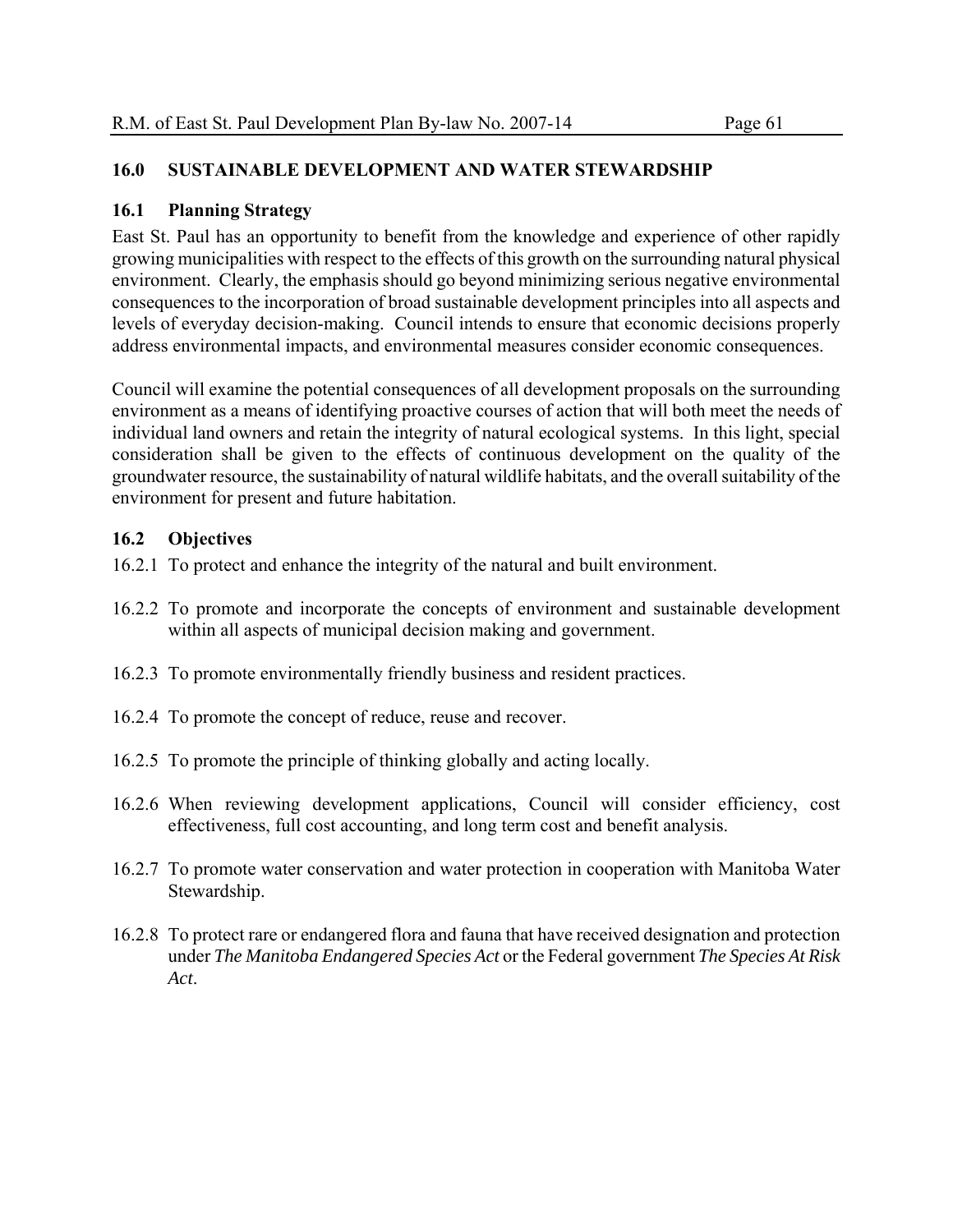## 16.0 SUSTAINABLE DEVELOPMENT AND WATER STEWARDSHIP

### 16.1 Planning Strategy

East St. Paul has an opportunity to benefit from the knowledge and experience of other rapidly growing municipalities with respect to the effects of this growth on the surrounding natural physical environment. Clearly, the emphasis should go beyond minimizing serious negative environmental consequences to the incorporation of broad sustainable development principles into all aspects and levels of everyday decision-making. Council intends to ensure that economic decisions properly address environmental impacts, and environmental measures consider economic consequences.

Council will examine the potential consequences of all development proposals on the surrounding environment as a means of identifying proactive courses of action that will both meet the needs of individual land owners and retain the integrity of natural ecological systems. In this light, special consideration shall be given to the effects of continuous development on the quality of the groundwater resource, the sustainability of natural wildlife habitats, and the overall suitability of the environment for present and future habitation.

### 16.2 Objectives

16.2.1 To protect and enhance the integrity of the natural and built environment.

16.2.2 To promote and incorporate the concepts of environment and sustainable development within all aspects of municipal decision making and government.

16.2.3 To promote environmentally friendly business and resident practices.

16.2.4 To promote the concept of reduce, reuse and recover.

16.2.5 To promote the principle of thinking globally and acting locally.

16.2.6 When reviewing development applications, Council will consider efficiency, cost effectiveness, full cost accounting, and long term cost and benefit analysis.

16.2.7 To promote water conservation and water protection in cooperation with Manitoba Water Stewardship.

16.2.8 To protect rare or endangered flora and fauna that have received designation and protection under *The Manitoba Endangered Species Act* or the Federal government *The Species At Risk Act*.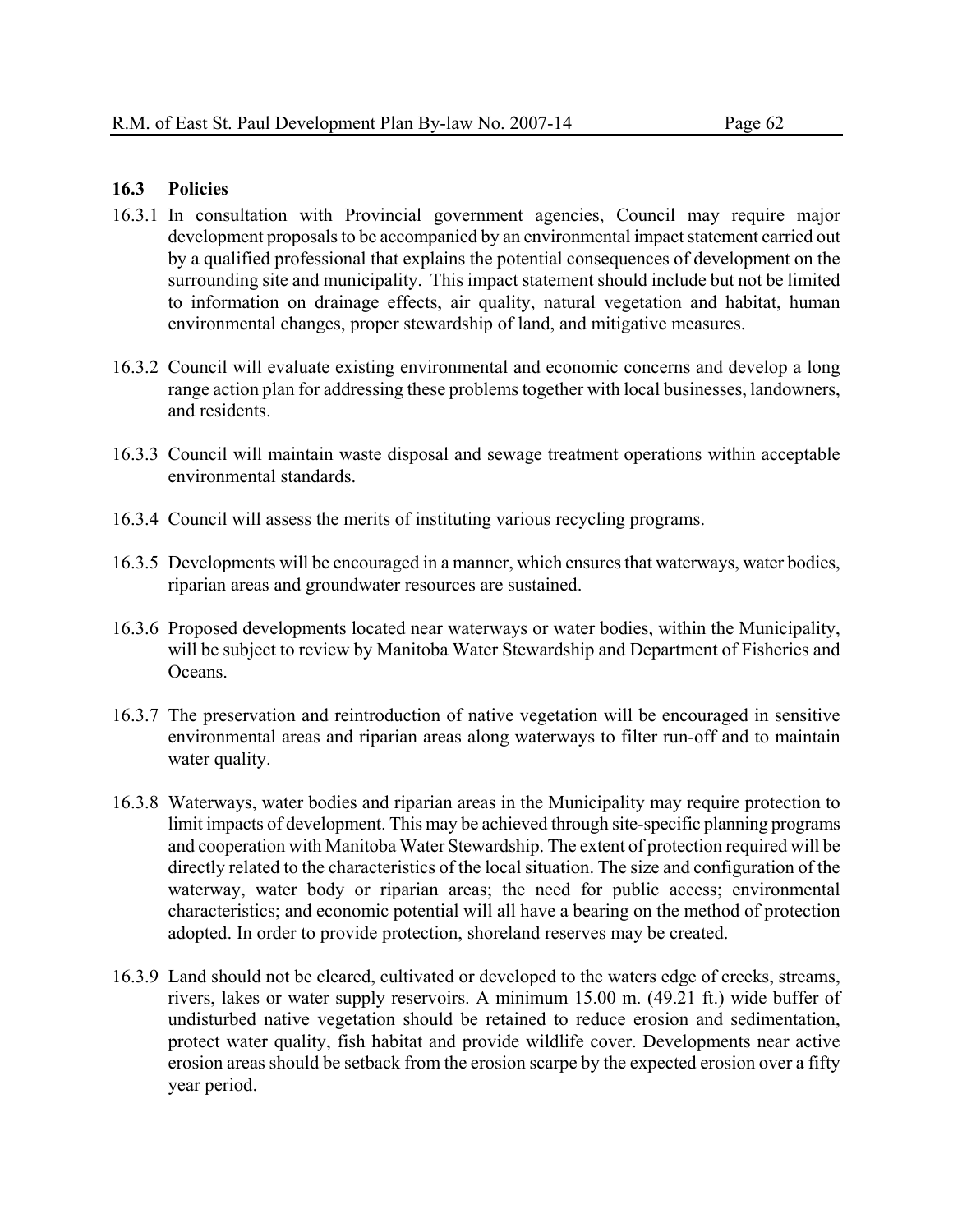### 16.3 Policies

16.3.1 In consultation with Provincial government agencies, Council may require major development proposals to be accompanied by an environmental impact statement carried out by a qualified professional that explains the potential consequences of development on the surrounding site and municipality. This impact statement should include but not be limited to information on drainage effects, air quality, natural vegetation and habitat, human environmental changes, proper stewardship of land, and mitigative measures.

16.3.2 Council will evaluate existing environmental and economic concerns and develop a long range action plan for addressing these problems together with local businesses, landowners, and residents.

16.3.3 Council will maintain waste disposal and sewage treatment operations within acceptable environmental standards.

16.3.4 Council will assess the merits of instituting various recycling programs.

16.3.5 Developments will be encouraged in a manner, which ensures that waterways, water bodies, riparian areas and groundwater resources are sustained.

16.3.6 Proposed developments located near waterways or water bodies, within the Municipality, will be subject to review by Manitoba Water Stewardship and Department of Fisheries and Oceans.

16.3.7 The preservation and reintroduction of native vegetation will be encouraged in sensitive environmental areas and riparian areas along waterways to filter run-off and to maintain water quality.

16.3.8 Waterways, water bodies and riparian areas in the Municipality may require protection to limit impacts of development. This may be achieved through site-specific planning programs and cooperation with Manitoba Water Stewardship. The extent of protection required will be directly related to the characteristics of the local situation. The size and configuration of the waterway, water body or riparian areas; the need for public access; environmental characteristics; and economic potential will all have a bearing on the method of protection adopted. In order to provide protection, shoreland reserves may be created.

16.3.9 Land should not be cleared, cultivated or developed to the waters edge of creeks, streams, rivers, lakes or water supply reservoirs. A minimum 15.00 m. (49.21 ft.) wide buffer of undisturbed native vegetation should be retained to reduce erosion and sedimentation, protect water quality, fish habitat and provide wildlife cover. Developments near active erosion areas should be setback from the erosion scarpe by the expected erosion over a fifty year period.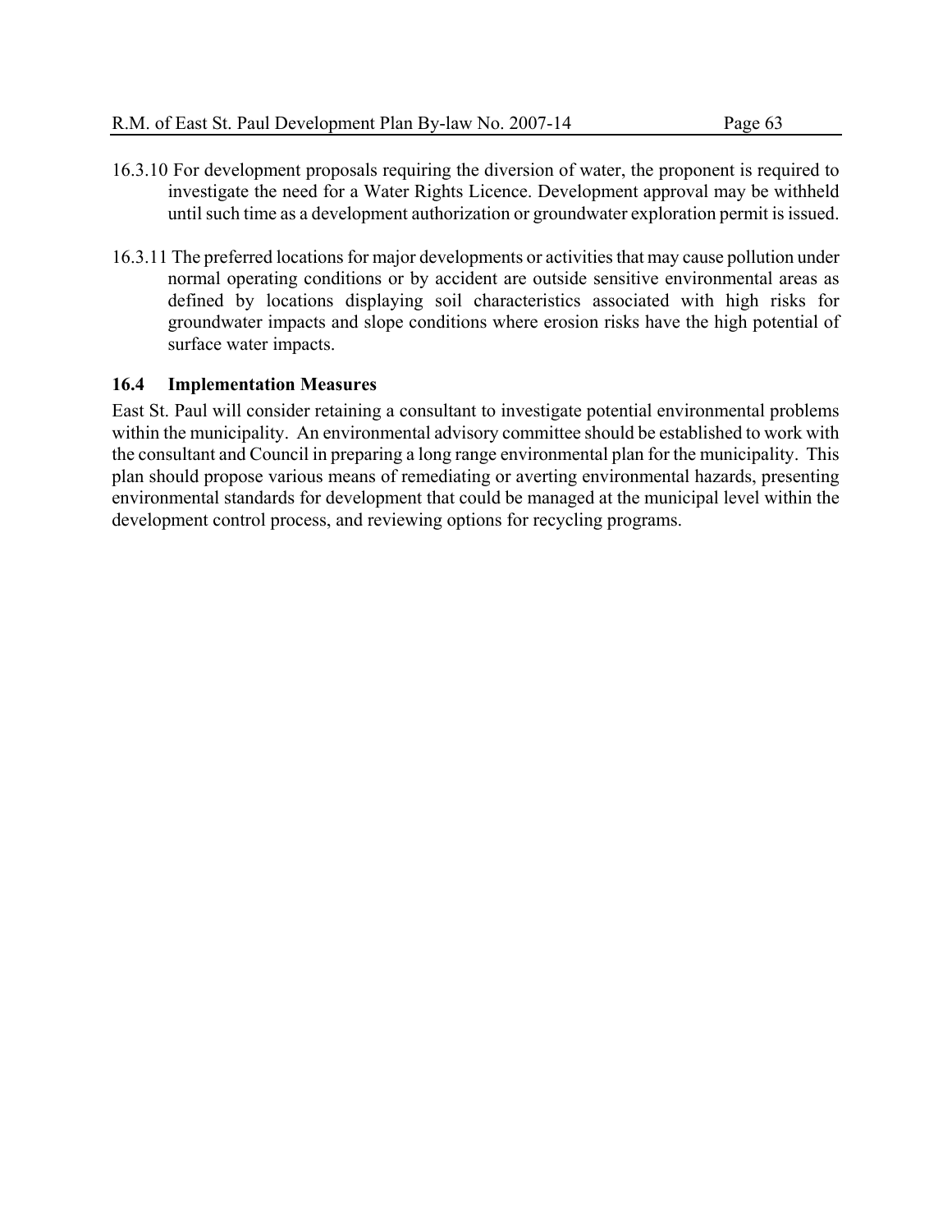16.3.10 For development proposals requiring the diversion of water, the proponent is required to investigate the need for a Water Rights Licence. Development approval may be withheld until such time as a development authorization or groundwater exploration permit is issued.

16.3.11 The preferred locations for major developments or activities that may cause pollution under normal operating conditions or by accident are outside sensitive environmental areas as defined by locations displaying soil characteristics associated with high risks for groundwater impacts and slope conditions where erosion risks have the high potential of surface water impacts.

### 16.4 Implementation Measures

East St. Paul will consider retaining a consultant to investigate potential environmental problems within the municipality. An environmental advisory committee should be established to work with the consultant and Council in preparing a long range environmental plan for the municipality. This plan should propose various means of remediating or averting environmental hazards, presenting environmental standards for development that could be managed at the municipal level within the development control process, and reviewing options for recycling programs.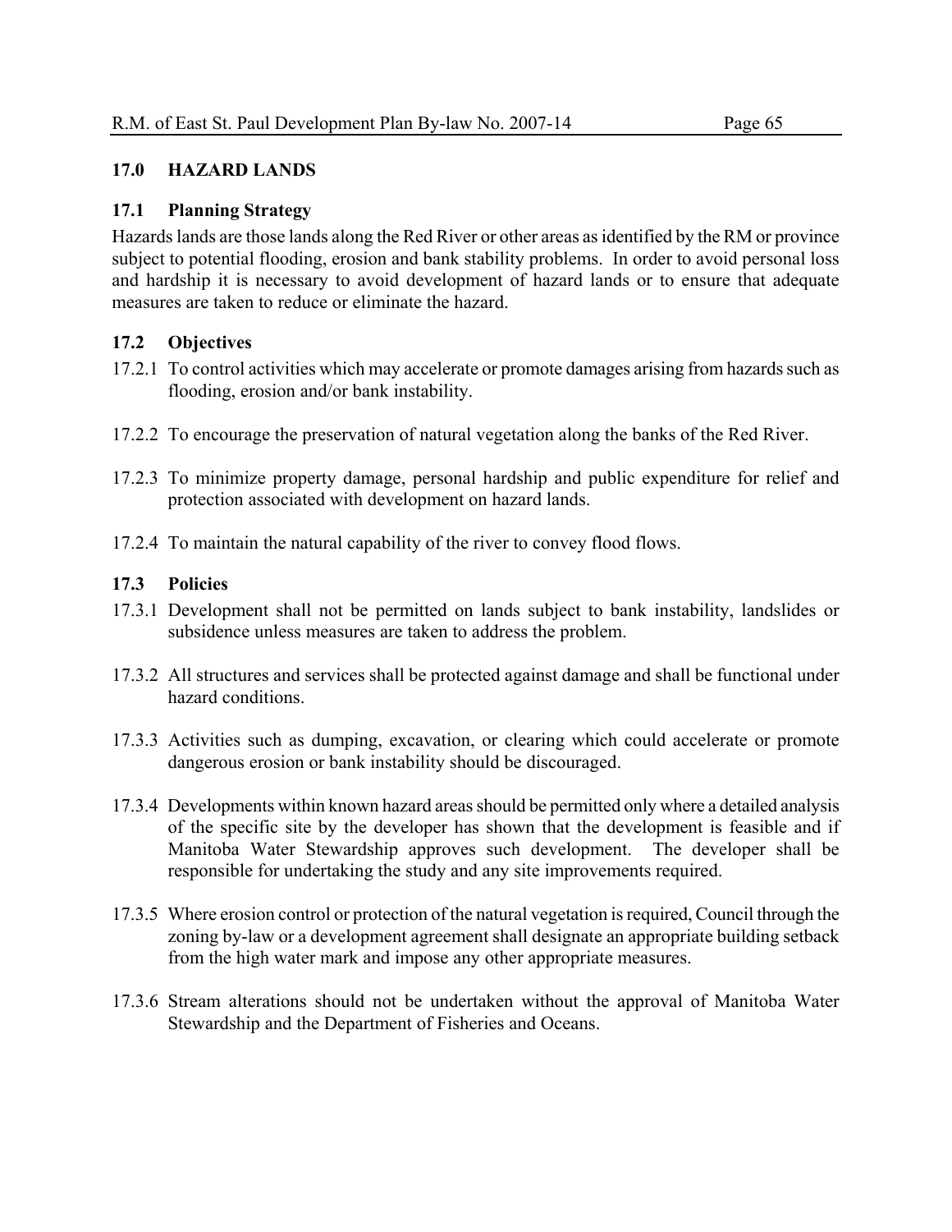## 17.0 HAZARD LANDS

### 17.1 Planning Strategy

Hazards lands are those lands along the Red River or other areas as identified by the RM or province subject to potential flooding, erosion and bank stability problems. In order to avoid personal loss and hardship it is necessary to avoid development of hazard lands or to ensure that adequate measures are taken to reduce or eliminate the hazard.

### 17.2 Objectives

17.2.1 To control activities which may accelerate or promote damages arising from hazards such as flooding, erosion and/or bank instability.

17.2.2 To encourage the preservation of natural vegetation along the banks of the Red River.

17.2.3 To minimize property damage, personal hardship and public expenditure for relief and protection associated with development on hazard lands.

17.2.4 To maintain the natural capability of the river to convey flood flows.

### 17.3 Policies

17.3.1 Development shall not be permitted on lands subject to bank instability, landslides or subsidence unless measures are taken to address the problem.

17.3.2 All structures and services shall be protected against damage and shall be functional under hazard conditions.

17.3.3 Activities such as dumping, excavation, or clearing which could accelerate or promote dangerous erosion or bank instability should be discouraged.

17.3.4 Developments within known hazard areas should be permitted only where a detailed analysis of the specific site by the developer has shown that the development is feasible and if Manitoba Water Stewardship approves such development. The developer shall be responsible for undertaking the study and any site improvements required.

17.3.5 Where erosion control or protection of the natural vegetation is required, Council through the zoning by-law or a development agreement shall designate an appropriate building setback from the high water mark and impose any other appropriate measures.

17.3.6 Stream alterations should not be undertaken without the approval of Manitoba Water Stewardship and the Department of Fisheries and Oceans.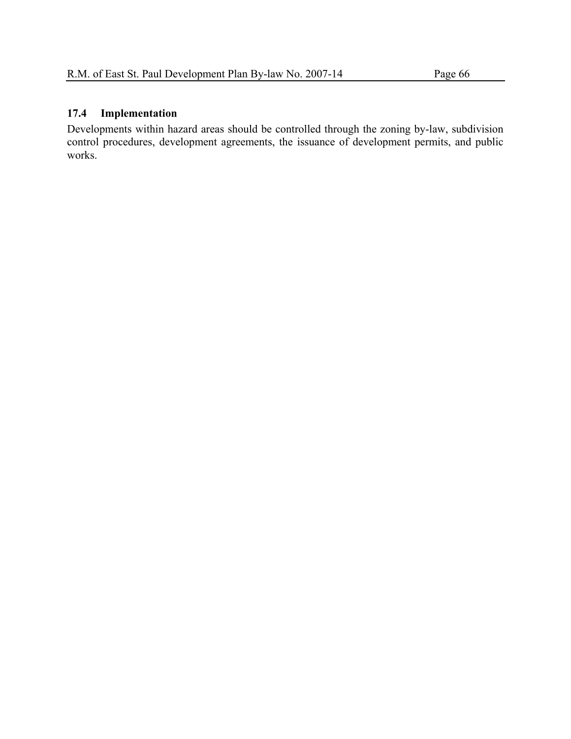## 17.4 Implementation

Developments within hazard areas should be controlled through the zoning by-law, subdivision control procedures, development agreements, the issuance of development permits, and public works.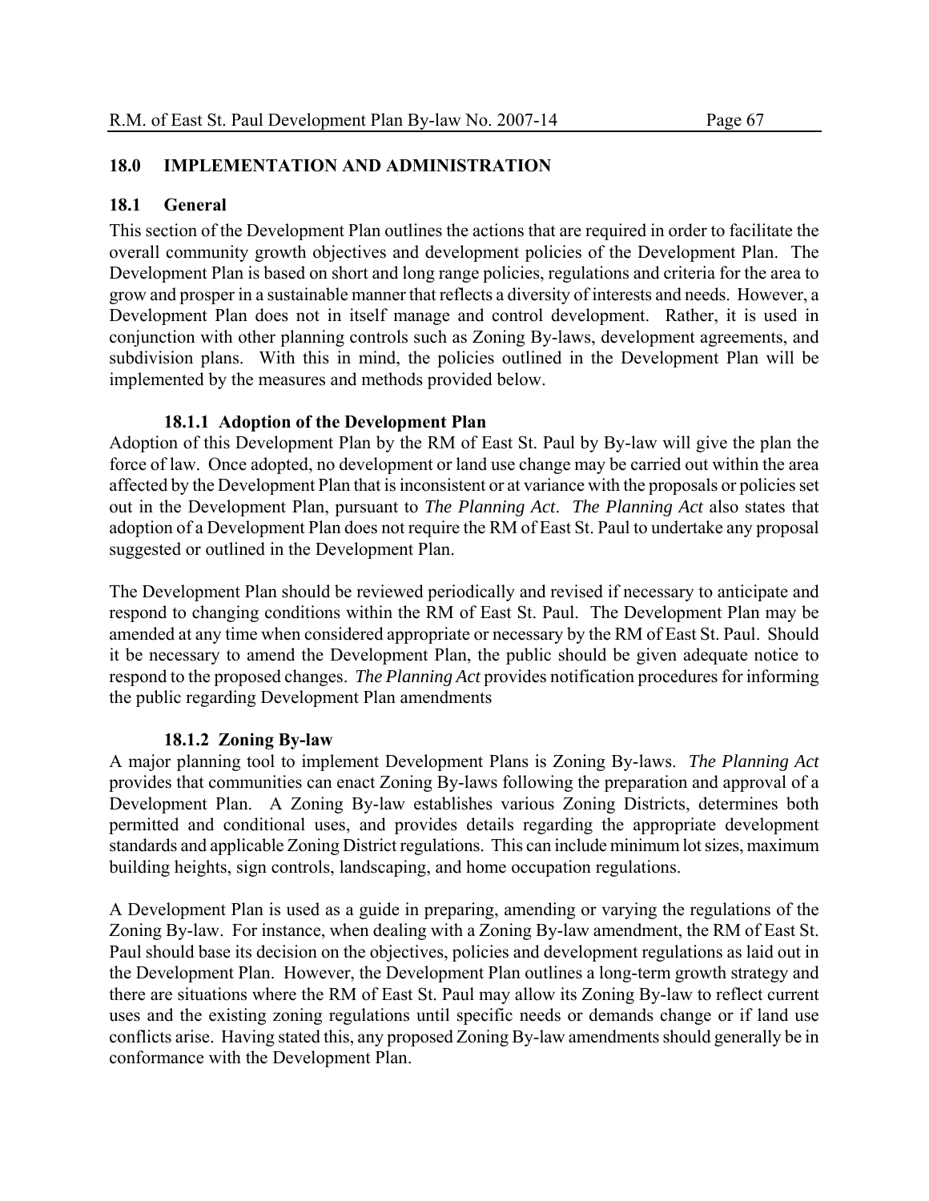## 18.0 IMPLEMENTATION AND ADMINISTRATION

### 18.1 General

This section of the Development Plan outlines the actions that are required in order to facilitate the overall community growth objectives and development policies of the Development Plan. The Development Plan is based on short and long range policies, regulations and criteria for the area to grow and prosper in a sustainable manner that reflects a diversity of interests and needs. However, a Development Plan does not in itself manage and control development. Rather, it is used in conjunction with other planning controls such as Zoning By-laws, development agreements, and subdivision plans. With this in mind, the policies outlined in the Development Plan will be implemented by the measures and methods provided below.

#### 18.1.1 Adoption of the Development Plan

Adoption of this Development Plan by the RM of East St. Paul by By-law will give the plan the force of law. Once adopted, no development or land use change may be carried out within the area affected by the Development Plan that is inconsistent or at variance with the proposals or policies set out in the Development Plan, pursuant to *The Planning Act*. *The Planning Act* also states that adoption of a Development Plan does not require the RM of East St. Paul to undertake any proposal suggested or outlined in the Development Plan.

The Development Plan should be reviewed periodically and revised if necessary to anticipate and respond to changing conditions within the RM of East St. Paul. The Development Plan may be amended at any time when considered appropriate or necessary by the RM of East St. Paul. Should it be necessary to amend the Development Plan, the public should be given adequate notice to respond to the proposed changes. *The Planning Act* provides notification procedures for informing the public regarding Development Plan amendments

#### 18.1.2 Zoning By-law

A major planning tool to implement Development Plans is Zoning By-laws. *The Planning Act* provides that communities can enact Zoning By-laws following the preparation and approval of a Development Plan. A Zoning By-law establishes various Zoning Districts, determines both permitted and conditional uses, and provides details regarding the appropriate development standards and applicable Zoning District regulations. This can include minimum lot sizes, maximum building heights, sign controls, landscaping, and home occupation regulations.

A Development Plan is used as a guide in preparing, amending or varying the regulations of the Zoning By-law. For instance, when dealing with a Zoning By-law amendment, the RM of East St. Paul should base its decision on the objectives, policies and development regulations as laid out in the Development Plan. However, the Development Plan outlines a long-term growth strategy and there are situations where the RM of East St. Paul may allow its Zoning By-law to reflect current uses and the existing zoning regulations until specific needs or demands change or if land use conflicts arise. Having stated this, any proposed Zoning By-law amendments should generally be in conformance with the Development Plan.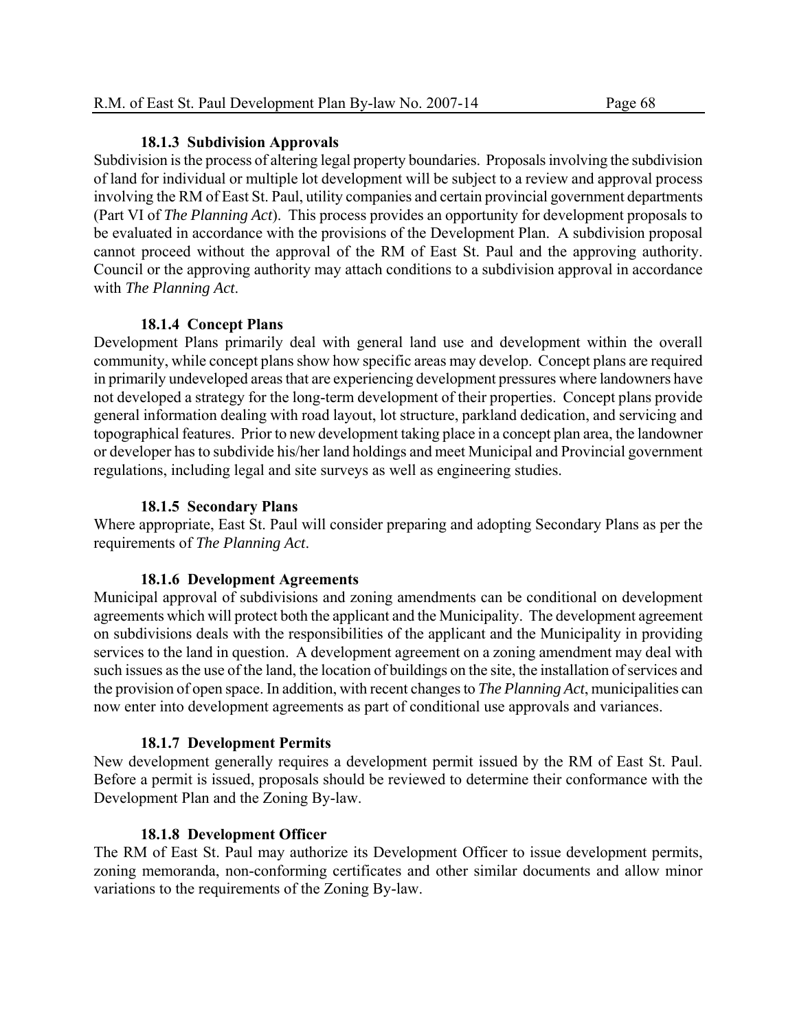#### 18.1.3 Subdivision Approvals

Subdivision is the process of altering legal property boundaries. Proposals involving the subdivision of land for individual or multiple lot development will be subject to a review and approval process involving the RM of East St. Paul, utility companies and certain provincial government departments (Part VI of *The Planning Act*). This process provides an opportunity for development proposals to be evaluated in accordance with the provisions of the Development Plan. A subdivision proposal cannot proceed without the approval of the RM of East St. Paul and the approving authority. Council or the approving authority may attach conditions to a subdivision approval in accordance with *The Planning Act*.

#### 18.1.4 Concept Plans

Development Plans primarily deal with general land use and development within the overall community, while concept plans show how specific areas may develop. Concept plans are required in primarily undeveloped areas that are experiencing development pressures where landowners have not developed a strategy for the long-term development of their properties. Concept plans provide general information dealing with road layout, lot structure, parkland dedication, and servicing and topographical features. Prior to new development taking place in a concept plan area, the landowner or developer has to subdivide his/her land holdings and meet Municipal and Provincial government regulations, including legal and site surveys as well as engineering studies.

#### 18.1.5 Secondary Plans

Where appropriate, East St. Paul will consider preparing and adopting Secondary Plans as per the requirements of *The Planning Act*.

#### 18.1.6 Development Agreements

Municipal approval of subdivisions and zoning amendments can be conditional on development agreements which will protect both the applicant and the Municipality. The development agreement on subdivisions deals with the responsibilities of the applicant and the Municipality in providing services to the land in question. A development agreement on a zoning amendment may deal with such issues as the use of the land, the location of buildings on the site, the installation of services and the provision of open space. In addition, with recent changes to *The Planning Act*, municipalities can now enter into development agreements as part of conditional use approvals and variances.

#### 18.1.7 Development Permits

New development generally requires a development permit issued by the RM of East St. Paul. Before a permit is issued, proposals should be reviewed to determine their conformance with the Development Plan and the Zoning By-law.

#### 18.1.8 Development Officer

The RM of East St. Paul may authorize its Development Officer to issue development permits, zoning memoranda, non-conforming certificates and other similar documents and allow minor variations to the requirements of the Zoning By-law.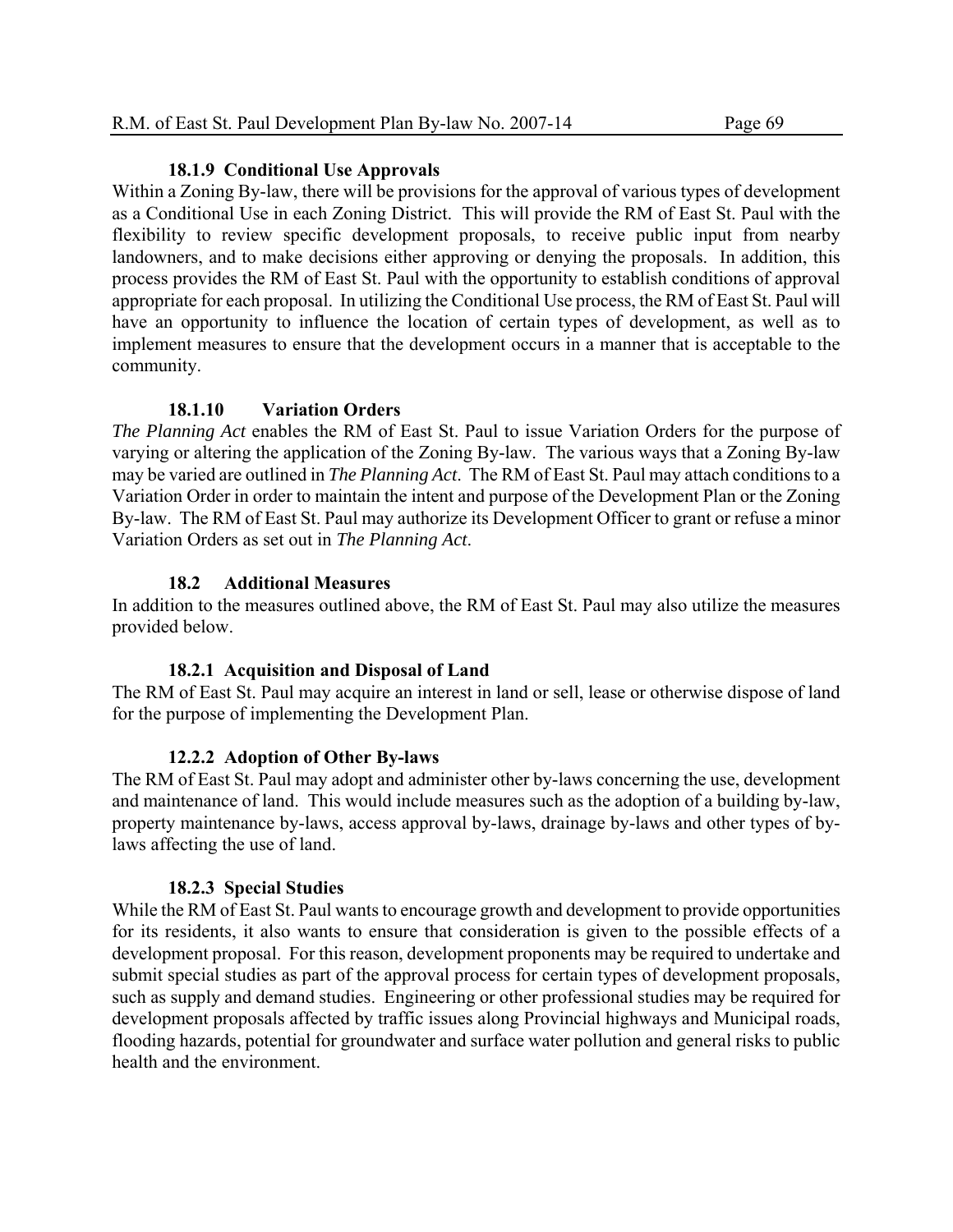#### 18.1.9 Conditional Use Approvals

Within a Zoning By-law, there will be provisions for the approval of various types of development as a Conditional Use in each Zoning District. This will provide the RM of East St. Paul with the flexibility to review specific development proposals, to receive public input from nearby landowners, and to make decisions either approving or denying the proposals. In addition, this process provides the RM of East St. Paul with the opportunity to establish conditions of approval appropriate for each proposal. In utilizing the Conditional Use process, the RM of East St. Paul will have an opportunity to influence the location of certain types of development, as well as to implement measures to ensure that the development occurs in a manner that is acceptable to the community.

#### 18.1.10 Variation Orders

*The Planning Act* enables the RM of East St. Paul to issue Variation Orders for the purpose of varying or altering the application of the Zoning By-law. The various ways that a Zoning By-law may be varied are outlined in *The Planning Act*. The RM of East St. Paul may attach conditions to a Variation Order in order to maintain the intent and purpose of the Development Plan or the Zoning By-law. The RM of East St. Paul may authorize its Development Officer to grant or refuse a minor Variation Orders as set out in *The Planning Act*.

### 18.2 Additional Measures

In addition to the measures outlined above, the RM of East St. Paul may also utilize the measures provided below.

#### 18.2.1 Acquisition and Disposal of Land

The RM of East St. Paul may acquire an interest in land or sell, lease or otherwise dispose of land for the purpose of implementing the Development Plan.

#### 12.2.2 Adoption of Other By-laws

The RM of East St. Paul may adopt and administer other by-laws concerning the use, development and maintenance of land. This would include measures such as the adoption of a building by-law, property maintenance by-laws, access approval by-laws, drainage by-laws and other types of by-laws affecting the use of land.

#### 18.2.3 Special Studies

While the RM of East St. Paul wants to encourage growth and development to provide opportunities for its residents, it also wants to ensure that consideration is given to the possible effects of a development proposal. For this reason, development proponents may be required to undertake and submit special studies as part of the approval process for certain types of development proposals, such as supply and demand studies. Engineering or other professional studies may be required for development proposals affected by traffic issues along Provincial highways and Municipal roads, flooding hazards, potential for groundwater and surface water pollution and general risks to public health and the environment.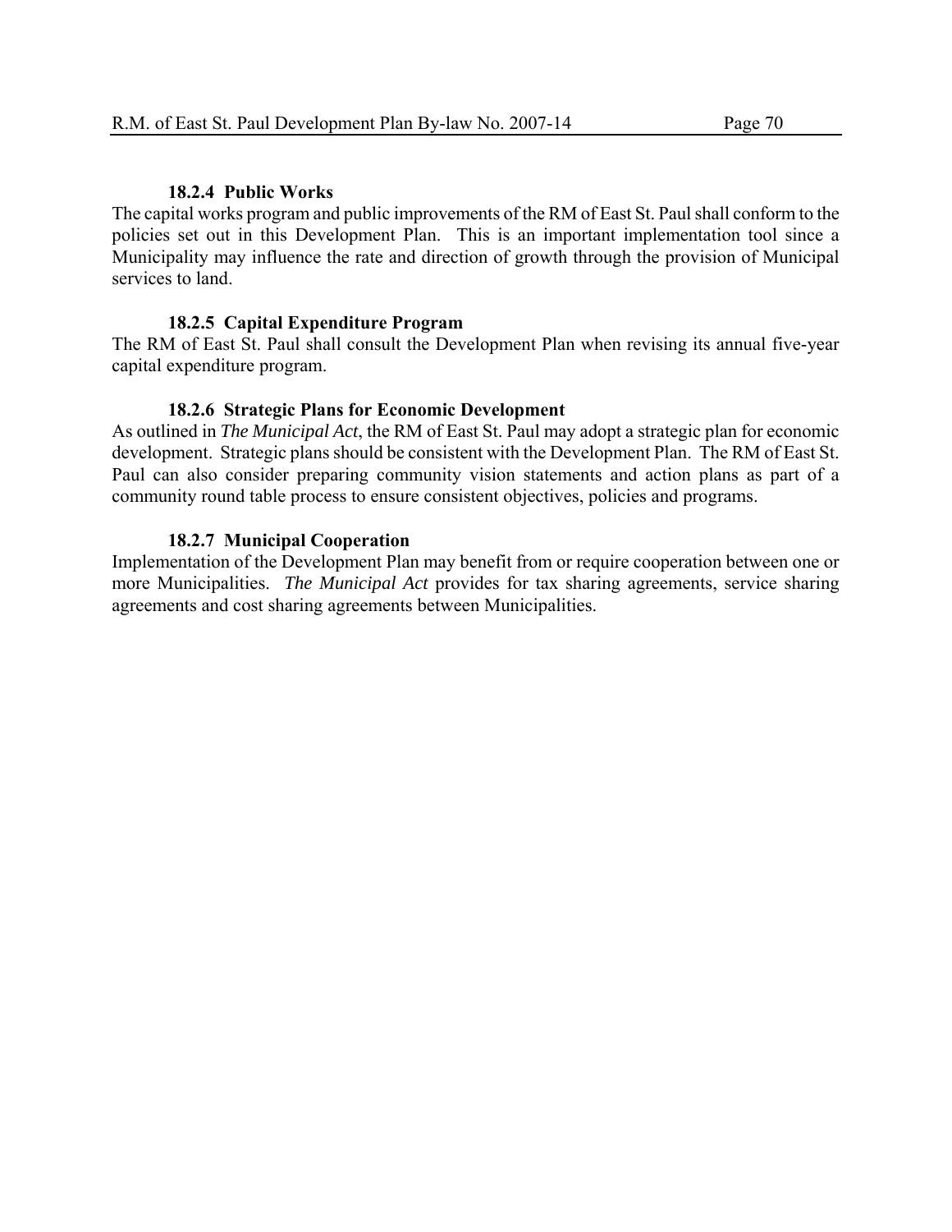### 18.2.4 Public Works

The capital works program and public improvements of the RM of East St. Paul shall conform to the policies set out in this Development Plan. This is an important implementation tool since a Municipality may influence the rate and direction of growth through the provision of Municipal services to land.

### 18.2.5 Capital Expenditure Program

The RM of East St. Paul shall consult the Development Plan when revising its annual five-year capital expenditure program.

### 18.2.6 Strategic Plans for Economic Development

As outlined in *The Municipal Act*, the RM of East St. Paul may adopt a strategic plan for economic development. Strategic plans should be consistent with the Development Plan. The RM of East St. Paul can also consider preparing community vision statements and action plans as part of a community round table process to ensure consistent objectives, policies and programs.

### 18.2.7 Municipal Cooperation

Implementation of the Development Plan may benefit from or require cooperation between one or more Municipalities. *The Municipal Act* provides for tax sharing agreements, service sharing agreements and cost sharing agreements between Municipalities.